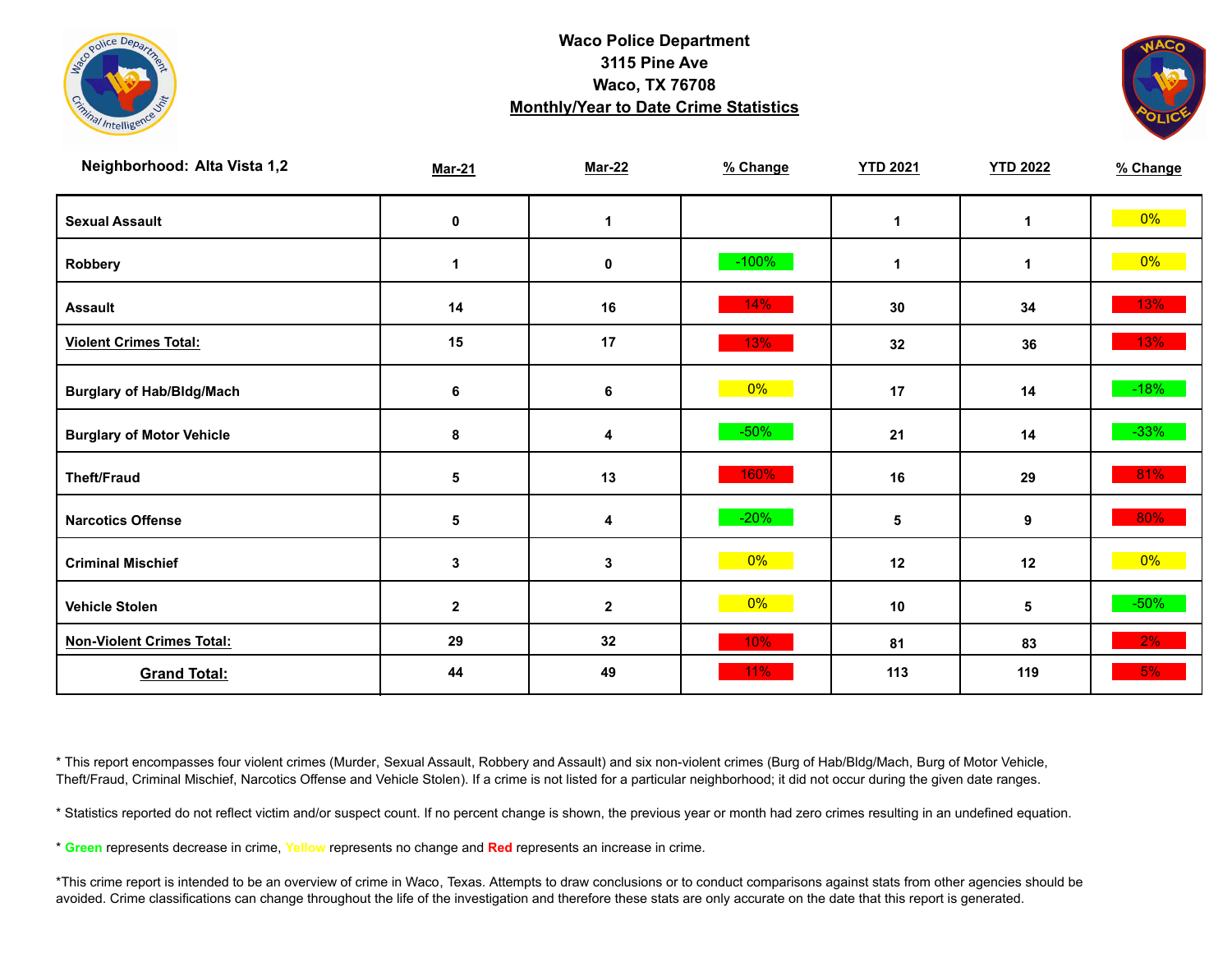**Waco Police Department**
**3115 Pine Ave**
**Waco, TX 76708**
**Monthly/Year to Date Crime Statistics**

**Neighborhood: Alta Vista 1,2**

| | Mar-21 | Mar-22 | % Change | YTD 2021 | YTD 2022 | % Change |
|---|---|---|---|---|---|---|
| **Sexual Assault** | 0 | 1 | | 1 | 1 | 0% |
| **Robbery** | 1 | 0 | -100% | 1 | 1 | 0% |
| **Assault** | 14 | 16 | 14% | 30 | 34 | 13% |
| **Violent Crimes Total:** | 15 | 17 | 13% | 32 | 36 | 13% |
| **Burglary of Hab/Bldg/Mach** | 6 | 6 | 0% | 17 | 14 | -18% |
| **Burglary of Motor Vehicle** | 8 | 4 | -50% | 21 | 14 | -33% |
| **Theft/Fraud** | 5 | 13 | 160% | 16 | 29 | 81% |
| **Narcotics Offense** | 5 | 4 | -20% | 5 | 9 | 80% |
| **Criminal Mischief** | 3 | 3 | 0% | 12 | 12 | 0% |
| **Vehicle Stolen** | 2 | 2 | 0% | 10 | 5 | -50% |
| **Non-Violent Crimes Total:** | 29 | 32 | 10% | 81 | 83 | 2% |
| **Grand Total:** | 44 | 49 | 11% | 113 | 119 | 5% |

* This report encompasses four violent crimes (Murder, Sexual Assault, Robbery and Assault) and six non-violent crimes (Burg of Hab/Bldg/Mach, Burg of Motor Vehicle, Theft/Fraud, Criminal Mischief, Narcotics Offense and Vehicle Stolen). If a crime is not listed for a particular neighborhood; it did not occur during the given date ranges.

* Statistics reported do not reflect victim and/or suspect count. If no percent change is shown, the previous year or month had zero crimes resulting in an undefined equation.

* **Green** represents decrease in crime, **Yellow** represents no change and **Red** represents an increase in crime.

*This crime report is intended to be an overview of crime in Waco, Texas. Attempts to draw conclusions or to conduct comparisons against stats from other agencies should be avoided. Crime classifications can change throughout the life of the investigation and therefore these stats are only accurate on the date that this report is generated.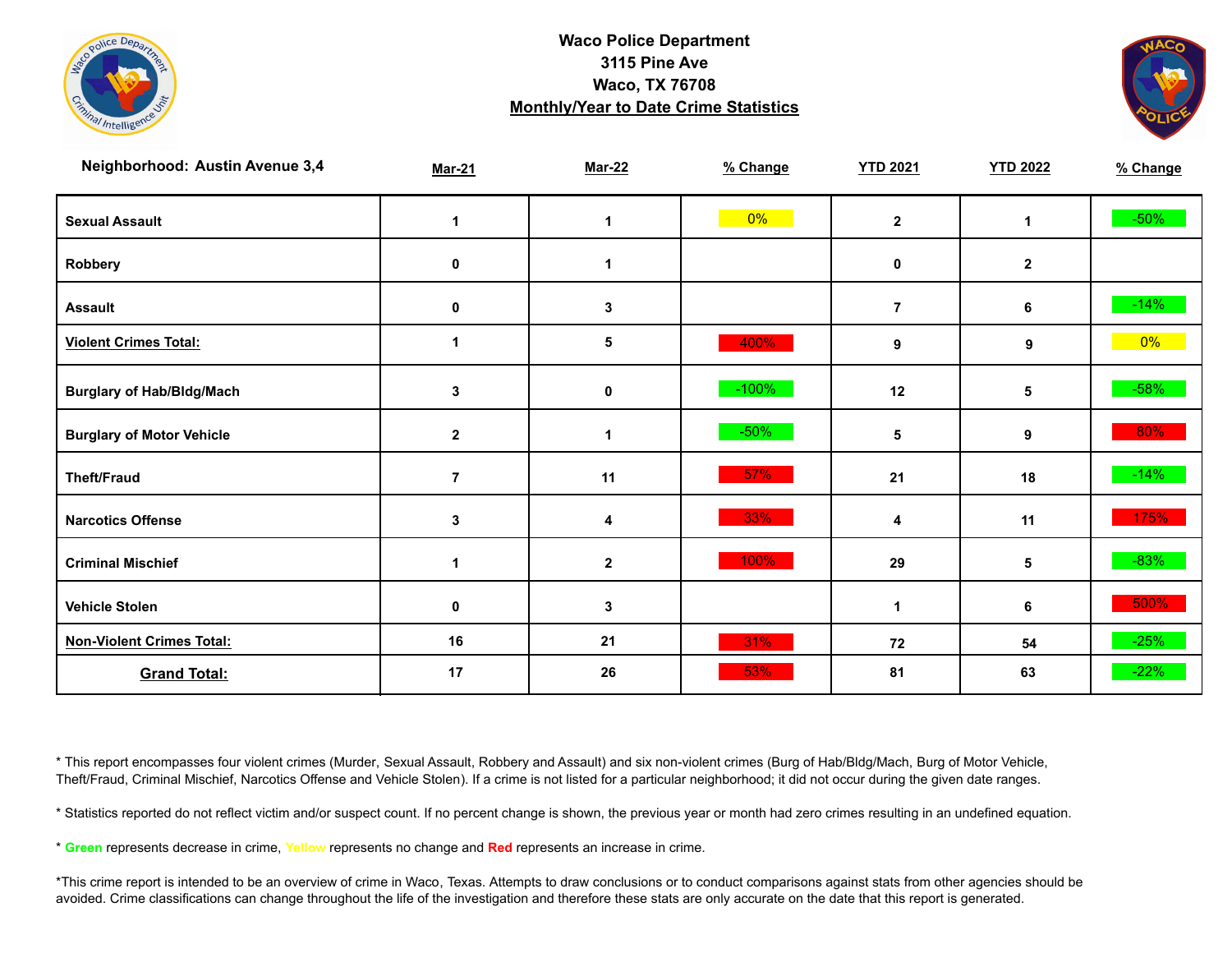**Waco Police Department**
**3115 Pine Ave**
**Waco, TX 76708**
**Monthly/Year to Date Crime Statistics**

| Neighborhood: Austin Avenue 3,4 | Mar-21 | Mar-22 | % Change | YTD 2021 | YTD 2022 | % Change |
|---|---|---|---|---|---|---|
| Sexual Assault | 1 | 1 | 0% | 2 | 1 | -50% |
| Robbery | 0 | 1 | | 0 | 2 | |
| Assault | 0 | 3 | | 7 | 6 | -14% |
| **Violent Crimes Total:** | 1 | 5 | 400% | 9 | 9 | 0% |
| Burglary of Hab/Bldg/Mach | 3 | 0 | -100% | 12 | 5 | -58% |
| Burglary of Motor Vehicle | 2 | 1 | -50% | 5 | 9 | 80% |
| Theft/Fraud | 7 | 11 | 57% | 21 | 18 | -14% |
| Narcotics Offense | 3 | 4 | 33% | 4 | 11 | 175% |
| Criminal Mischief | 1 | 2 | 100% | 29 | 5 | -83% |
| Vehicle Stolen | 0 | 3 | | 1 | 6 | 500% |
| **Non-Violent Crimes Total:** | 16 | 21 | 31% | 72 | 54 | -25% |
| **Grand Total:** | 17 | 26 | 53% | 81 | 63 | -22% |

* This report encompasses four violent crimes (Murder, Sexual Assault, Robbery and Assault) and six non-violent crimes (Burg of Hab/Bldg/Mach, Burg of Motor Vehicle, Theft/Fraud, Criminal Mischief, Narcotics Offense and Vehicle Stolen). If a crime is not listed for a particular neighborhood; it did not occur during the given date ranges.

* Statistics reported do not reflect victim and/or suspect count. If no percent change is shown, the previous year or month had zero crimes resulting in an undefined equation.

* **Green** represents decrease in crime, Yellow represents no change and **Red** represents an increase in crime.

*This crime report is intended to be an overview of crime in Waco, Texas. Attempts to draw conclusions or to conduct comparisons against stats from other agencies should be avoided. Crime classifications can change throughout the life of the investigation and therefore these stats are only accurate on the date that this report is generated.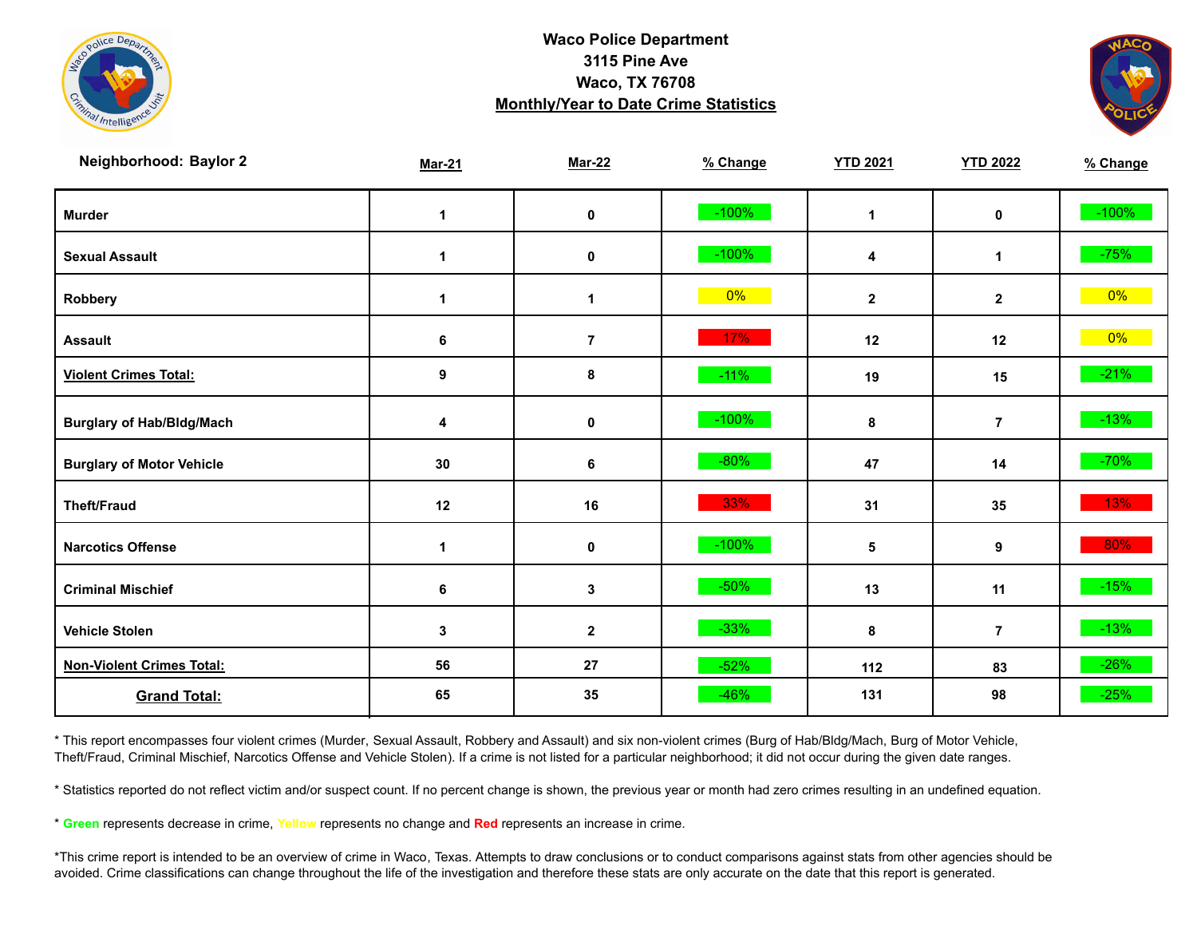# Waco Police Department
## 3115 Pine Ave
## Waco, TX 76708
## Monthly/Year to Date Crime Statistics

**Neighborhood: Baylor 2**

| | Mar-21 | Mar-22 | % Change | YTD 2021 | YTD 2022 | % Change |
|---|---|---|---|---|---|---|
| Murder | 1 | 0 | -100% | 1 | 0 | -100% |
| Sexual Assault | 1 | 0 | -100% | 4 | 1 | -75% |
| Robbery | 1 | 1 | 0% | 2 | 2 | 0% |
| Assault | 6 | 7 | 17% | 12 | 12 | 0% |
| **Violent Crimes Total:** | 9 | 8 | -11% | 19 | 15 | -21% |
| Burglary of Hab/Bldg/Mach | 4 | 0 | -100% | 8 | 7 | -13% |
| Burglary of Motor Vehicle | 30 | 6 | -80% | 47 | 14 | -70% |
| Theft/Fraud | 12 | 16 | 33% | 31 | 35 | 13% |
| Narcotics Offense | 1 | 0 | -100% | 5 | 9 | 80% |
| Criminal Mischief | 6 | 3 | -50% | 13 | 11 | -15% |
| Vehicle Stolen | 3 | 2 | -33% | 8 | 7 | -13% |
| **Non-Violent Crimes Total:** | 56 | 27 | -52% | 112 | 83 | -26% |
| **Grand Total:** | 65 | 35 | -46% | 131 | 98 | -25% |

* This report encompasses four violent crimes (Murder, Sexual Assault, Robbery and Assault) and six non-violent crimes (Burg of Hab/Bldg/Mach, Burg of Motor Vehicle, Theft/Fraud, Criminal Mischief, Narcotics Offense and Vehicle Stolen). If a crime is not listed for a particular neighborhood; it did not occur during the given date ranges.

* Statistics reported do not reflect victim and/or suspect count. If no percent change is shown, the previous year or month had zero crimes resulting in an undefined equation.

* **Green** represents decrease in crime, Yellow represents no change and **Red** represents an increase in crime.

*This crime report is intended to be an overview of crime in Waco, Texas. Attempts to draw conclusions or to conduct comparisons against stats from other agencies should be avoided. Crime classifications can change throughout the life of the investigation and therefore these stats are only accurate on the date that this report is generated.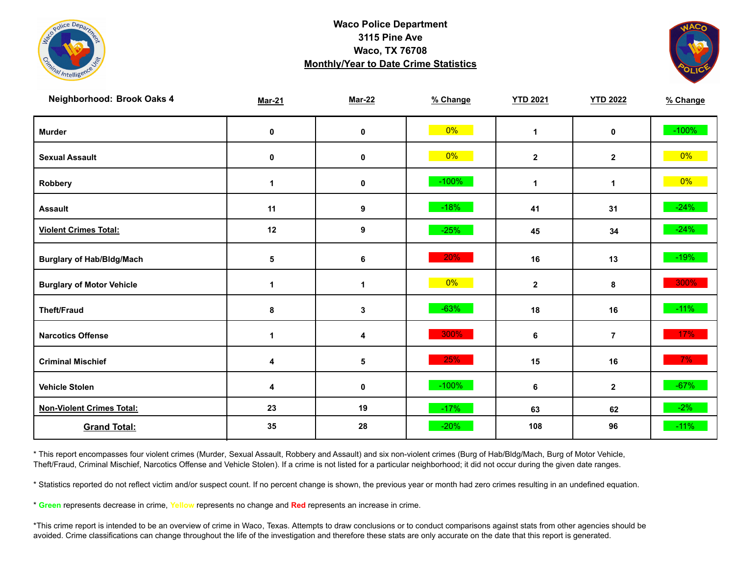**Waco Police Department**
**3115 Pine Ave**
**Waco, TX 76708**
**Monthly/Year to Date Crime Statistics**

| Neighborhood: Brook Oaks 4 | Mar-21 | Mar-22 | % Change | YTD 2021 | YTD 2022 | % Change |
|---|---|---|---|---|---|---|
| Murder | 0 | 0 | 0% | 1 | 0 | -100% |
| Sexual Assault | 0 | 0 | 0% | 2 | 2 | 0% |
| Robbery | 1 | 0 | -100% | 1 | 1 | 0% |
| Assault | 11 | 9 | -18% | 41 | 31 | -24% |
| **Violent Crimes Total:** | 12 | 9 | -25% | 45 | 34 | -24% |
| Burglary of Hab/Bldg/Mach | 5 | 6 | 20% | 16 | 13 | -19% |
| Burglary of Motor Vehicle | 1 | 1 | 0% | 2 | 8 | 300% |
| Theft/Fraud | 8 | 3 | -63% | 18 | 16 | -11% |
| Narcotics Offense | 1 | 4 | 300% | 6 | 7 | 17% |
| Criminal Mischief | 4 | 5 | 25% | 15 | 16 | 7% |
| Vehicle Stolen | 4 | 0 | -100% | 6 | 2 | -67% |
| **Non-Violent Crimes Total:** | 23 | 19 | -17% | 63 | 62 | -2% |
| **Grand Total:** | 35 | 28 | -20% | 108 | 96 | -11% |

* This report encompasses four violent crimes (Murder, Sexual Assault, Robbery and Assault) and six non-violent crimes (Burg of Hab/Bldg/Mach, Burg of Motor Vehicle, Theft/Fraud, Criminal Mischief, Narcotics Offense and Vehicle Stolen). If a crime is not listed for a particular neighborhood; it did not occur during the given date ranges.

* Statistics reported do not reflect victim and/or suspect count. If no percent change is shown, the previous year or month had zero crimes resulting in an undefined equation.

* **Green** represents decrease in crime, **Yellow** represents no change and **Red** represents an increase in crime.

*This crime report is intended to be an overview of crime in Waco, Texas. Attempts to draw conclusions or to conduct comparisons against stats from other agencies should be avoided. Crime classifications can change throughout the life of the investigation and therefore these stats are only accurate on the date that this report is generated.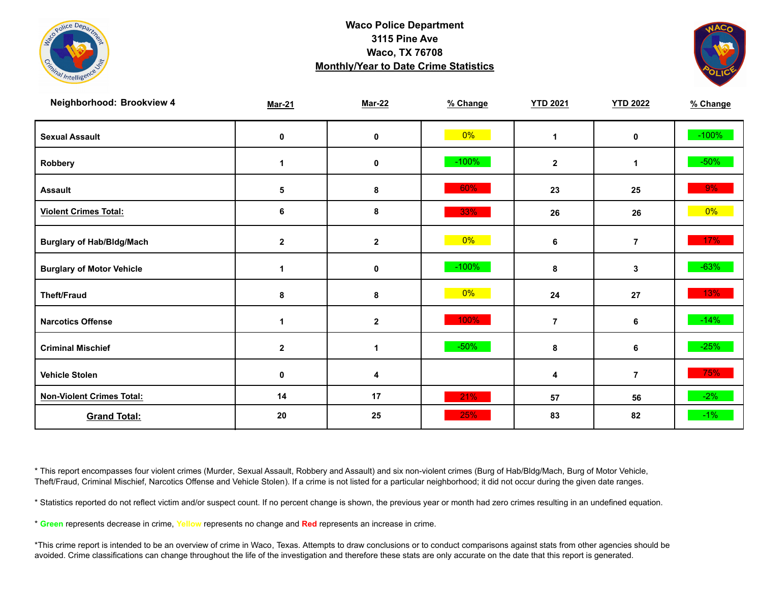# Waco Police Department

3115 Pine Ave

Waco, TX 76708

**Monthly/Year to Date Crime Statistics**

**Neighborhood: Brookview 4**

| | Mar-21 | Mar-22 | % Change | YTD 2021 | YTD 2022 | % Change |
|---|---|---|---|---|---|---|
| Sexual Assault | 0 | 0 | 0% | 1 | 0 | -100% |
| Robbery | 1 | 0 | -100% | 2 | 1 | -50% |
| Assault | 5 | 8 | 60% | 23 | 25 | 9% |
| **Violent Crimes Total:** | 6 | 8 | 33% | 26 | 26 | 0% |
| Burglary of Hab/Bldg/Mach | 2 | 2 | 0% | 6 | 7 | 17% |
| Burglary of Motor Vehicle | 1 | 0 | -100% | 8 | 3 | -63% |
| Theft/Fraud | 8 | 8 | 0% | 24 | 27 | 13% |
| Narcotics Offense | 1 | 2 | 100% | 7 | 6 | -14% |
| Criminal Mischief | 2 | 1 | -50% | 8 | 6 | -25% |
| Vehicle Stolen | 0 | 4 | | 4 | 7 | 75% |
| **Non-Violent Crimes Total:** | 14 | 17 | 21% | 57 | 56 | -2% |
| **Grand Total:** | 20 | 25 | 25% | 83 | 82 | -1% |

* This report encompasses four violent crimes (Murder, Sexual Assault, Robbery and Assault) and six non-violent crimes (Burg of Hab/Bldg/Mach, Burg of Motor Vehicle, Theft/Fraud, Criminal Mischief, Narcotics Offense and Vehicle Stolen). If a crime is not listed for a particular neighborhood; it did not occur during the given date ranges.

* Statistics reported do not reflect victim and/or suspect count. If no percent change is shown, the previous year or month had zero crimes resulting in an undefined equation.

* **Green** represents decrease in crime, **Yellow** represents no change and **Red** represents an increase in crime.

*This crime report is intended to be an overview of crime in Waco, Texas. Attempts to draw conclusions or to conduct comparisons against stats from other agencies should be avoided. Crime classifications can change throughout the life of the investigation and therefore these stats are only accurate on the date that this report is generated.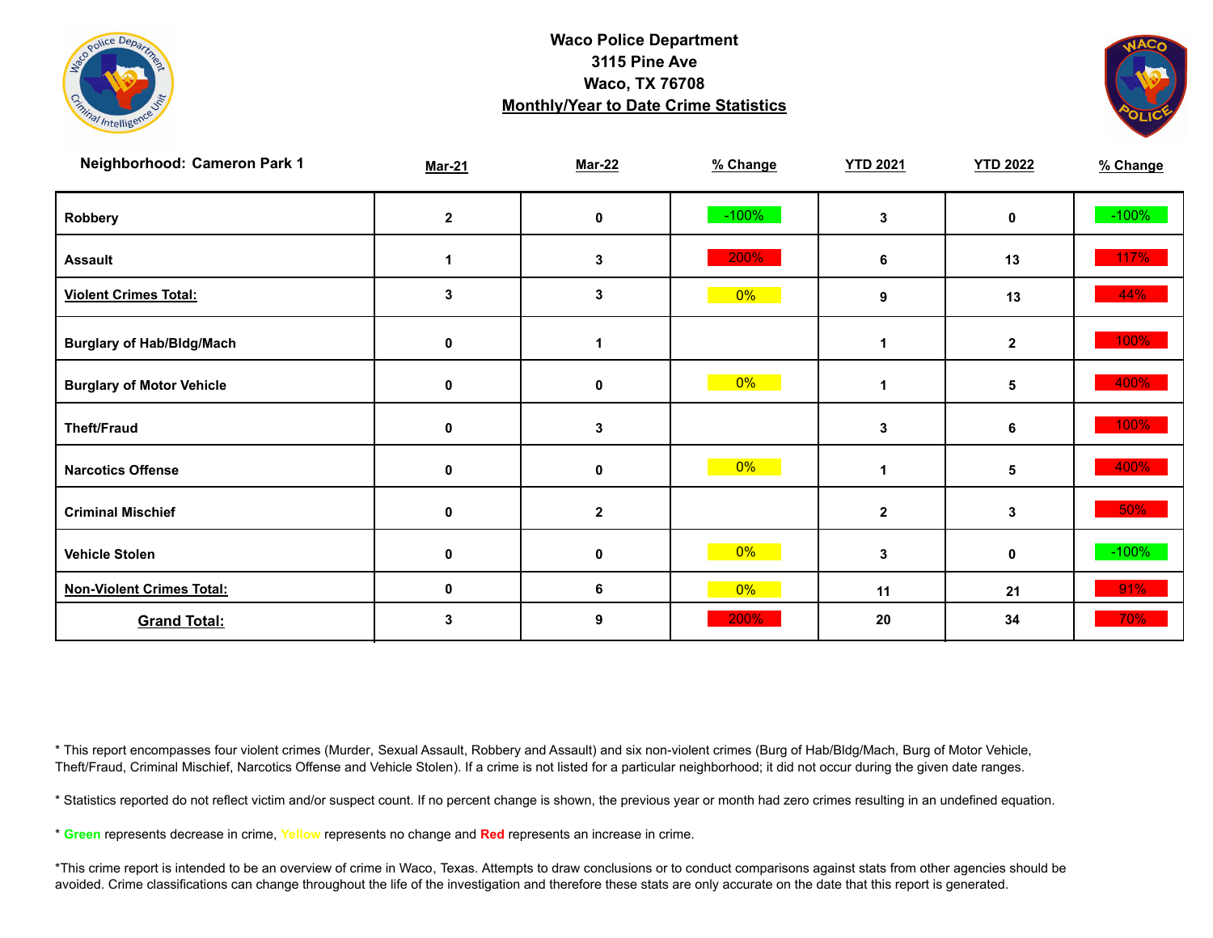**Waco Police Department**
**3115 Pine Ave**
**Waco, TX 76708**
**Monthly/Year to Date Crime Statistics**

| Neighborhood: Cameron Park 1 | Mar-21 | Mar-22 | % Change | YTD 2021 | YTD 2022 | % Change |
|---|---|---|---|---|---|---|
| Robbery | 2 | 0 | -100% | 3 | 0 | -100% |
| Assault | 1 | 3 | 200% | 6 | 13 | 117% |
| Violent Crimes Total: | 3 | 3 | 0% | 9 | 13 | 44% |
| Burglary of Hab/Bldg/Mach | 0 | 1 | | 1 | 2 | 100% |
| Burglary of Motor Vehicle | 0 | 0 | 0% | 1 | 5 | 400% |
| Theft/Fraud | 0 | 3 | | 3 | 6 | 100% |
| Narcotics Offense | 0 | 0 | 0% | 1 | 5 | 400% |
| Criminal Mischief | 0 | 2 | | 2 | 3 | 50% |
| Vehicle Stolen | 0 | 0 | 0% | 3 | 0 | -100% |
| Non-Violent Crimes Total: | 0 | 6 | 0% | 11 | 21 | 91% |
| Grand Total: | 3 | 9 | 200% | 20 | 34 | 70% |

* This report encompasses four violent crimes (Murder, Sexual Assault, Robbery and Assault) and six non-violent crimes (Burg of Hab/Bldg/Mach, Burg of Motor Vehicle, Theft/Fraud, Criminal Mischief, Narcotics Offense and Vehicle Stolen). If a crime is not listed for a particular neighborhood; it did not occur during the given date ranges.

* Statistics reported do not reflect victim and/or suspect count. If no percent change is shown, the previous year or month had zero crimes resulting in an undefined equation.

* **Green** represents decrease in crime, **Yellow** represents no change and **Red** represents an increase in crime.

*This crime report is intended to be an overview of crime in Waco, Texas. Attempts to draw conclusions or to conduct comparisons against stats from other agencies should be avoided. Crime classifications can change throughout the life of the investigation and therefore these stats are only accurate on the date that this report is generated.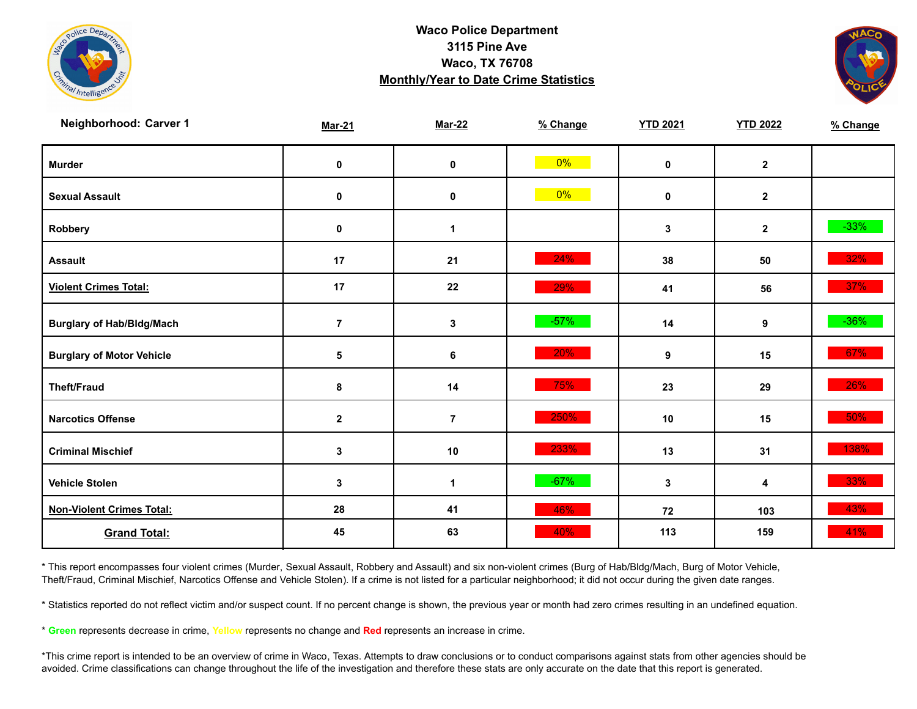**Waco Police Department**
**3115 Pine Ave**
**Waco, TX 76708**
**Monthly/Year to Date Crime Statistics**

**Neighborhood: Carver 1**

| | Mar-21 | Mar-22 | % Change | YTD 2021 | YTD 2022 | % Change |
|---|---|---|---|---|---|---|
| **Murder** | 0 | 0 | 0% | 0 | 2 | |
| **Sexual Assault** | 0 | 0 | 0% | 0 | 2 | |
| **Robbery** | 0 | 1 | | 3 | 2 | -33% |
| **Assault** | 17 | 21 | 24% | 38 | 50 | 32% |
| **Violent Crimes Total:** | 17 | 22 | 29% | 41 | 56 | 37% |
| **Burglary of Hab/Bldg/Mach** | 7 | 3 | -57% | 14 | 9 | -36% |
| **Burglary of Motor Vehicle** | 5 | 6 | 20% | 9 | 15 | 67% |
| **Theft/Fraud** | 8 | 14 | 75% | 23 | 29 | 26% |
| **Narcotics Offense** | 2 | 7 | 250% | 10 | 15 | 50% |
| **Criminal Mischief** | 3 | 10 | 233% | 13 | 31 | 138% |
| **Vehicle Stolen** | 3 | 1 | -67% | 3 | 4 | 33% |
| **Non-Violent Crimes Total:** | 28 | 41 | 46% | 72 | 103 | 43% |
| **Grand Total:** | 45 | 63 | 40% | 113 | 159 | 41% |

* This report encompasses four violent crimes (Murder, Sexual Assault, Robbery and Assault) and six non-violent crimes (Burg of Hab/Bldg/Mach, Burg of Motor Vehicle, Theft/Fraud, Criminal Mischief, Narcotics Offense and Vehicle Stolen). If a crime is not listed for a particular neighborhood; it did not occur during the given date ranges.

* Statistics reported do not reflect victim and/or suspect count. If no percent change is shown, the previous year or month had zero crimes resulting in an undefined equation.

* **Green** represents decrease in crime, **Yellow** represents no change and **Red** represents an increase in crime.

*This crime report is intended to be an overview of crime in Waco, Texas. Attempts to draw conclusions or to conduct comparisons against stats from other agencies should be avoided. Crime classifications can change throughout the life of the investigation and therefore these stats are only accurate on the date that this report is generated.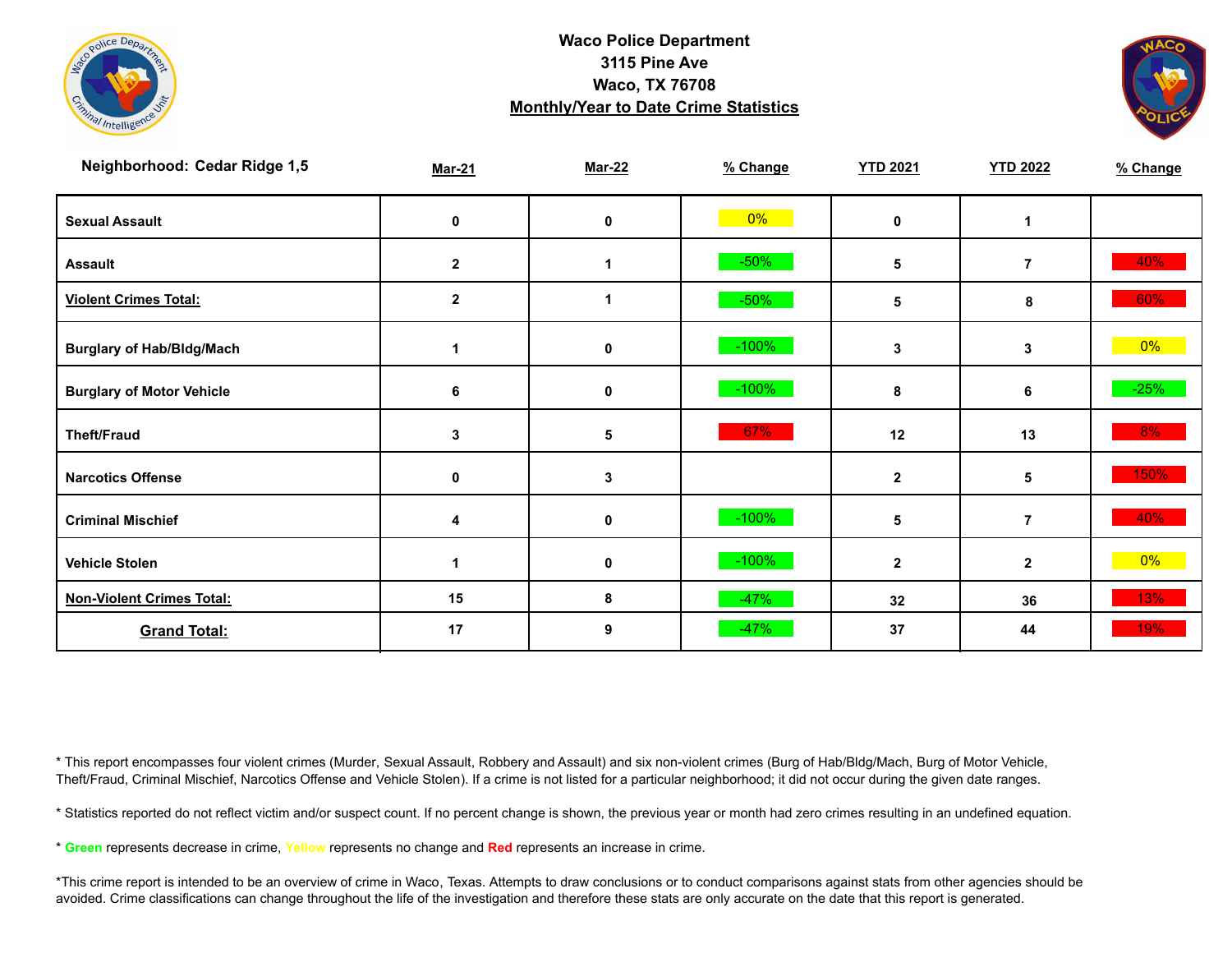**Waco Police Department**
**3115 Pine Ave**
**Waco, TX 76708**
**Monthly/Year to Date Crime Statistics**

| Neighborhood: Cedar Ridge 1,5 | Mar-21 | Mar-22 | % Change | YTD 2021 | YTD 2022 | % Change |
|---|---|---|---|---|---|---|
| Sexual Assault | 0 | 0 | 0% | 0 | 1 | |
| Assault | 2 | 1 | -50% | 5 | 7 | 40% |
| Violent Crimes Total: | 2 | 1 | -50% | 5 | 8 | 60% |
| Burglary of Hab/Bldg/Mach | 1 | 0 | -100% | 3 | 3 | 0% |
| Burglary of Motor Vehicle | 6 | 0 | -100% | 8 | 6 | -25% |
| Theft/Fraud | 3 | 5 | 67% | 12 | 13 | 8% |
| Narcotics Offense | 0 | 3 | | 2 | 5 | 150% |
| Criminal Mischief | 4 | 0 | -100% | 5 | 7 | 40% |
| Vehicle Stolen | 1 | 0 | -100% | 2 | 2 | 0% |
| Non-Violent Crimes Total: | 15 | 8 | -47% | 32 | 36 | 13% |
| Grand Total: | 17 | 9 | -47% | 37 | 44 | 19% |

* This report encompasses four violent crimes (Murder, Sexual Assault, Robbery and Assault) and six non-violent crimes (Burg of Hab/Bldg/Mach, Burg of Motor Vehicle, Theft/Fraud, Criminal Mischief, Narcotics Offense and Vehicle Stolen). If a crime is not listed for a particular neighborhood; it did not occur during the given date ranges.

* Statistics reported do not reflect victim and/or suspect count. If no percent change is shown, the previous year or month had zero crimes resulting in an undefined equation.

* **Green** represents decrease in crime, **Yellow** represents no change and **Red** represents an increase in crime.

*This crime report is intended to be an overview of crime in Waco, Texas. Attempts to draw conclusions or to conduct comparisons against stats from other agencies should be avoided. Crime classifications can change throughout the life of the investigation and therefore these stats are only accurate on the date that this report is generated.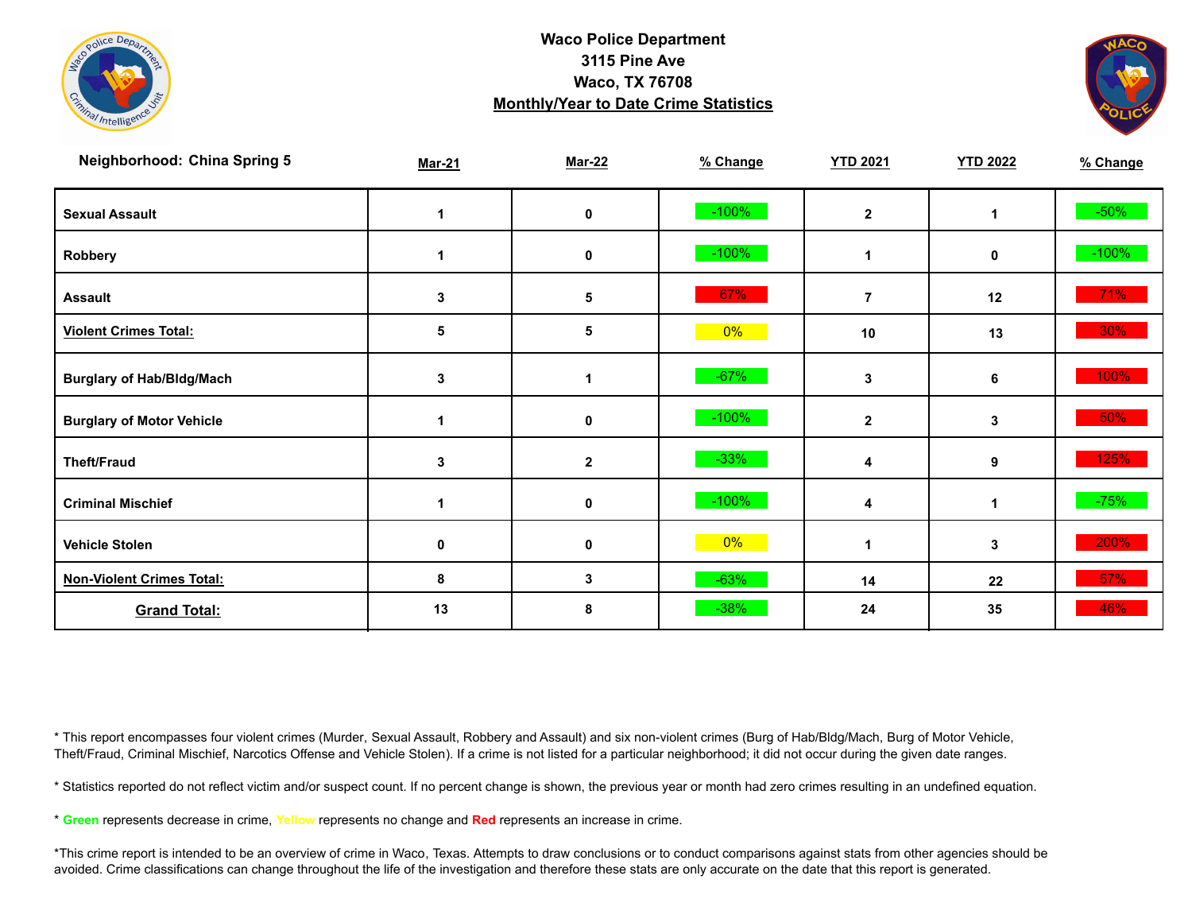**Waco Police Department**
**3115 Pine Ave**
**Waco, TX 76708**
**Monthly/Year to Date Crime Statistics**

| Neighborhood: China Spring 5 | Mar-21 | Mar-22 | % Change | YTD 2021 | YTD 2022 | % Change |
|---|---|---|---|---|---|---|
| **Sexual Assault** | 1 | 0 | -100% | 2 | 1 | -50% |
| **Robbery** | 1 | 0 | -100% | 1 | 0 | -100% |
| **Assault** | 3 | 5 | 67% | 7 | 12 | 71% |
| **Violent Crimes Total:** | 5 | 5 | 0% | 10 | 13 | 30% |
| **Burglary of Hab/Bldg/Mach** | 3 | 1 | -67% | 3 | 6 | 100% |
| **Burglary of Motor Vehicle** | 1 | 0 | -100% | 2 | 3 | 50% |
| **Theft/Fraud** | 3 | 2 | -33% | 4 | 9 | 125% |
| **Criminal Mischief** | 1 | 0 | -100% | 4 | 1 | -75% |
| **Vehicle Stolen** | 0 | 0 | 0% | 1 | 3 | 200% |
| **Non-Violent Crimes Total:** | 8 | 3 | -63% | 14 | 22 | 57% |
| **Grand Total:** | 13 | 8 | -38% | 24 | 35 | 46% |

* This report encompasses four violent crimes (Murder, Sexual Assault, Robbery and Assault) and six non-violent crimes (Burg of Hab/Bldg/Mach, Burg of Motor Vehicle, Theft/Fraud, Criminal Mischief, Narcotics Offense and Vehicle Stolen). If a crime is not listed for a particular neighborhood; it did not occur during the given date ranges.

* Statistics reported do not reflect victim and/or suspect count. If no percent change is shown, the previous year or month had zero crimes resulting in an undefined equation.

* **Green** represents decrease in crime, Yellow represents no change and **Red** represents an increase in crime.

*This crime report is intended to be an overview of crime in Waco, Texas. Attempts to draw conclusions or to conduct comparisons against stats from other agencies should be avoided. Crime classifications can change throughout the life of the investigation and therefore these stats are only accurate on the date that this report is generated.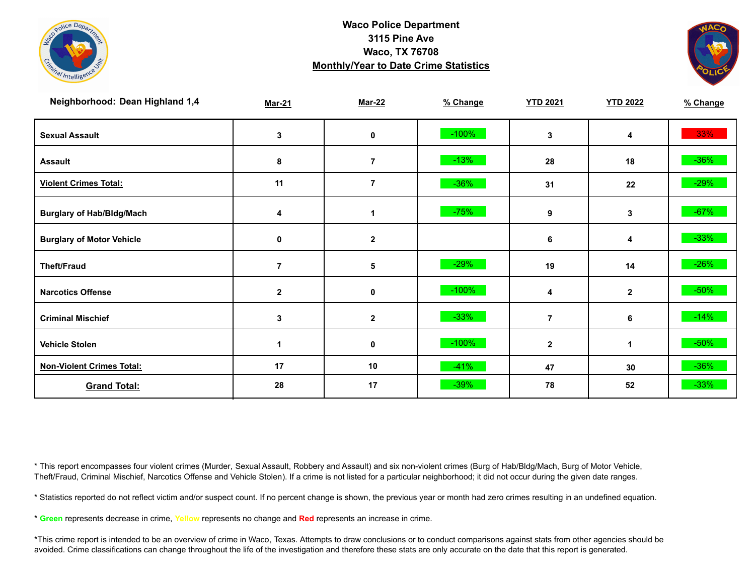**Waco Police Department**
**3115 Pine Ave**
**Waco, TX 76708**
**Monthly/Year to Date Crime Statistics**

| Neighborhood: Dean Highland 1,4 | Mar-21 | Mar-22 | % Change | YTD 2021 | YTD 2022 | % Change |
|---|---|---|---|---|---|---|
| Sexual Assault | 3 | 0 | -100% | 3 | 4 | 33% |
| Assault | 8 | 7 | -13% | 28 | 18 | -36% |
| Violent Crimes Total: | 11 | 7 | -36% | 31 | 22 | -29% |
| Burglary of Hab/Bldg/Mach | 4 | 1 | -75% | 9 | 3 | -67% |
| Burglary of Motor Vehicle | 0 | 2 | | 6 | 4 | -33% |
| Theft/Fraud | 7 | 5 | -29% | 19 | 14 | -26% |
| Narcotics Offense | 2 | 0 | -100% | 4 | 2 | -50% |
| Criminal Mischief | 3 | 2 | -33% | 7 | 6 | -14% |
| Vehicle Stolen | 1 | 0 | -100% | 2 | 1 | -50% |
| Non-Violent Crimes Total: | 17 | 10 | -41% | 47 | 30 | -36% |
| Grand Total: | 28 | 17 | -39% | 78 | 52 | -33% |

* This report encompasses four violent crimes (Murder, Sexual Assault, Robbery and Assault) and six non-violent crimes (Burg of Hab/Bldg/Mach, Burg of Motor Vehicle, Theft/Fraud, Criminal Mischief, Narcotics Offense and Vehicle Stolen). If a crime is not listed for a particular neighborhood; it did not occur during the given date ranges.

* Statistics reported do not reflect victim and/or suspect count. If no percent change is shown, the previous year or month had zero crimes resulting in an undefined equation.

* Green represents decrease in crime, Yellow represents no change and Red represents an increase in crime.

*This crime report is intended to be an overview of crime in Waco, Texas. Attempts to draw conclusions or to conduct comparisons against stats from other agencies should be avoided. Crime classifications can change throughout the life of the investigation and therefore these stats are only accurate on the date that this report is generated.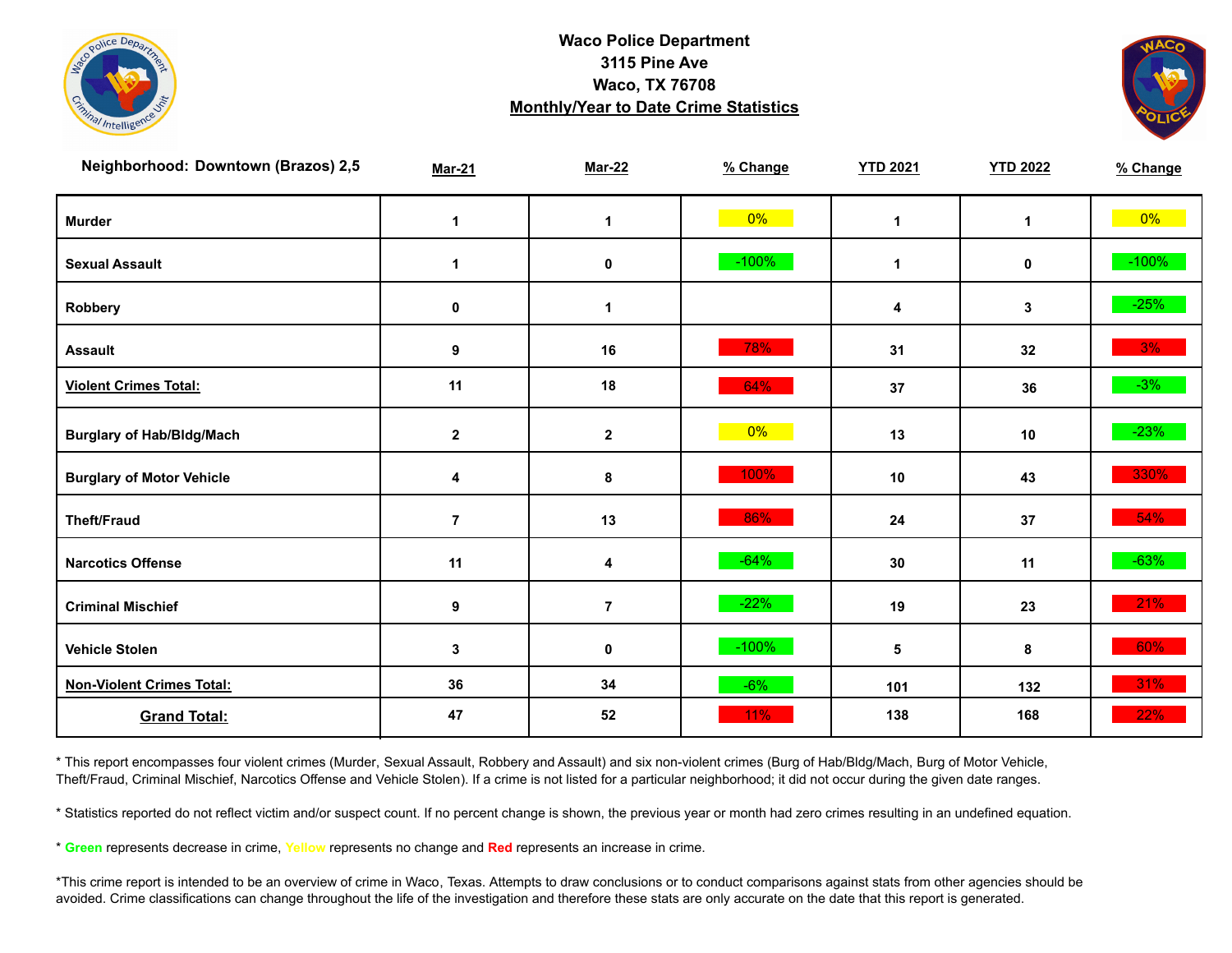# Waco Police Department
3115 Pine Ave
Waco, TX 76708
**Monthly/Year to Date Crime Statistics**

| Neighborhood: Downtown (Brazos) 2,5 | Mar-21 | Mar-22 | % Change | YTD 2021 | YTD 2022 | % Change |
|---|---|---|---|---|---|---|
| Murder | 1 | 1 | 0% | 1 | 1 | 0% |
| Sexual Assault | 1 | 0 | -100% | 1 | 0 | -100% |
| Robbery | 0 | 1 | | 4 | 3 | -25% |
| Assault | 9 | 16 | 78% | 31 | 32 | 3% |
| Violent Crimes Total: | 11 | 18 | 64% | 37 | 36 | -3% |
| Burglary of Hab/Bldg/Mach | 2 | 2 | 0% | 13 | 10 | -23% |
| Burglary of Motor Vehicle | 4 | 8 | 100% | 10 | 43 | 330% |
| Theft/Fraud | 7 | 13 | 86% | 24 | 37 | 54% |
| Narcotics Offense | 11 | 4 | -64% | 30 | 11 | -63% |
| Criminal Mischief | 9 | 7 | -22% | 19 | 23 | 21% |
| Vehicle Stolen | 3 | 0 | -100% | 5 | 8 | 60% |
| Non-Violent Crimes Total: | 36 | 34 | -6% | 101 | 132 | 31% |
| Grand Total: | 47 | 52 | 11% | 138 | 168 | 22% |

* This report encompasses four violent crimes (Murder, Sexual Assault, Robbery and Assault) and six non-violent crimes (Burg of Hab/Bldg/Mach, Burg of Motor Vehicle, Theft/Fraud, Criminal Mischief, Narcotics Offense and Vehicle Stolen). If a crime is not listed for a particular neighborhood; it did not occur during the given date ranges.

* Statistics reported do not reflect victim and/or suspect count. If no percent change is shown, the previous year or month had zero crimes resulting in an undefined equation.

* **Green** represents decrease in crime, **Yellow** represents no change and **Red** represents an increase in crime.

*This crime report is intended to be an overview of crime in Waco, Texas. Attempts to draw conclusions or to conduct comparisons against stats from other agencies should be avoided. Crime classifications can change throughout the life of the investigation and therefore these stats are only accurate on the date that this report is generated.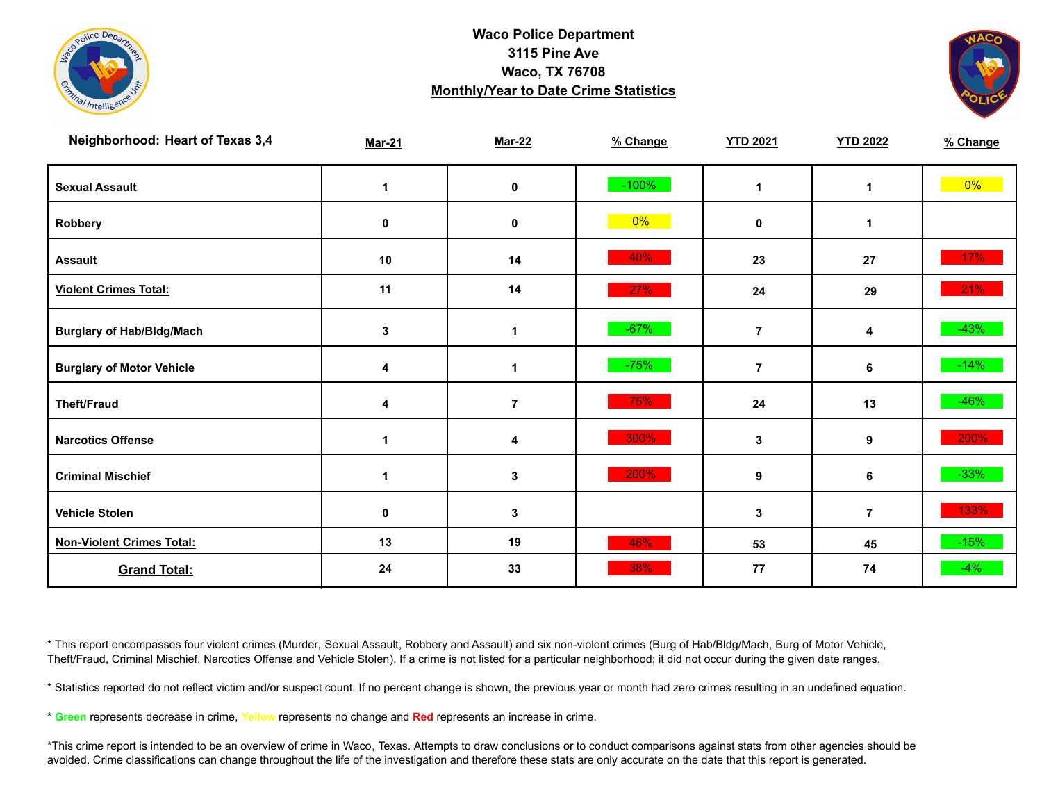**Waco Police Department**
**3115 Pine Ave**
**Waco, TX 76708**
**Monthly/Year to Date Crime Statistics**

| Neighborhood: Heart of Texas 3,4 | Mar-21 | Mar-22 | % Change | YTD 2021 | YTD 2022 | % Change |
|---|---|---|---|---|---|---|
| Sexual Assault | 1 | 0 | -100% | 1 | 1 | 0% |
| Robbery | 0 | 0 | 0% | 0 | 1 | |
| Assault | 10 | 14 | 40% | 23 | 27 | 17% |
| Violent Crimes Total: | 11 | 14 | 27% | 24 | 29 | 21% |
| Burglary of Hab/Bldg/Mach | 3 | 1 | -67% | 7 | 4 | -43% |
| Burglary of Motor Vehicle | 4 | 1 | -75% | 7 | 6 | -14% |
| Theft/Fraud | 4 | 7 | 75% | 24 | 13 | -46% |
| Narcotics Offense | 1 | 4 | 300% | 3 | 9 | 200% |
| Criminal Mischief | 1 | 3 | 200% | 9 | 6 | -33% |
| Vehicle Stolen | 0 | 3 | | 3 | 7 | 133% |
| Non-Violent Crimes Total: | 13 | 19 | 46% | 53 | 45 | -15% |
| Grand Total: | 24 | 33 | 38% | 77 | 74 | -4% |

* This report encompasses four violent crimes (Murder, Sexual Assault, Robbery and Assault) and six non-violent crimes (Burg of Hab/Bldg/Mach, Burg of Motor Vehicle, Theft/Fraud, Criminal Mischief, Narcotics Offense and Vehicle Stolen). If a crime is not listed for a particular neighborhood; it did not occur during the given date ranges.

* Statistics reported do not reflect victim and/or suspect count. If no percent change is shown, the previous year or month had zero crimes resulting in an undefined equation.

* **Green** represents decrease in crime, Yellow represents no change and **Red** represents an increase in crime.

*This crime report is intended to be an overview of crime in Waco, Texas. Attempts to draw conclusions or to conduct comparisons against stats from other agencies should be avoided. Crime classifications can change throughout the life of the investigation and therefore these stats are only accurate on the date that this report is generated.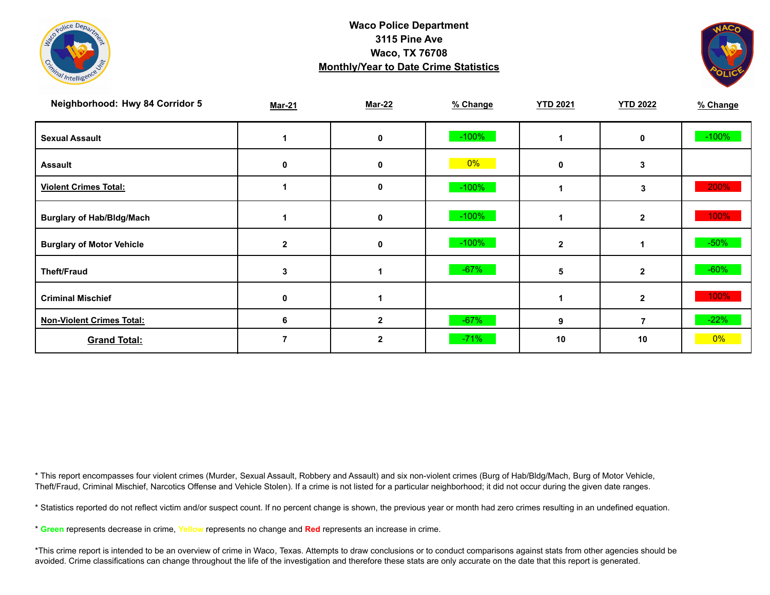**Waco Police Department**
**3115 Pine Ave**
**Waco, TX 76708**
**Monthly/Year to Date Crime Statistics**

| Neighborhood: Hwy 84 Corridor 5 | Mar-21 | Mar-22 | % Change | YTD 2021 | YTD 2022 | % Change |
|---|---|---|---|---|---|---|
| Sexual Assault | 1 | 0 | -100% | 1 | 0 | -100% |
| Assault | 0 | 0 | 0% | 0 | 3 | |
| Violent Crimes Total: | 1 | 0 | -100% | 1 | 3 | 200% |
| Burglary of Hab/Bldg/Mach | 1 | 0 | -100% | 1 | 2 | 100% |
| Burglary of Motor Vehicle | 2 | 0 | -100% | 2 | 1 | -50% |
| Theft/Fraud | 3 | 1 | -67% | 5 | 2 | -60% |
| Criminal Mischief | 0 | 1 | | 1 | 2 | 100% |
| Non-Violent Crimes Total: | 6 | 2 | -67% | 9 | 7 | -22% |
| Grand Total: | 7 | 2 | -71% | 10 | 10 | 0% |

* This report encompasses four violent crimes (Murder, Sexual Assault, Robbery and Assault) and six non-violent crimes (Burg of Hab/Bldg/Mach, Burg of Motor Vehicle, Theft/Fraud, Criminal Mischief, Narcotics Offense and Vehicle Stolen). If a crime is not listed for a particular neighborhood; it did not occur during the given date ranges.

* Statistics reported do not reflect victim and/or suspect count. If no percent change is shown, the previous year or month had zero crimes resulting in an undefined equation.

* Green represents decrease in crime, Yellow represents no change and Red represents an increase in crime.

*This crime report is intended to be an overview of crime in Waco, Texas. Attempts to draw conclusions or to conduct comparisons against stats from other agencies should be avoided. Crime classifications can change throughout the life of the investigation and therefore these stats are only accurate on the date that this report is generated.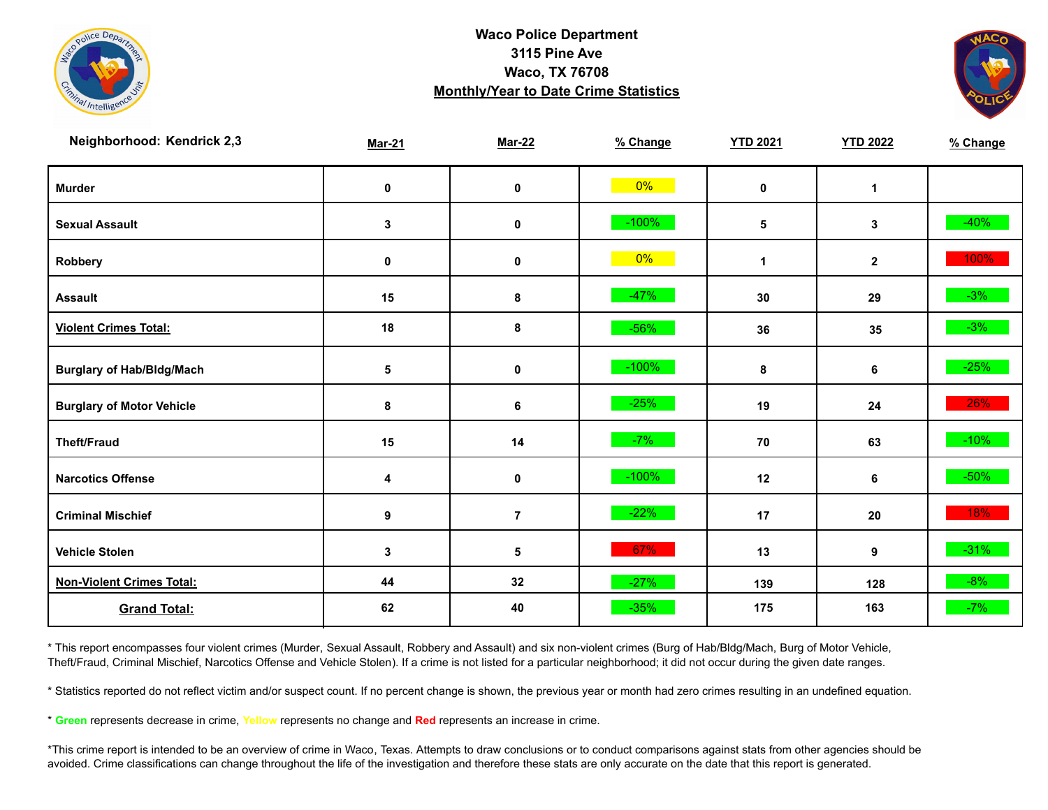**Waco Police Department**
**3115 Pine Ave**
**Waco, TX 76708**
**Monthly/Year to Date Crime Statistics**

| Neighborhood: Kendrick 2,3 | Mar-21 | Mar-22 | % Change | YTD 2021 | YTD 2022 | % Change |
|---|---|---|---|---|---|---|
| Murder | 0 | 0 | 0% | 0 | 1 | |
| Sexual Assault | 3 | 0 | -100% | 5 | 3 | -40% |
| Robbery | 0 | 0 | 0% | 1 | 2 | 100% |
| Assault | 15 | 8 | -47% | 30 | 29 | -3% |
| Violent Crimes Total: | 18 | 8 | -56% | 36 | 35 | -3% |
| Burglary of Hab/Bldg/Mach | 5 | 0 | -100% | 8 | 6 | -25% |
| Burglary of Motor Vehicle | 8 | 6 | -25% | 19 | 24 | 26% |
| Theft/Fraud | 15 | 14 | -7% | 70 | 63 | -10% |
| Narcotics Offense | 4 | 0 | -100% | 12 | 6 | -50% |
| Criminal Mischief | 9 | 7 | -22% | 17 | 20 | 18% |
| Vehicle Stolen | 3 | 5 | 67% | 13 | 9 | -31% |
| Non-Violent Crimes Total: | 44 | 32 | -27% | 139 | 128 | -8% |
| Grand Total: | 62 | 40 | -35% | 175 | 163 | -7% |

* This report encompasses four violent crimes (Murder, Sexual Assault, Robbery and Assault) and six non-violent crimes (Burg of Hab/Bldg/Mach, Burg of Motor Vehicle, Theft/Fraud, Criminal Mischief, Narcotics Offense and Vehicle Stolen). If a crime is not listed for a particular neighborhood; it did not occur during the given date ranges.

* Statistics reported do not reflect victim and/or suspect count. If no percent change is shown, the previous year or month had zero crimes resulting in an undefined equation.

* Green represents decrease in crime, Yellow represents no change and Red represents an increase in crime.

*This crime report is intended to be an overview of crime in Waco, Texas. Attempts to draw conclusions or to conduct comparisons against stats from other agencies should be avoided. Crime classifications can change throughout the life of the investigation and therefore these stats are only accurate on the date that this report is generated.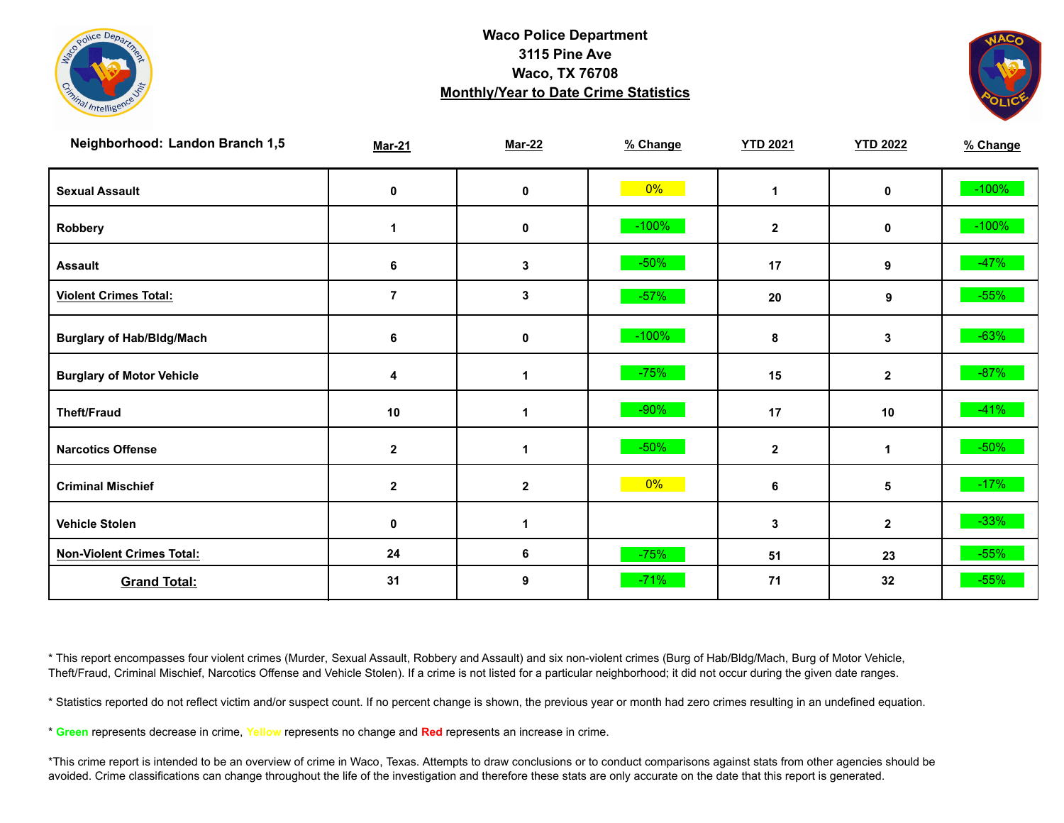**Waco Police Department**
**3115 Pine Ave**
**Waco, TX 76708**
**Monthly/Year to Date Crime Statistics**

| Neighborhood: Landon Branch 1,5 | Mar-21 | Mar-22 | % Change | YTD 2021 | YTD 2022 | % Change |
|---|---|---|---|---|---|---|
| Sexual Assault | 0 | 0 | 0% | 1 | 0 | -100% |
| Robbery | 1 | 0 | -100% | 2 | 0 | -100% |
| Assault | 6 | 3 | -50% | 17 | 9 | -47% |
| Violent Crimes Total: | 7 | 3 | -57% | 20 | 9 | -55% |
| Burglary of Hab/Bldg/Mach | 6 | 0 | -100% | 8 | 3 | -63% |
| Burglary of Motor Vehicle | 4 | 1 | -75% | 15 | 2 | -87% |
| Theft/Fraud | 10 | 1 | -90% | 17 | 10 | -41% |
| Narcotics Offense | 2 | 1 | -50% | 2 | 1 | -50% |
| Criminal Mischief | 2 | 2 | 0% | 6 | 5 | -17% |
| Vehicle Stolen | 0 | 1 | | 3 | 2 | -33% |
| Non-Violent Crimes Total: | 24 | 6 | -75% | 51 | 23 | -55% |
| Grand Total: | 31 | 9 | -71% | 71 | 32 | -55% |

* This report encompasses four violent crimes (Murder, Sexual Assault, Robbery and Assault) and six non-violent crimes (Burg of Hab/Bldg/Mach, Burg of Motor Vehicle, Theft/Fraud, Criminal Mischief, Narcotics Offense and Vehicle Stolen). If a crime is not listed for a particular neighborhood; it did not occur during the given date ranges.

* Statistics reported do not reflect victim and/or suspect count. If no percent change is shown, the previous year or month had zero crimes resulting in an undefined equation.

* Green represents decrease in crime, Yellow represents no change and Red represents an increase in crime.

*This crime report is intended to be an overview of crime in Waco, Texas. Attempts to draw conclusions or to conduct comparisons against stats from other agencies should be avoided. Crime classifications can change throughout the life of the investigation and therefore these stats are only accurate on the date that this report is generated.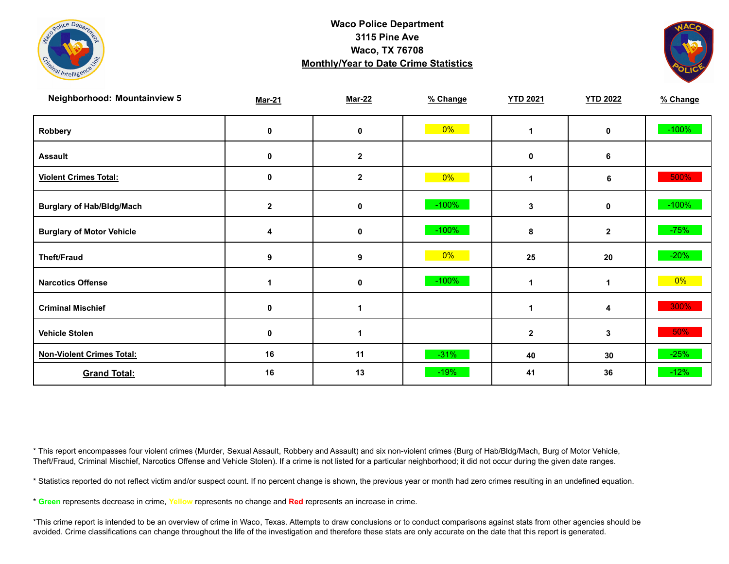**Waco Police Department**
**3115 Pine Ave**
**Waco, TX 76708**
**Monthly/Year to Date Crime Statistics**

| Neighborhood: Mountainview 5 | Mar-21 | Mar-22 | % Change | YTD 2021 | YTD 2022 | % Change |
|---|---|---|---|---|---|---|
| Robbery | 0 | 0 | 0% | 1 | 0 | -100% |
| Assault | 0 | 2 | | 0 | 6 | |
| Violent Crimes Total: | 0 | 2 | 0% | 1 | 6 | 500% |
| Burglary of Hab/Bldg/Mach | 2 | 0 | -100% | 3 | 0 | -100% |
| Burglary of Motor Vehicle | 4 | 0 | -100% | 8 | 2 | -75% |
| Theft/Fraud | 9 | 9 | 0% | 25 | 20 | -20% |
| Narcotics Offense | 1 | 0 | -100% | 1 | 1 | 0% |
| Criminal Mischief | 0 | 1 | | 1 | 4 | 300% |
| Vehicle Stolen | 0 | 1 | | 2 | 3 | 50% |
| Non-Violent Crimes Total: | 16 | 11 | -31% | 40 | 30 | -25% |
| Grand Total: | 16 | 13 | -19% | 41 | 36 | -12% |

* This report encompasses four violent crimes (Murder, Sexual Assault, Robbery and Assault) and six non-violent crimes (Burg of Hab/Bldg/Mach, Burg of Motor Vehicle, Theft/Fraud, Criminal Mischief, Narcotics Offense and Vehicle Stolen). If a crime is not listed for a particular neighborhood; it did not occur during the given date ranges.

* Statistics reported do not reflect victim and/or suspect count. If no percent change is shown, the previous year or month had zero crimes resulting in an undefined equation.

* Green represents decrease in crime, Yellow represents no change and Red represents an increase in crime.

*This crime report is intended to be an overview of crime in Waco, Texas. Attempts to draw conclusions or to conduct comparisons against stats from other agencies should be avoided. Crime classifications can change throughout the life of the investigation and therefore these stats are only accurate on the date that this report is generated.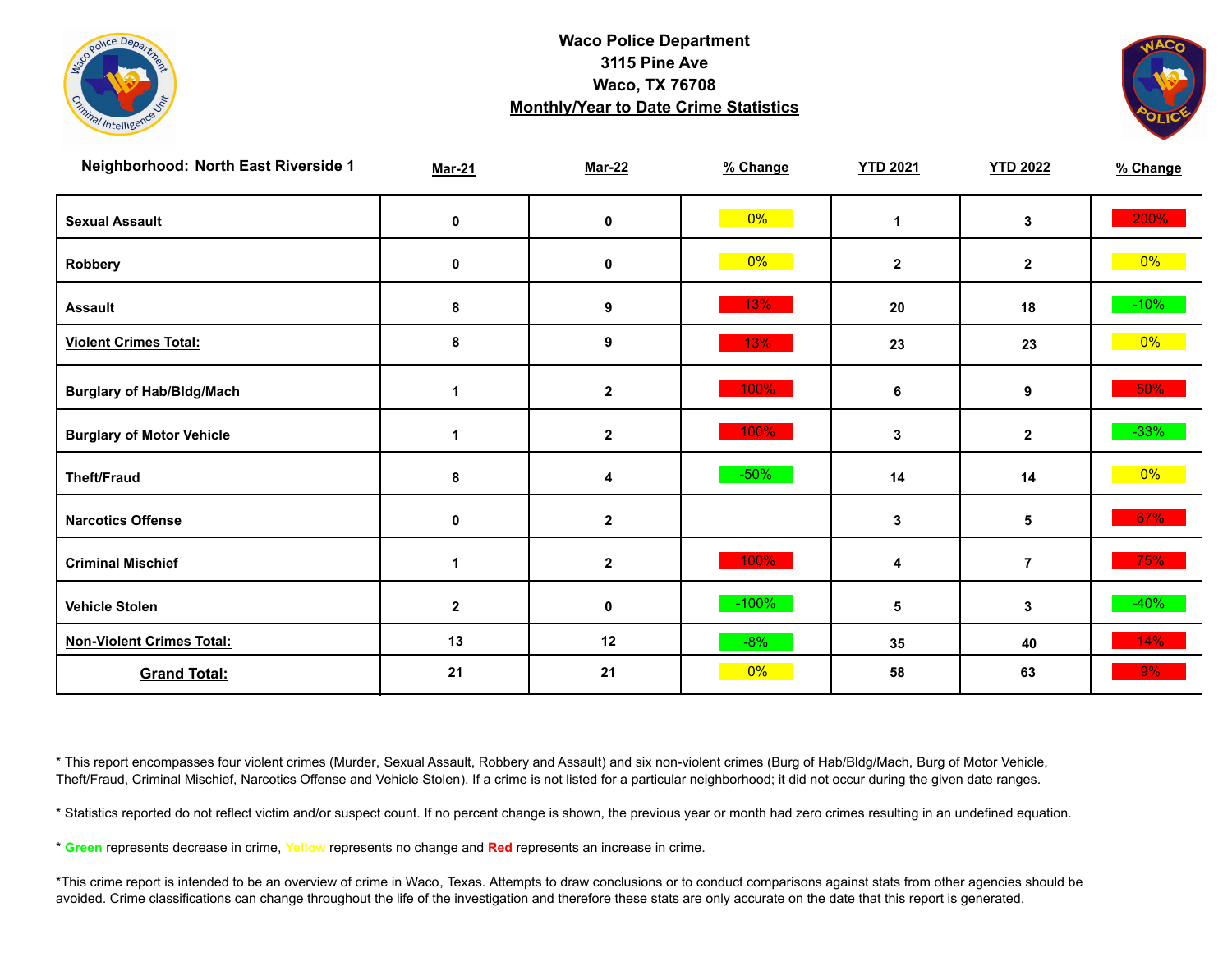**Waco Police Department**
**3115 Pine Ave**
**Waco, TX 76708**
**Monthly/Year to Date Crime Statistics**

| Neighborhood: North East Riverside 1 | Mar-21 | Mar-22 | % Change | YTD 2021 | YTD 2022 | % Change |
|---|---|---|---|---|---|---|
| Sexual Assault | 0 | 0 | 0% | 1 | 3 | 200% |
| Robbery | 0 | 0 | 0% | 2 | 2 | 0% |
| Assault | 8 | 9 | 13% | 20 | 18 | -10% |
| Violent Crimes Total: | 8 | 9 | 13% | 23 | 23 | 0% |
| Burglary of Hab/Bldg/Mach | 1 | 2 | 100% | 6 | 9 | 50% |
| Burglary of Motor Vehicle | 1 | 2 | 100% | 3 | 2 | -33% |
| Theft/Fraud | 8 | 4 | -50% | 14 | 14 | 0% |
| Narcotics Offense | 0 | 2 | | 3 | 5 | 67% |
| Criminal Mischief | 1 | 2 | 100% | 4 | 7 | 75% |
| Vehicle Stolen | 2 | 0 | -100% | 5 | 3 | -40% |
| Non-Violent Crimes Total: | 13 | 12 | -8% | 35 | 40 | 14% |
| Grand Total: | 21 | 21 | 0% | 58 | 63 | 9% |

* This report encompasses four violent crimes (Murder, Sexual Assault, Robbery and Assault) and six non-violent crimes (Burg of Hab/Bldg/Mach, Burg of Motor Vehicle, Theft/Fraud, Criminal Mischief, Narcotics Offense and Vehicle Stolen). If a crime is not listed for a particular neighborhood; it did not occur during the given date ranges.

* Statistics reported do not reflect victim and/or suspect count. If no percent change is shown, the previous year or month had zero crimes resulting in an undefined equation.

* **Green** represents decrease in crime, **Yellow** represents no change and **Red** represents an increase in crime.

*This crime report is intended to be an overview of crime in Waco, Texas. Attempts to draw conclusions or to conduct comparisons against stats from other agencies should be avoided. Crime classifications can change throughout the life of the investigation and therefore these stats are only accurate on the date that this report is generated.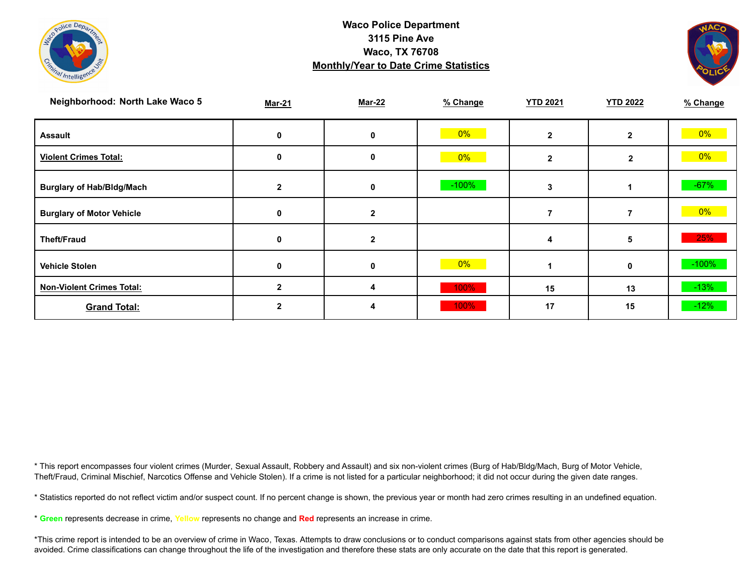# Waco Police Department
## 3115 Pine Ave
## Waco, TX 76708
## Monthly/Year to Date Crime Statistics

| Neighborhood: North Lake Waco 5 | Mar-21 | Mar-22 | % Change | YTD 2021 | YTD 2022 | % Change |
|---|---|---|---|---|---|---|
| **Assault** | 0 | 0 | 0% | 2 | 2 | 0% |
| **Violent Crimes Total:** | 0 | 0 | 0% | 2 | 2 | 0% |
| **Burglary of Hab/Bldg/Mach** | 2 | 0 | -100% | 3 | 1 | -67% |
| **Burglary of Motor Vehicle** | 0 | 2 | | 7 | 7 | 0% |
| **Theft/Fraud** | 0 | 2 | | 4 | 5 | 25% |
| **Vehicle Stolen** | 0 | 0 | 0% | 1 | 0 | -100% |
| **Non-Violent Crimes Total:** | 2 | 4 | 100% | 15 | 13 | -13% |
| **Grand Total:** | 2 | 4 | 100% | 17 | 15 | -12% |

* This report encompasses four violent crimes (Murder, Sexual Assault, Robbery and Assault) and six non-violent crimes (Burg of Hab/Bldg/Mach, Burg of Motor Vehicle, Theft/Fraud, Criminal Mischief, Narcotics Offense and Vehicle Stolen). If a crime is not listed for a particular neighborhood; it did not occur during the given date ranges.

* Statistics reported do not reflect victim and/or suspect count. If no percent change is shown, the previous year or month had zero crimes resulting in an undefined equation.

* **Green** represents decrease in crime, Yellow represents no change and **Red** represents an increase in crime.

*This crime report is intended to be an overview of crime in Waco, Texas. Attempts to draw conclusions or to conduct comparisons against stats from other agencies should be avoided. Crime classifications can change throughout the life of the investigation and therefore these stats are only accurate on the date that this report is generated.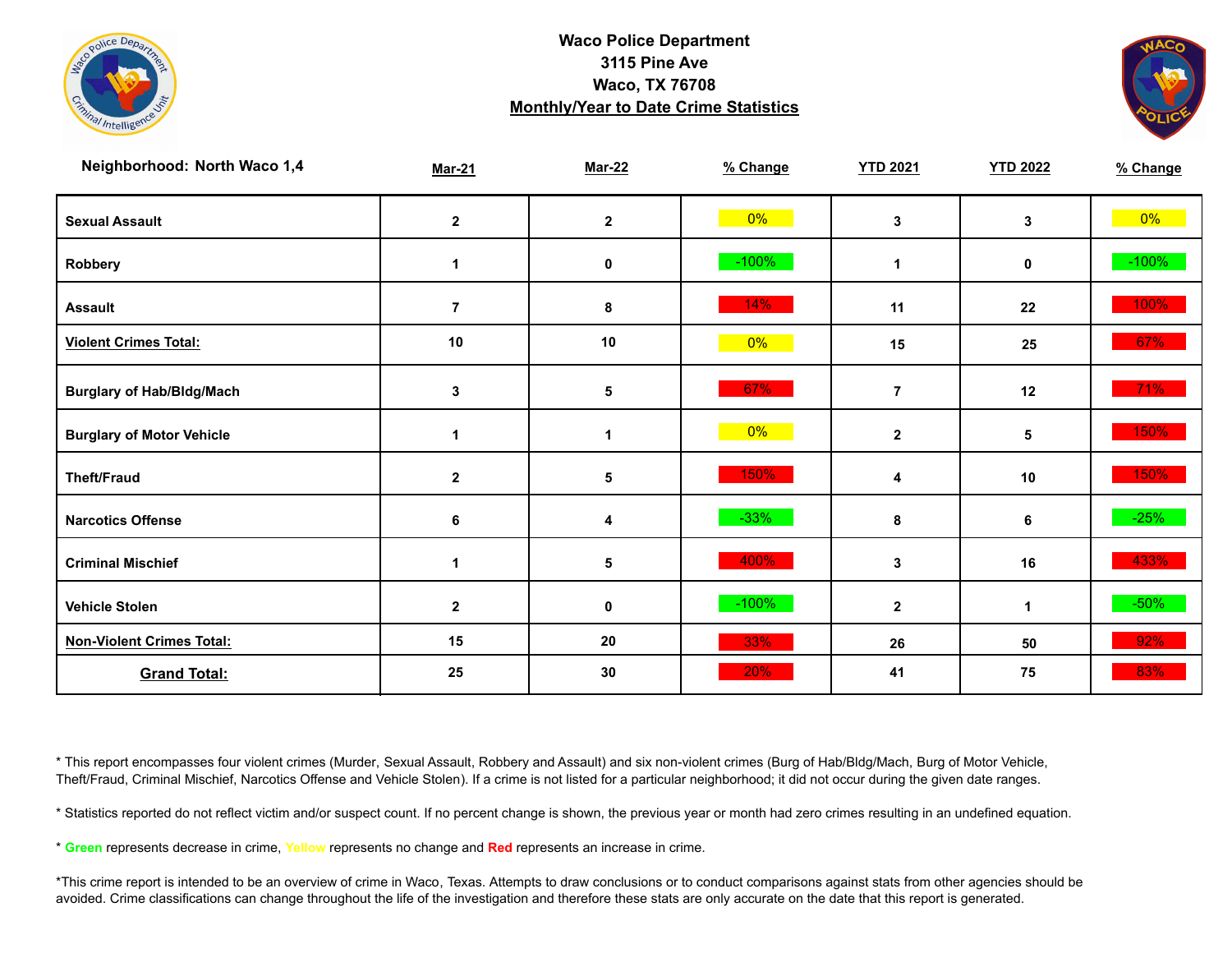# Waco Police Department
## 3115 Pine Ave
## Waco, TX 76708
## Monthly/Year to Date Crime Statistics

| Neighborhood: North Waco 1,4 | Mar-21 | Mar-22 | % Change | YTD 2021 | YTD 2022 | % Change |
|---|---|---|---|---|---|---|
| Sexual Assault | 2 | 2 | 0% | 3 | 3 | 0% |
| Robbery | 1 | 0 | -100% | 1 | 0 | -100% |
| Assault | 7 | 8 | 14% | 11 | 22 | 100% |
| Violent Crimes Total: | 10 | 10 | 0% | 15 | 25 | 67% |
| Burglary of Hab/Bldg/Mach | 3 | 5 | 67% | 7 | 12 | 71% |
| Burglary of Motor Vehicle | 1 | 1 | 0% | 2 | 5 | 150% |
| Theft/Fraud | 2 | 5 | 150% | 4 | 10 | 150% |
| Narcotics Offense | 6 | 4 | -33% | 8 | 6 | -25% |
| Criminal Mischief | 1 | 5 | 400% | 3 | 16 | 433% |
| Vehicle Stolen | 2 | 0 | -100% | 2 | 1 | -50% |
| Non-Violent Crimes Total: | 15 | 20 | 33% | 26 | 50 | 92% |
| Grand Total: | 25 | 30 | 20% | 41 | 75 | 83% |

* This report encompasses four violent crimes (Murder, Sexual Assault, Robbery and Assault) and six non-violent crimes (Burg of Hab/Bldg/Mach, Burg of Motor Vehicle, Theft/Fraud, Criminal Mischief, Narcotics Offense and Vehicle Stolen). If a crime is not listed for a particular neighborhood; it did not occur during the given date ranges.

* Statistics reported do not reflect victim and/or suspect count. If no percent change is shown, the previous year or month had zero crimes resulting in an undefined equation.

* **Green** represents decrease in crime, **Yellow** represents no change and **Red** represents an increase in crime.

*This crime report is intended to be an overview of crime in Waco, Texas. Attempts to draw conclusions or to conduct comparisons against stats from other agencies should be avoided. Crime classifications can change throughout the life of the investigation and therefore these stats are only accurate on the date that this report is generated.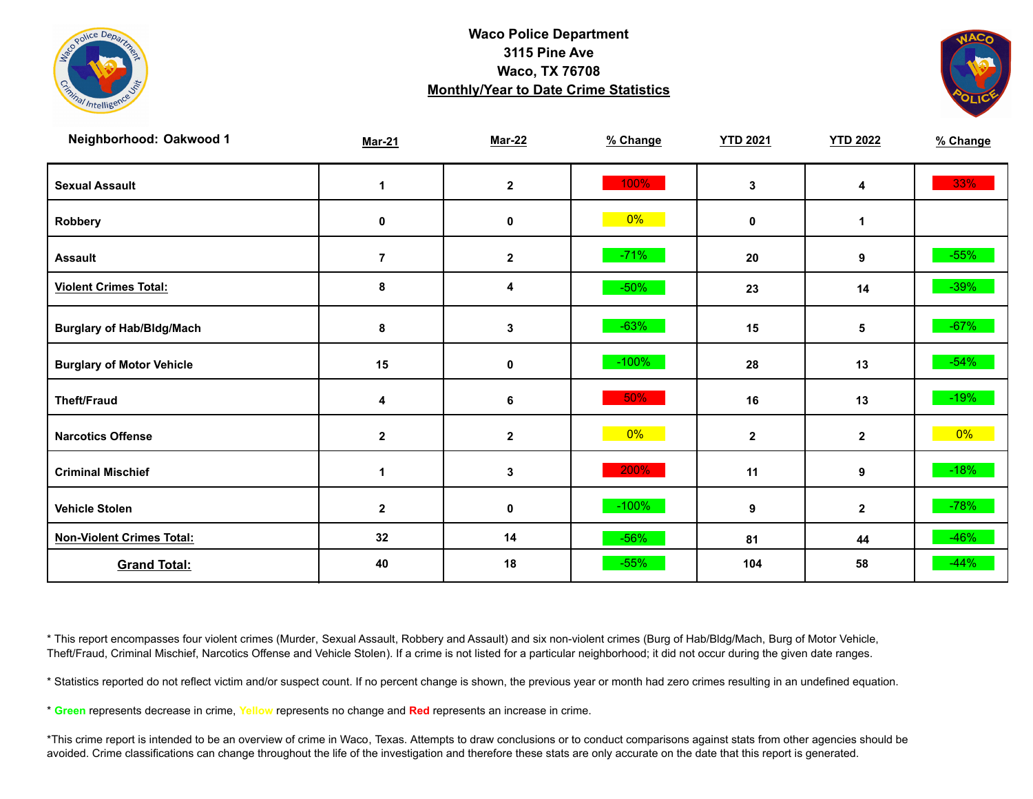# Waco Police Department

**3115 Pine Ave**
**Waco, TX 76708**
**Monthly/Year to Date Crime Statistics**

| Neighborhood: Oakwood 1 | Mar-21 | Mar-22 | % Change | YTD 2021 | YTD 2022 | % Change |
|---|---|---|---|---|---|---|
| Sexual Assault | 1 | 2 | 100% | 3 | 4 | 33% |
| Robbery | 0 | 0 | 0% | 0 | 1 | |
| Assault | 7 | 2 | -71% | 20 | 9 | -55% |
| Violent Crimes Total: | 8 | 4 | -50% | 23 | 14 | -39% |
| Burglary of Hab/Bldg/Mach | 8 | 3 | -63% | 15 | 5 | -67% |
| Burglary of Motor Vehicle | 15 | 0 | -100% | 28 | 13 | -54% |
| Theft/Fraud | 4 | 6 | 50% | 16 | 13 | -19% |
| Narcotics Offense | 2 | 2 | 0% | 2 | 2 | 0% |
| Criminal Mischief | 1 | 3 | 200% | 11 | 9 | -18% |
| Vehicle Stolen | 2 | 0 | -100% | 9 | 2 | -78% |
| Non-Violent Crimes Total: | 32 | 14 | -56% | 81 | 44 | -46% |
| Grand Total: | 40 | 18 | -55% | 104 | 58 | -44% |

* This report encompasses four violent crimes (Murder, Sexual Assault, Robbery and Assault) and six non-violent crimes (Burg of Hab/Bldg/Mach, Burg of Motor Vehicle, Theft/Fraud, Criminal Mischief, Narcotics Offense and Vehicle Stolen). If a crime is not listed for a particular neighborhood; it did not occur during the given date ranges.

* Statistics reported do not reflect victim and/or suspect count. If no percent change is shown, the previous year or month had zero crimes resulting in an undefined equation.

* **Green** represents decrease in crime, **Yellow** represents no change and **Red** represents an increase in crime.

*This crime report is intended to be an overview of crime in Waco, Texas. Attempts to draw conclusions or to conduct comparisons against stats from other agencies should be avoided. Crime classifications can change throughout the life of the investigation and therefore these stats are only accurate on the date that this report is generated.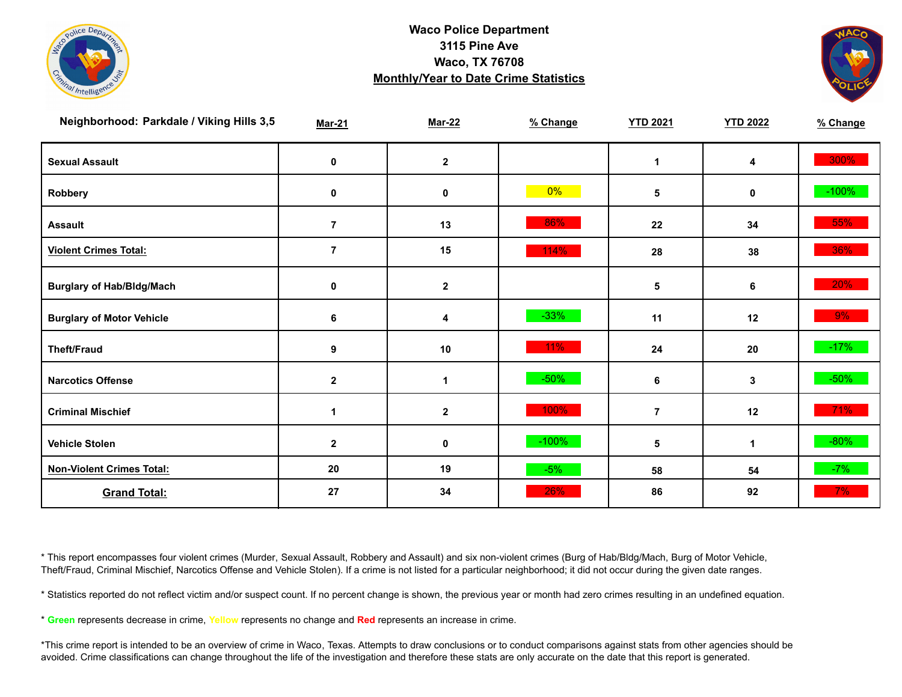**Waco Police Department**
**3115 Pine Ave**
**Waco, TX 76708**
**Monthly/Year to Date Crime Statistics**

| Neighborhood: Parkdale / Viking Hills 3,5 | Mar-21 | Mar-22 | % Change | YTD 2021 | YTD 2022 | % Change |
|---|---|---|---|---|---|---|
| **Sexual Assault** | 0 | 2 | | 1 | 4 | 300% |
| **Robbery** | 0 | 0 | 0% | 5 | 0 | -100% |
| **Assault** | 7 | 13 | 86% | 22 | 34 | 55% |
| **Violent Crimes Total:** | 7 | 15 | 114% | 28 | 38 | 36% |
| **Burglary of Hab/Bldg/Mach** | 0 | 2 | | 5 | 6 | 20% |
| **Burglary of Motor Vehicle** | 6 | 4 | -33% | 11 | 12 | 9% |
| **Theft/Fraud** | 9 | 10 | 11% | 24 | 20 | -17% |
| **Narcotics Offense** | 2 | 1 | -50% | 6 | 3 | -50% |
| **Criminal Mischief** | 1 | 2 | 100% | 7 | 12 | 71% |
| **Vehicle Stolen** | 2 | 0 | -100% | 5 | 1 | -80% |
| **Non-Violent Crimes Total:** | 20 | 19 | -5% | 58 | 54 | -7% |
| **Grand Total:** | 27 | 34 | 26% | 86 | 92 | 7% |

* This report encompasses four violent crimes (Murder, Sexual Assault, Robbery and Assault) and six non-violent crimes (Burg of Hab/Bldg/Mach, Burg of Motor Vehicle, Theft/Fraud, Criminal Mischief, Narcotics Offense and Vehicle Stolen). If a crime is not listed for a particular neighborhood; it did not occur during the given date ranges.

* Statistics reported do not reflect victim and/or suspect count. If no percent change is shown, the previous year or month had zero crimes resulting in an undefined equation.

* **Green** represents decrease in crime, Yellow represents no change and **Red** represents an increase in crime.

*This crime report is intended to be an overview of crime in Waco, Texas. Attempts to draw conclusions or to conduct comparisons against stats from other agencies should be avoided. Crime classifications can change throughout the life of the investigation and therefore these stats are only accurate on the date that this report is generated.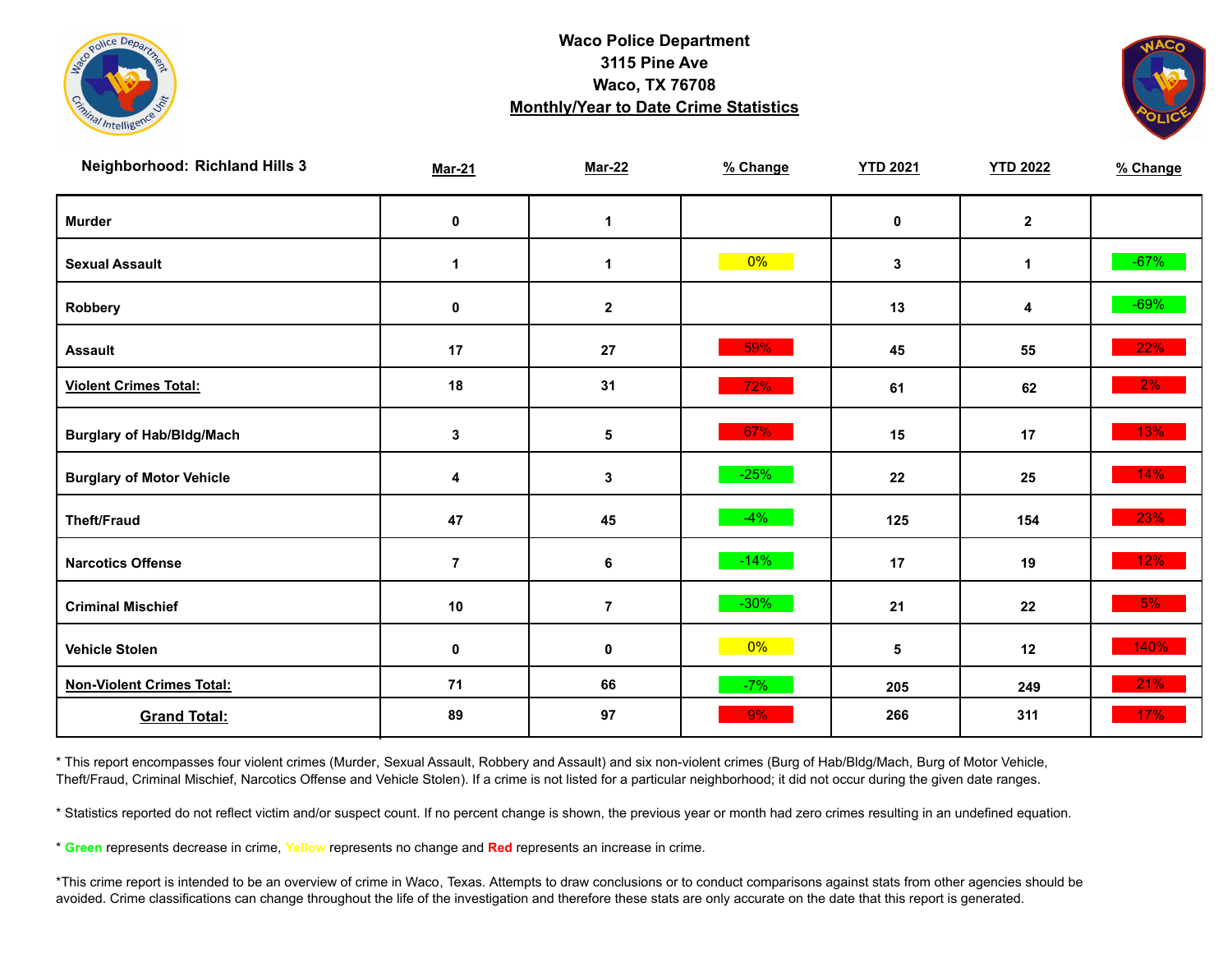# Waco Police Department
## 3115 Pine Ave
## Waco, TX 76708
## Monthly/Year to Date Crime Statistics

| Neighborhood: Richland Hills 3 | Mar-21 | Mar-22 | % Change | YTD 2021 | YTD 2022 | % Change |
|---|---|---|---|---|---|---|
| Murder | 0 | 1 | | 0 | 2 | |
| Sexual Assault | 1 | 1 | 0% | 3 | 1 | -67% |
| Robbery | 0 | 2 | | 13 | 4 | -69% |
| Assault | 17 | 27 | 59% | 45 | 55 | 22% |
| Violent Crimes Total: | 18 | 31 | 72% | 61 | 62 | 2% |
| Burglary of Hab/Bldg/Mach | 3 | 5 | 67% | 15 | 17 | 13% |
| Burglary of Motor Vehicle | 4 | 3 | -25% | 22 | 25 | 14% |
| Theft/Fraud | 47 | 45 | -4% | 125 | 154 | 23% |
| Narcotics Offense | 7 | 6 | -14% | 17 | 19 | 12% |
| Criminal Mischief | 10 | 7 | -30% | 21 | 22 | 5% |
| Vehicle Stolen | 0 | 0 | 0% | 5 | 12 | 140% |
| Non-Violent Crimes Total: | 71 | 66 | -7% | 205 | 249 | 21% |
| Grand Total: | 89 | 97 | 9% | 266 | 311 | 17% |

* This report encompasses four violent crimes (Murder, Sexual Assault, Robbery and Assault) and six non-violent crimes (Burg of Hab/Bldg/Mach, Burg of Motor Vehicle, Theft/Fraud, Criminal Mischief, Narcotics Offense and Vehicle Stolen). If a crime is not listed for a particular neighborhood; it did not occur during the given date ranges.

* Statistics reported do not reflect victim and/or suspect count. If no percent change is shown, the previous year or month had zero crimes resulting in an undefined equation.

* **Green** represents decrease in crime, **Yellow** represents no change and **Red** represents an increase in crime.

*This crime report is intended to be an overview of crime in Waco, Texas. Attempts to draw conclusions or to conduct comparisons against stats from other agencies should be avoided. Crime classifications can change throughout the life of the investigation and therefore these stats are only accurate on the date that this report is generated.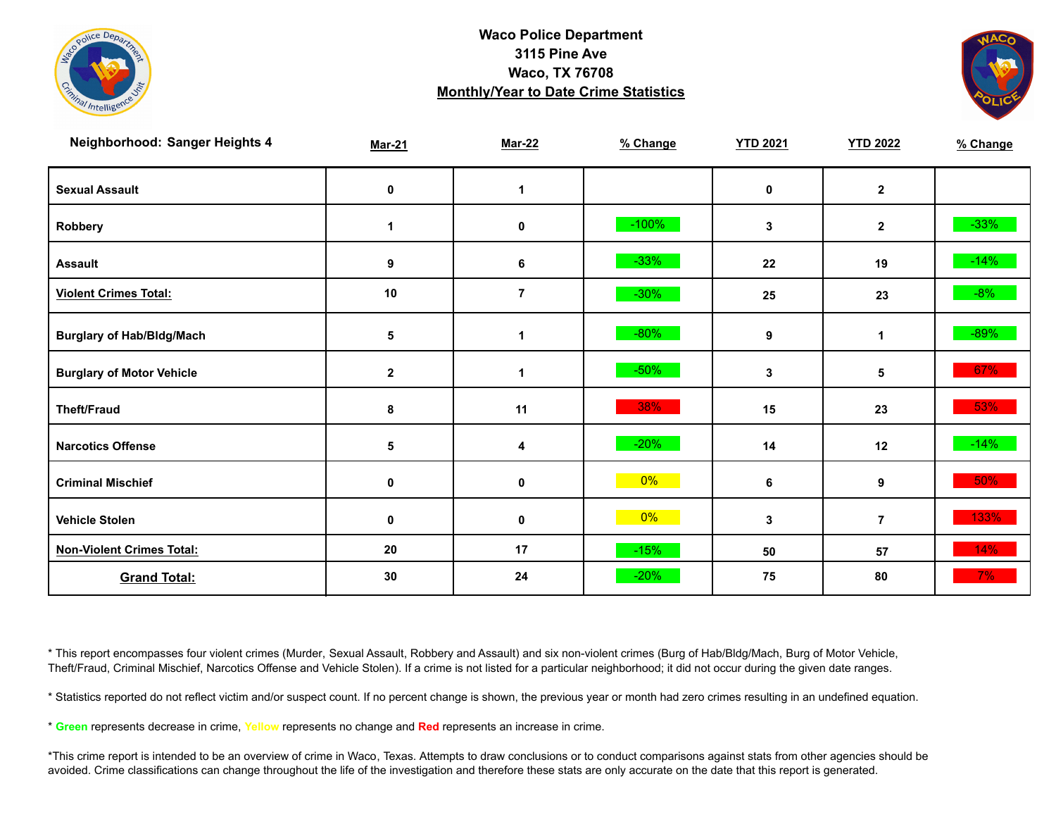**Waco Police Department**
**3115 Pine Ave**
**Waco, TX 76708**
**Monthly/Year to Date Crime Statistics**

| Neighborhood: Sanger Heights 4 | Mar-21 | Mar-22 | % Change | YTD 2021 | YTD 2022 | % Change |
|---|---|---|---|---|---|---|
| Sexual Assault | 0 | 1 | | 0 | 2 | |
| Robbery | 1 | 0 | -100% | 3 | 2 | -33% |
| Assault | 9 | 6 | -33% | 22 | 19 | -14% |
| **Violent Crimes Total:** | 10 | 7 | -30% | 25 | 23 | -8% |
| Burglary of Hab/Bldg/Mach | 5 | 1 | -80% | 9 | 1 | -89% |
| Burglary of Motor Vehicle | 2 | 1 | -50% | 3 | 5 | 67% |
| Theft/Fraud | 8 | 11 | 38% | 15 | 23 | 53% |
| Narcotics Offense | 5 | 4 | -20% | 14 | 12 | -14% |
| Criminal Mischief | 0 | 0 | 0% | 6 | 9 | 50% |
| Vehicle Stolen | 0 | 0 | 0% | 3 | 7 | 133% |
| **Non-Violent Crimes Total:** | 20 | 17 | -15% | 50 | 57 | 14% |
| **Grand Total:** | 30 | 24 | -20% | 75 | 80 | 7% |

* This report encompasses four violent crimes (Murder, Sexual Assault, Robbery and Assault) and six non-violent crimes (Burg of Hab/Bldg/Mach, Burg of Motor Vehicle, Theft/Fraud, Criminal Mischief, Narcotics Offense and Vehicle Stolen). If a crime is not listed for a particular neighborhood; it did not occur during the given date ranges.

* Statistics reported do not reflect victim and/or suspect count. If no percent change is shown, the previous year or month had zero crimes resulting in an undefined equation.

* Green represents decrease in crime, Yellow represents no change and Red represents an increase in crime.

*This crime report is intended to be an overview of crime in Waco, Texas. Attempts to draw conclusions or to conduct comparisons against stats from other agencies should be avoided. Crime classifications can change throughout the life of the investigation and therefore these stats are only accurate on the date that this report is generated.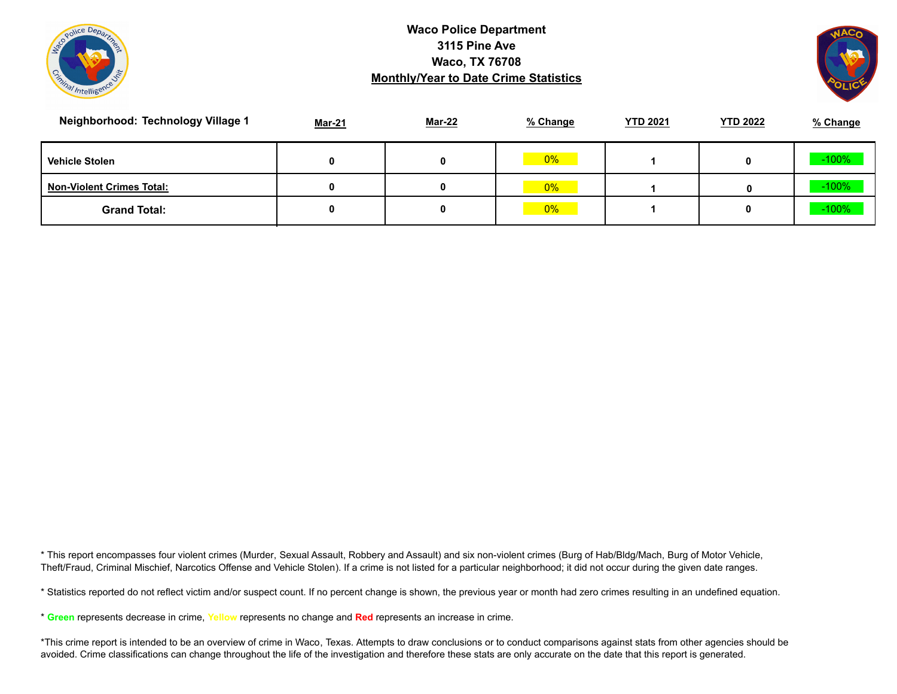**Waco Police Department**
**3115 Pine Ave**
**Waco, TX 76708**
**Monthly/Year to Date Crime Statistics**

| Neighborhood: Technology Village 1 | Mar-21 | Mar-22 | % Change | YTD 2021 | YTD 2022 | % Change |
|---|---|---|---|---|---|---|
| **Vehicle Stolen** | 0 | 0 | 0% | 1 | 0 | -100% |
| **Non-Violent Crimes Total:** | 0 | 0 | 0% | 1 | 0 | -100% |
| **Grand Total:** | 0 | 0 | 0% | 1 | 0 | -100% |

* This report encompasses four violent crimes (Murder, Sexual Assault, Robbery and Assault) and six non-violent crimes (Burg of Hab/Bldg/Mach, Burg of Motor Vehicle, Theft/Fraud, Criminal Mischief, Narcotics Offense and Vehicle Stolen). If a crime is not listed for a particular neighborhood; it did not occur during the given date ranges.

* Statistics reported do not reflect victim and/or suspect count. If no percent change is shown, the previous year or month had zero crimes resulting in an undefined equation.

* **Green** represents decrease in crime, **Yellow** represents no change and **Red** represents an increase in crime.

*This crime report is intended to be an overview of crime in Waco, Texas. Attempts to draw conclusions or to conduct comparisons against stats from other agencies should be avoided. Crime classifications can change throughout the life of the investigation and therefore these stats are only accurate on the date that this report is generated.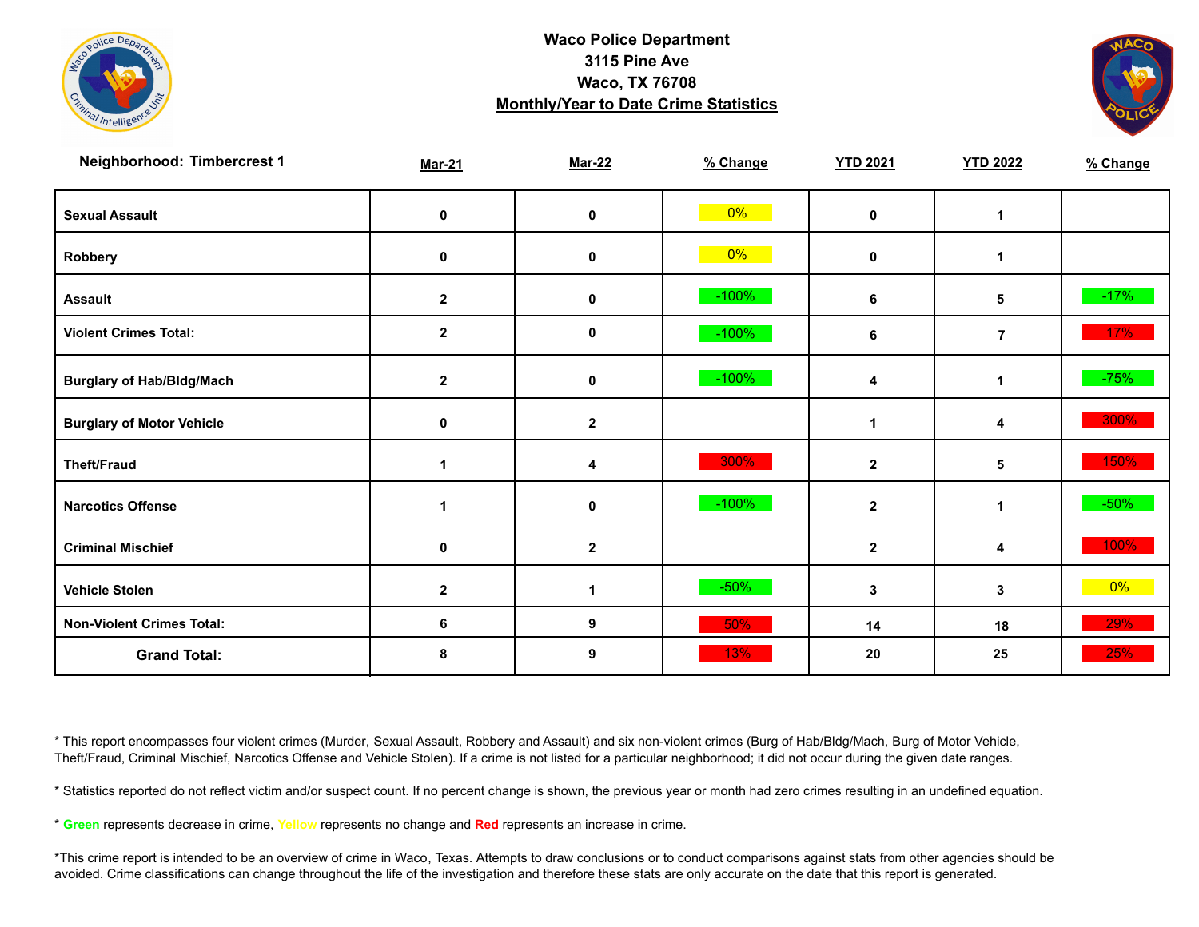**Waco Police Department**
**3115 Pine Ave**
**Waco, TX 76708**
**Monthly/Year to Date Crime Statistics**

| Neighborhood: Timbercrest 1 | Mar-21 | Mar-22 | % Change | YTD 2021 | YTD 2022 | % Change |
|---|---|---|---|---|---|---|
| Sexual Assault | 0 | 0 | 0% | 0 | 1 | |
| Robbery | 0 | 0 | 0% | 0 | 1 | |
| Assault | 2 | 0 | -100% | 6 | 5 | -17% |
| Violent Crimes Total: | 2 | 0 | -100% | 6 | 7 | 17% |
| Burglary of Hab/Bldg/Mach | 2 | 0 | -100% | 4 | 1 | -75% |
| Burglary of Motor Vehicle | 0 | 2 | | 1 | 4 | 300% |
| Theft/Fraud | 1 | 4 | 300% | 2 | 5 | 150% |
| Narcotics Offense | 1 | 0 | -100% | 2 | 1 | -50% |
| Criminal Mischief | 0 | 2 | | 2 | 4 | 100% |
| Vehicle Stolen | 2 | 1 | -50% | 3 | 3 | 0% |
| Non-Violent Crimes Total: | 6 | 9 | 50% | 14 | 18 | 29% |
| Grand Total: | 8 | 9 | 13% | 20 | 25 | 25% |

* This report encompasses four violent crimes (Murder, Sexual Assault, Robbery and Assault) and six non-violent crimes (Burg of Hab/Bldg/Mach, Burg of Motor Vehicle, Theft/Fraud, Criminal Mischief, Narcotics Offense and Vehicle Stolen). If a crime is not listed for a particular neighborhood; it did not occur during the given date ranges.

* Statistics reported do not reflect victim and/or suspect count. If no percent change is shown, the previous year or month had zero crimes resulting in an undefined equation.

* **Green** represents decrease in crime, **Yellow** represents no change and **Red** represents an increase in crime.

*This crime report is intended to be an overview of crime in Waco, Texas. Attempts to draw conclusions or to conduct comparisons against stats from other agencies should be avoided. Crime classifications can change throughout the life of the investigation and therefore these stats are only accurate on the date that this report is generated.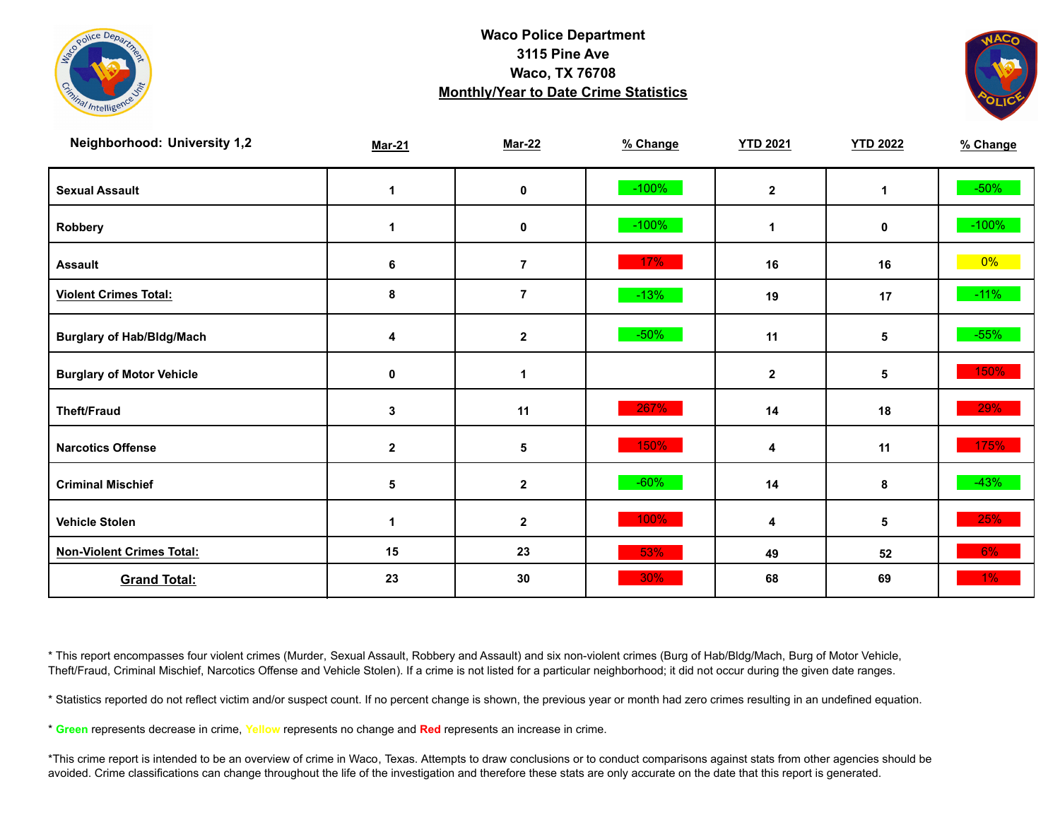**Waco Police Department**
**3115 Pine Ave**
**Waco, TX 76708**
**Monthly/Year to Date Crime Statistics**

| Neighborhood: University 1,2 | Mar-21 | Mar-22 | % Change | YTD 2021 | YTD 2022 | % Change |
|---|---|---|---|---|---|---|
| Sexual Assault | 1 | 0 | -100% | 2 | 1 | -50% |
| Robbery | 1 | 0 | -100% | 1 | 0 | -100% |
| Assault | 6 | 7 | 17% | 16 | 16 | 0% |
| **Violent Crimes Total:** | 8 | 7 | -13% | 19 | 17 | -11% |
| Burglary of Hab/Bldg/Mach | 4 | 2 | -50% | 11 | 5 | -55% |
| Burglary of Motor Vehicle | 0 | 1 | | 2 | 5 | 150% |
| Theft/Fraud | 3 | 11 | 267% | 14 | 18 | 29% |
| Narcotics Offense | 2 | 5 | 150% | 4 | 11 | 175% |
| Criminal Mischief | 5 | 2 | -60% | 14 | 8 | -43% |
| Vehicle Stolen | 1 | 2 | 100% | 4 | 5 | 25% |
| **Non-Violent Crimes Total:** | 15 | 23 | 53% | 49 | 52 | 6% |
| **Grand Total:** | 23 | 30 | 30% | 68 | 69 | 1% |

* This report encompasses four violent crimes (Murder, Sexual Assault, Robbery and Assault) and six non-violent crimes (Burg of Hab/Bldg/Mach, Burg of Motor Vehicle, Theft/Fraud, Criminal Mischief, Narcotics Offense and Vehicle Stolen). If a crime is not listed for a particular neighborhood; it did not occur during the given date ranges.

* Statistics reported do not reflect victim and/or suspect count. If no percent change is shown, the previous year or month had zero crimes resulting in an undefined equation.

* Green represents decrease in crime, Yellow represents no change and Red represents an increase in crime.

*This crime report is intended to be an overview of crime in Waco, Texas. Attempts to draw conclusions or to conduct comparisons against stats from other agencies should be avoided. Crime classifications can change throughout the life of the investigation and therefore these stats are only accurate on the date that this report is generated.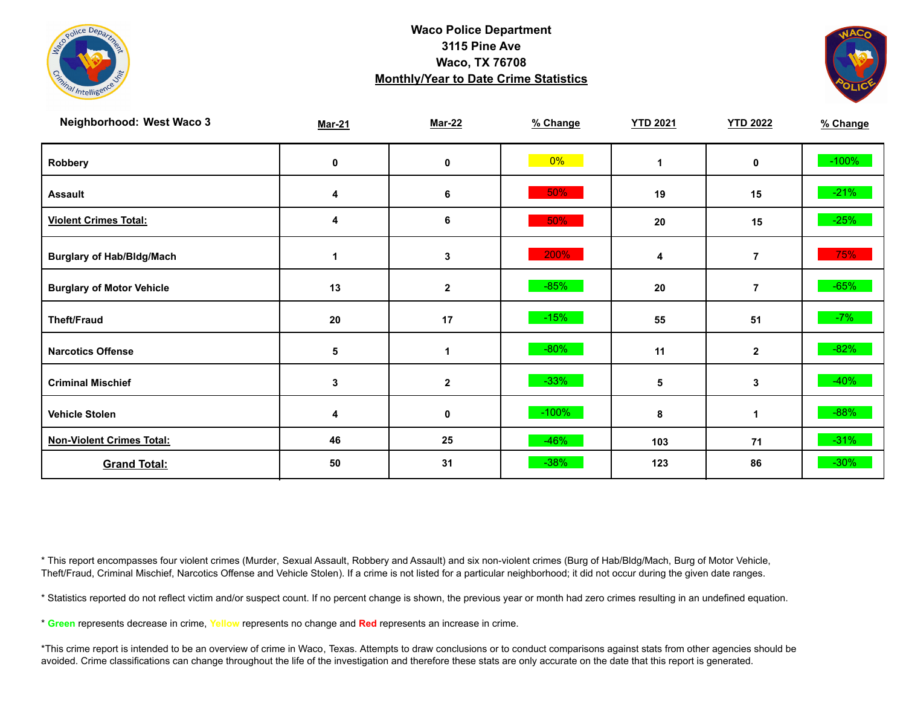**Waco Police Department**
**3115 Pine Ave**
**Waco, TX 76708**
**Monthly/Year to Date Crime Statistics**

| Neighborhood: West Waco 3 | Mar-21 | Mar-22 | % Change | YTD 2021 | YTD 2022 | % Change |
|---|---|---|---|---|---|---|
| Robbery | 0 | 0 | 0% | 1 | 0 | -100% |
| Assault | 4 | 6 | 50% | 19 | 15 | -21% |
| **Violent Crimes Total:** | 4 | 6 | 50% | 20 | 15 | -25% |
| Burglary of Hab/Bldg/Mach | 1 | 3 | 200% | 4 | 7 | 75% |
| Burglary of Motor Vehicle | 13 | 2 | -85% | 20 | 7 | -65% |
| Theft/Fraud | 20 | 17 | -15% | 55 | 51 | -7% |
| Narcotics Offense | 5 | 1 | -80% | 11 | 2 | -82% |
| Criminal Mischief | 3 | 2 | -33% | 5 | 3 | -40% |
| Vehicle Stolen | 4 | 0 | -100% | 8 | 1 | -88% |
| **Non-Violent Crimes Total:** | 46 | 25 | -46% | 103 | 71 | -31% |
| **Grand Total:** | 50 | 31 | -38% | 123 | 86 | -30% |

* This report encompasses four violent crimes (Murder, Sexual Assault, Robbery and Assault) and six non-violent crimes (Burg of Hab/Bldg/Mach, Burg of Motor Vehicle, Theft/Fraud, Criminal Mischief, Narcotics Offense and Vehicle Stolen). If a crime is not listed for a particular neighborhood; it did not occur during the given date ranges.

* Statistics reported do not reflect victim and/or suspect count. If no percent change is shown, the previous year or month had zero crimes resulting in an undefined equation.

* **Green** represents decrease in crime, Yellow represents no change and **Red** represents an increase in crime.

*This crime report is intended to be an overview of crime in Waco, Texas. Attempts to draw conclusions or to conduct comparisons against stats from other agencies should be avoided. Crime classifications can change throughout the life of the investigation and therefore these stats are only accurate on the date that this report is generated.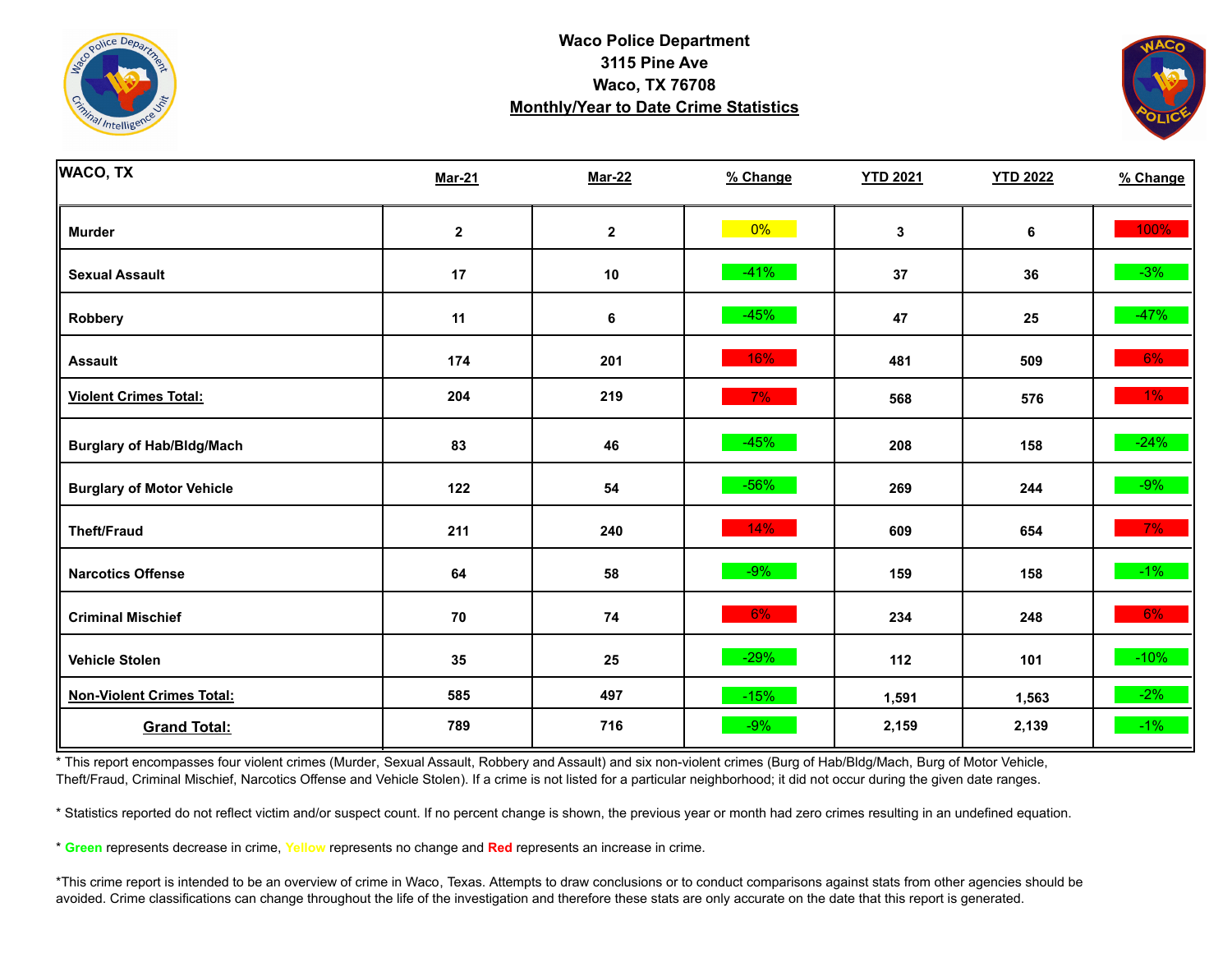**Waco Police Department**
**3115 Pine Ave**
**Waco, TX 76708**
**Monthly/Year to Date Crime Statistics**

| WACO, TX | Mar-21 | Mar-22 | % Change | YTD 2021 | YTD 2022 | % Change |
|---|---|---|---|---|---|---|
| **Murder** | 2 | 2 | 0% | 3 | 6 | 100% |
| **Sexual Assault** | 17 | 10 | -41% | 37 | 36 | -3% |
| **Robbery** | 11 | 6 | -45% | 47 | 25 | -47% |
| **Assault** | 174 | 201 | 16% | 481 | 509 | 6% |
| **Violent Crimes Total:** | 204 | 219 | 7% | 568 | 576 | 1% |
| **Burglary of Hab/Bldg/Mach** | 83 | 46 | -45% | 208 | 158 | -24% |
| **Burglary of Motor Vehicle** | 122 | 54 | -56% | 269 | 244 | -9% |
| **Theft/Fraud** | 211 | 240 | 14% | 609 | 654 | 7% |
| **Narcotics Offense** | 64 | 58 | -9% | 159 | 158 | -1% |
| **Criminal Mischief** | 70 | 74 | 6% | 234 | 248 | 6% |
| **Vehicle Stolen** | 35 | 25 | -29% | 112 | 101 | -10% |
| **Non-Violent Crimes Total:** | 585 | 497 | -15% | 1,591 | 1,563 | -2% |
| **Grand Total:** | 789 | 716 | -9% | 2,159 | 2,139 | -1% |

* This report encompasses four violent crimes (Murder, Sexual Assault, Robbery and Assault) and six non-violent crimes (Burg of Hab/Bldg/Mach, Burg of Motor Vehicle, Theft/Fraud, Criminal Mischief, Narcotics Offense and Vehicle Stolen). If a crime is not listed for a particular neighborhood; it did not occur during the given date ranges.

* Statistics reported do not reflect victim and/or suspect count. If no percent change is shown, the previous year or month had zero crimes resulting in an undefined equation.

* **Green** represents decrease in crime, **Yellow** represents no change and **Red** represents an increase in crime.

*This crime report is intended to be an overview of crime in Waco, Texas. Attempts to draw conclusions or to conduct comparisons against stats from other agencies should be avoided. Crime classifications can change throughout the life of the investigation and therefore these stats are only accurate on the date that this report is generated.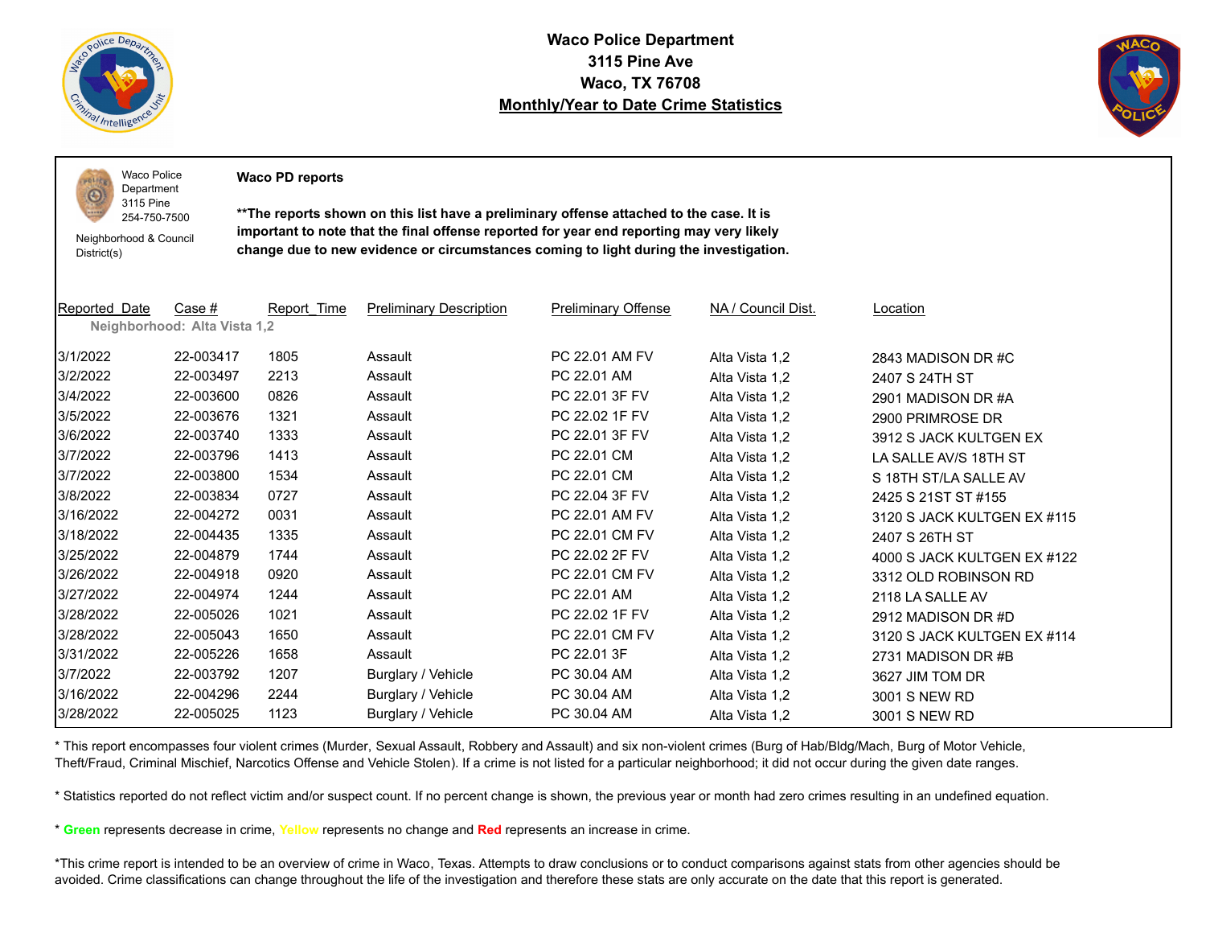# Waco Police Department
## 3115 Pine Ave
## Waco, TX 76708
## Monthly/Year to Date Crime Statistics

Waco Police Department
3115 Pine
254-750-7500

Neighborhood & Council District(s)

**Waco PD reports**

****The reports shown on this list have a preliminary offense attached to the case. It is important to note that the final offense reported for year end reporting may very likely change due to new evidence or circumstances coming to light during the investigation.**

| Reported_Date | Case # | Report_Time | Preliminary Description | Preliminary Offense | NA / Council Dist. | Location |
|---|---|---|---|---|---|---|
| **Neighborhood: Alta Vista 1,2** | | | | | | |
| 3/1/2022 | 22-003417 | 1805 | Assault | PC 22.01 AM FV | Alta Vista 1,2 | 2843 MADISON DR #C |
| 3/2/2022 | 22-003497 | 2213 | Assault | PC 22.01 AM | Alta Vista 1,2 | 2407 S 24TH ST |
| 3/4/2022 | 22-003600 | 0826 | Assault | PC 22.01 3F FV | Alta Vista 1,2 | 2901 MADISON DR #A |
| 3/5/2022 | 22-003676 | 1321 | Assault | PC 22.02 1F FV | Alta Vista 1,2 | 2900 PRIMROSE DR |
| 3/6/2022 | 22-003740 | 1333 | Assault | PC 22.01 3F FV | Alta Vista 1,2 | 3912 S JACK KULTGEN EX |
| 3/7/2022 | 22-003796 | 1413 | Assault | PC 22.01 CM | Alta Vista 1,2 | LA SALLE AV/S 18TH ST |
| 3/7/2022 | 22-003800 | 1534 | Assault | PC 22.01 CM | Alta Vista 1,2 | S 18TH ST/LA SALLE AV |
| 3/8/2022 | 22-003834 | 0727 | Assault | PC 22.04 3F FV | Alta Vista 1,2 | 2425 S 21ST ST #155 |
| 3/16/2022 | 22-004272 | 0031 | Assault | PC 22.01 AM FV | Alta Vista 1,2 | 3120 S JACK KULTGEN EX #115 |
| 3/18/2022 | 22-004435 | 1335 | Assault | PC 22.01 CM FV | Alta Vista 1,2 | 2407 S 26TH ST |
| 3/25/2022 | 22-004879 | 1744 | Assault | PC 22.02 2F FV | Alta Vista 1,2 | 4000 S JACK KULTGEN EX #122 |
| 3/26/2022 | 22-004918 | 0920 | Assault | PC 22.01 CM FV | Alta Vista 1,2 | 3312 OLD ROBINSON RD |
| 3/27/2022 | 22-004974 | 1244 | Assault | PC 22.01 AM | Alta Vista 1,2 | 2118 LA SALLE AV |
| 3/28/2022 | 22-005026 | 1021 | Assault | PC 22.02 1F FV | Alta Vista 1,2 | 2912 MADISON DR #D |
| 3/28/2022 | 22-005043 | 1650 | Assault | PC 22.01 CM FV | Alta Vista 1,2 | 3120 S JACK KULTGEN EX #114 |
| 3/31/2022 | 22-005226 | 1658 | Assault | PC 22.01 3F | Alta Vista 1,2 | 2731 MADISON DR #B |
| 3/7/2022 | 22-003792 | 1207 | Burglary / Vehicle | PC 30.04 AM | Alta Vista 1,2 | 3627 JIM TOM DR |
| 3/16/2022 | 22-004296 | 2244 | Burglary / Vehicle | PC 30.04 AM | Alta Vista 1,2 | 3001 S NEW RD |
| 3/28/2022 | 22-005025 | 1123 | Burglary / Vehicle | PC 30.04 AM | Alta Vista 1,2 | 3001 S NEW RD |

* This report encompasses four violent crimes (Murder, Sexual Assault, Robbery and Assault) and six non-violent crimes (Burg of Hab/Bldg/Mach, Burg of Motor Vehicle, Theft/Fraud, Criminal Mischief, Narcotics Offense and Vehicle Stolen). If a crime is not listed for a particular neighborhood; it did not occur during the given date ranges.

* Statistics reported do not reflect victim and/or suspect count. If no percent change is shown, the previous year or month had zero crimes resulting in an undefined equation.

* **Green** represents decrease in crime, **Yellow** represents no change and **Red** represents an increase in crime.

*This crime report is intended to be an overview of crime in Waco, Texas. Attempts to draw conclusions or to conduct comparisons against stats from other agencies should be avoided. Crime classifications can change throughout the life of the investigation and therefore these stats are only accurate on the date that this report is generated.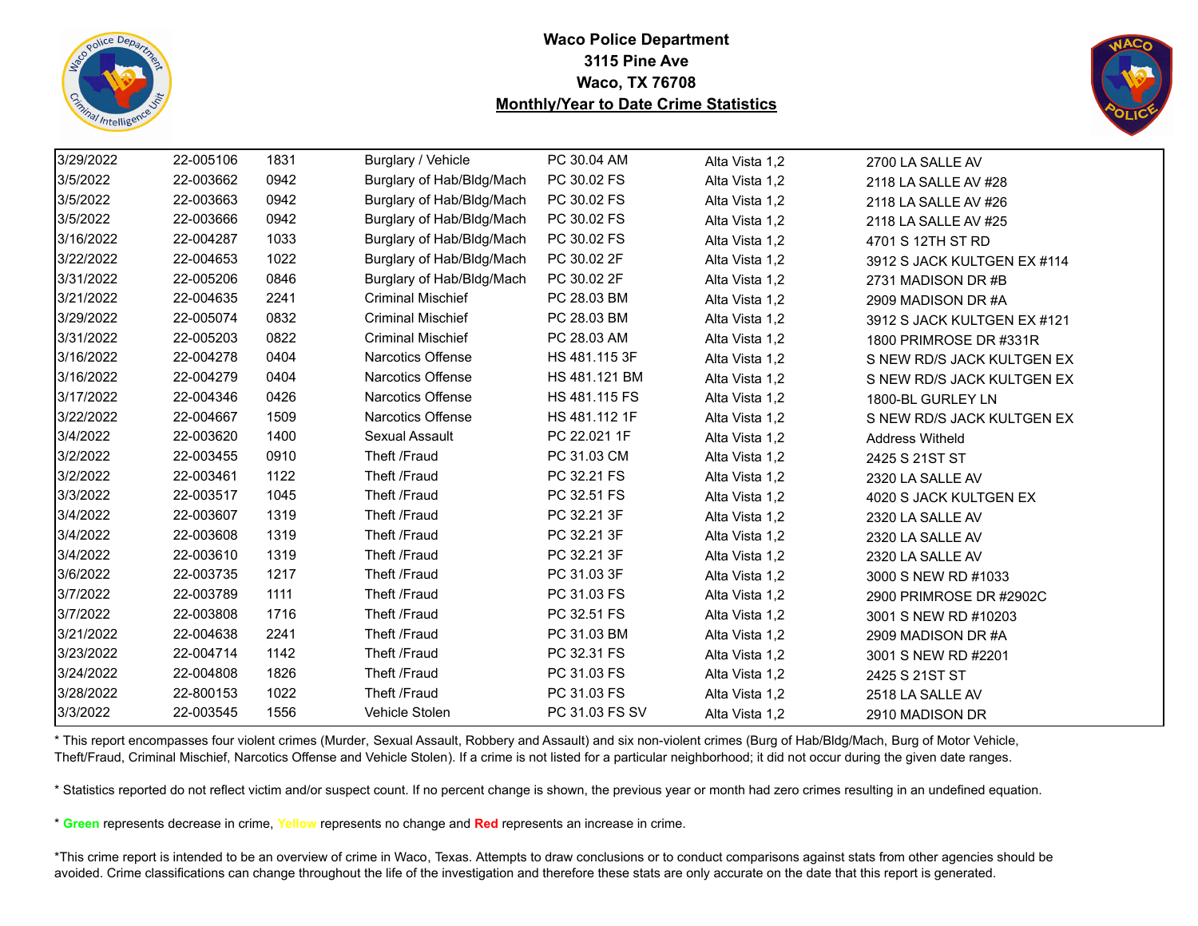**Waco Police Department**
**3115 Pine Ave**
**Waco, TX 76708**
**Monthly/Year to Date Crime Statistics**

| | | | | | | |
|---|---|---|---|---|---|---|
| 3/29/2022 | 22-005106 | 1831 | Burglary / Vehicle | PC 30.04 AM | Alta Vista 1,2 | 2700 LA SALLE AV |
| 3/5/2022 | 22-003662 | 0942 | Burglary of Hab/Bldg/Mach | PC 30.02 FS | Alta Vista 1,2 | 2118 LA SALLE AV #28 |
| 3/5/2022 | 22-003663 | 0942 | Burglary of Hab/Bldg/Mach | PC 30.02 FS | Alta Vista 1,2 | 2118 LA SALLE AV #26 |
| 3/5/2022 | 22-003666 | 0942 | Burglary of Hab/Bldg/Mach | PC 30.02 FS | Alta Vista 1,2 | 2118 LA SALLE AV #25 |
| 3/16/2022 | 22-004287 | 1033 | Burglary of Hab/Bldg/Mach | PC 30.02 FS | Alta Vista 1,2 | 4701 S 12TH ST RD |
| 3/22/2022 | 22-004653 | 1022 | Burglary of Hab/Bldg/Mach | PC 30.02 2F | Alta Vista 1,2 | 3912 S JACK KULTGEN EX #114 |
| 3/31/2022 | 22-005206 | 0846 | Burglary of Hab/Bldg/Mach | PC 30.02 2F | Alta Vista 1,2 | 2731 MADISON DR #B |
| 3/21/2022 | 22-004635 | 2241 | Criminal Mischief | PC 28.03 BM | Alta Vista 1,2 | 2909 MADISON DR #A |
| 3/29/2022 | 22-005074 | 0832 | Criminal Mischief | PC 28.03 BM | Alta Vista 1,2 | 3912 S JACK KULTGEN EX #121 |
| 3/31/2022 | 22-005203 | 0822 | Criminal Mischief | PC 28.03 AM | Alta Vista 1,2 | 1800 PRIMROSE DR #331R |
| 3/16/2022 | 22-004278 | 0404 | Narcotics Offense | HS 481.115 3F | Alta Vista 1,2 | S NEW RD/S JACK KULTGEN EX |
| 3/16/2022 | 22-004279 | 0404 | Narcotics Offense | HS 481.121 BM | Alta Vista 1,2 | S NEW RD/S JACK KULTGEN EX |
| 3/17/2022 | 22-004346 | 0426 | Narcotics Offense | HS 481.115 FS | Alta Vista 1,2 | 1800-BL GURLEY LN |
| 3/22/2022 | 22-004667 | 1509 | Narcotics Offense | HS 481.112 1F | Alta Vista 1,2 | S NEW RD/S JACK KULTGEN EX |
| 3/4/2022 | 22-003620 | 1400 | Sexual Assault | PC 22.021 1F | Alta Vista 1,2 | Address Witheld |
| 3/2/2022 | 22-003455 | 0910 | Theft /Fraud | PC 31.03 CM | Alta Vista 1,2 | 2425 S 21ST ST |
| 3/2/2022 | 22-003461 | 1122 | Theft /Fraud | PC 32.21 FS | Alta Vista 1,2 | 2320 LA SALLE AV |
| 3/3/2022 | 22-003517 | 1045 | Theft /Fraud | PC 32.51 FS | Alta Vista 1,2 | 4020 S JACK KULTGEN EX |
| 3/4/2022 | 22-003607 | 1319 | Theft /Fraud | PC 32.21 3F | Alta Vista 1,2 | 2320 LA SALLE AV |
| 3/4/2022 | 22-003608 | 1319 | Theft /Fraud | PC 32.21 3F | Alta Vista 1,2 | 2320 LA SALLE AV |
| 3/4/2022 | 22-003610 | 1319 | Theft /Fraud | PC 32.21 3F | Alta Vista 1,2 | 2320 LA SALLE AV |
| 3/6/2022 | 22-003735 | 1217 | Theft /Fraud | PC 31.03 3F | Alta Vista 1,2 | 3000 S NEW RD #1033 |
| 3/7/2022 | 22-003789 | 1111 | Theft /Fraud | PC 31.03 FS | Alta Vista 1,2 | 2900 PRIMROSE DR #2902C |
| 3/7/2022 | 22-003808 | 1716 | Theft /Fraud | PC 32.51 FS | Alta Vista 1,2 | 3001 S NEW RD #10203 |
| 3/21/2022 | 22-004638 | 2241 | Theft /Fraud | PC 31.03 BM | Alta Vista 1,2 | 2909 MADISON DR #A |
| 3/23/2022 | 22-004714 | 1142 | Theft /Fraud | PC 32.31 FS | Alta Vista 1,2 | 3001 S NEW RD #2201 |
| 3/24/2022 | 22-004808 | 1826 | Theft /Fraud | PC 31.03 FS | Alta Vista 1,2 | 2425 S 21ST ST |
| 3/28/2022 | 22-800153 | 1022 | Theft /Fraud | PC 31.03 FS | Alta Vista 1,2 | 2518 LA SALLE AV |
| 3/3/2022 | 22-003545 | 1556 | Vehicle Stolen | PC 31.03 FS SV | Alta Vista 1,2 | 2910 MADISON DR |

* This report encompasses four violent crimes (Murder, Sexual Assault, Robbery and Assault) and six non-violent crimes (Burg of Hab/Bldg/Mach, Burg of Motor Vehicle, Theft/Fraud, Criminal Mischief, Narcotics Offense and Vehicle Stolen). If a crime is not listed for a particular neighborhood; it did not occur during the given date ranges.

* Statistics reported do not reflect victim and/or suspect count. If no percent change is shown, the previous year or month had zero crimes resulting in an undefined equation.

* **Green** represents decrease in crime, Yellow represents no change and **Red** represents an increase in crime.

*This crime report is intended to be an overview of crime in Waco, Texas. Attempts to draw conclusions or to conduct comparisons against stats from other agencies should be avoided. Crime classifications can change throughout the life of the investigation and therefore these stats are only accurate on the date that this report is generated.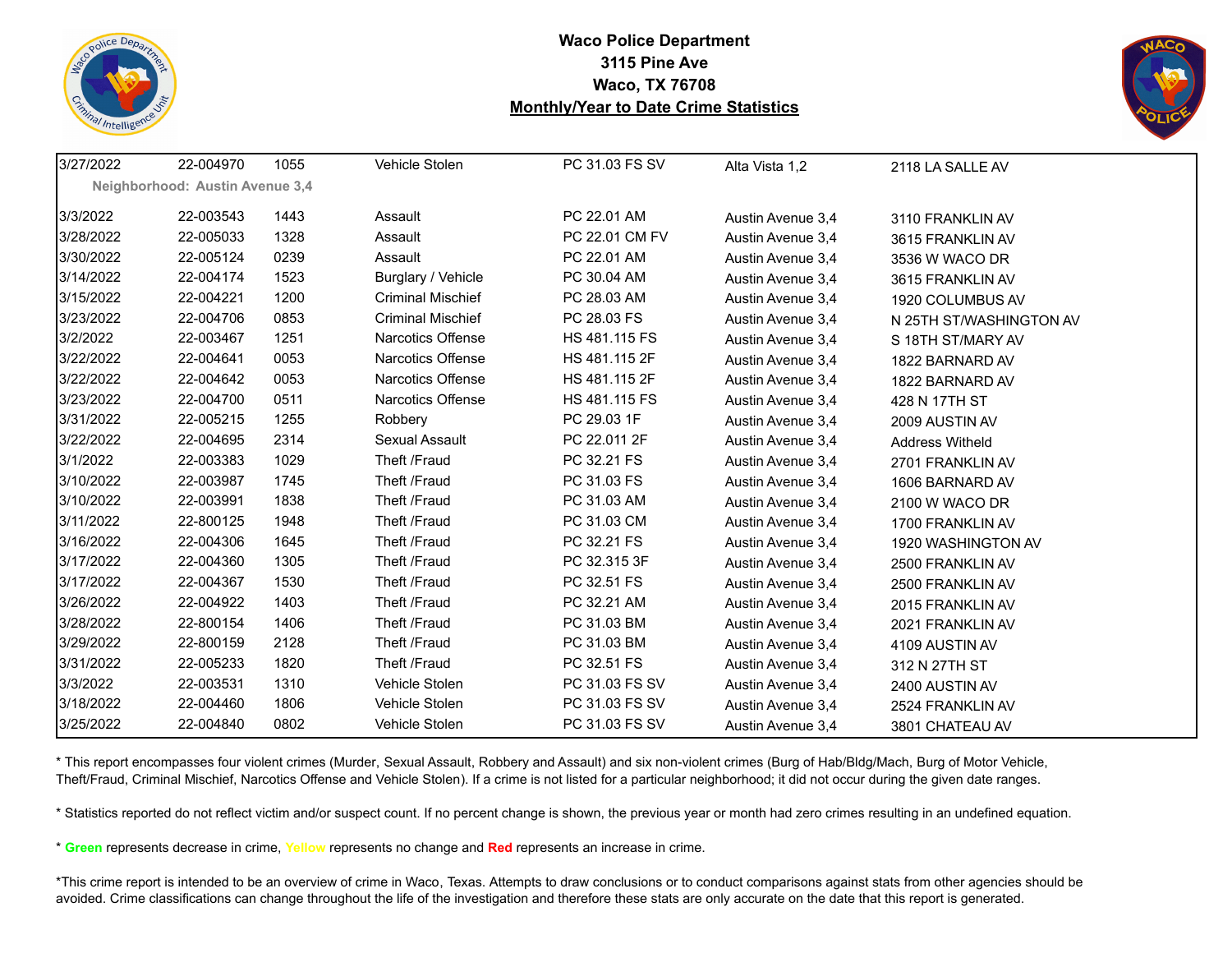**Waco Police Department**
**3115 Pine Ave**
**Waco, TX 76708**
**Monthly/Year to Date Crime Statistics**

| | | | | | | |
|---|---|---|---|---|---|---|
| 3/27/2022 | 22-004970 | 1055 | Vehicle Stolen | PC 31.03 FS SV | Alta Vista 1,2 | 2118 LA SALLE AV |
| **Neighborhood: Austin Avenue 3,4** | | | | | | |
| 3/3/2022 | 22-003543 | 1443 | Assault | PC 22.01 AM | Austin Avenue 3,4 | 3110 FRANKLIN AV |
| 3/28/2022 | 22-005033 | 1328 | Assault | PC 22.01 CM FV | Austin Avenue 3,4 | 3615 FRANKLIN AV |
| 3/30/2022 | 22-005124 | 0239 | Assault | PC 22.01 AM | Austin Avenue 3,4 | 3536 W WACO DR |
| 3/14/2022 | 22-004174 | 1523 | Burglary / Vehicle | PC 30.04 AM | Austin Avenue 3,4 | 3615 FRANKLIN AV |
| 3/15/2022 | 22-004221 | 1200 | Criminal Mischief | PC 28.03 AM | Austin Avenue 3,4 | 1920 COLUMBUS AV |
| 3/23/2022 | 22-004706 | 0853 | Criminal Mischief | PC 28.03 FS | Austin Avenue 3,4 | N 25TH ST/WASHINGTON AV |
| 3/2/2022 | 22-003467 | 1251 | Narcotics Offense | HS 481.115 FS | Austin Avenue 3,4 | S 18TH ST/MARY AV |
| 3/22/2022 | 22-004641 | 0053 | Narcotics Offense | HS 481.115 2F | Austin Avenue 3,4 | 1822 BARNARD AV |
| 3/22/2022 | 22-004642 | 0053 | Narcotics Offense | HS 481.115 2F | Austin Avenue 3,4 | 1822 BARNARD AV |
| 3/23/2022 | 22-004700 | 0511 | Narcotics Offense | HS 481.115 FS | Austin Avenue 3,4 | 428 N 17TH ST |
| 3/31/2022 | 22-005215 | 1255 | Robbery | PC 29.03 1F | Austin Avenue 3,4 | 2009 AUSTIN AV |
| 3/22/2022 | 22-004695 | 2314 | Sexual Assault | PC 22.011 2F | Austin Avenue 3,4 | Address Witheld |
| 3/1/2022 | 22-003383 | 1029 | Theft /Fraud | PC 32.21 FS | Austin Avenue 3,4 | 2701 FRANKLIN AV |
| 3/10/2022 | 22-003987 | 1745 | Theft /Fraud | PC 31.03 FS | Austin Avenue 3,4 | 1606 BARNARD AV |
| 3/10/2022 | 22-003991 | 1838 | Theft /Fraud | PC 31.03 AM | Austin Avenue 3,4 | 2100 W WACO DR |
| 3/11/2022 | 22-800125 | 1948 | Theft /Fraud | PC 31.03 CM | Austin Avenue 3,4 | 1700 FRANKLIN AV |
| 3/16/2022 | 22-004306 | 1645 | Theft /Fraud | PC 32.21 FS | Austin Avenue 3,4 | 1920 WASHINGTON AV |
| 3/17/2022 | 22-004360 | 1305 | Theft /Fraud | PC 32.315 3F | Austin Avenue 3,4 | 2500 FRANKLIN AV |
| 3/17/2022 | 22-004367 | 1530 | Theft /Fraud | PC 32.51 FS | Austin Avenue 3,4 | 2500 FRANKLIN AV |
| 3/26/2022 | 22-004922 | 1403 | Theft /Fraud | PC 32.21 AM | Austin Avenue 3,4 | 2015 FRANKLIN AV |
| 3/28/2022 | 22-800154 | 1406 | Theft /Fraud | PC 31.03 BM | Austin Avenue 3,4 | 2021 FRANKLIN AV |
| 3/29/2022 | 22-800159 | 2128 | Theft /Fraud | PC 31.03 BM | Austin Avenue 3,4 | 4109 AUSTIN AV |
| 3/31/2022 | 22-005233 | 1820 | Theft /Fraud | PC 32.51 FS | Austin Avenue 3,4 | 312 N 27TH ST |
| 3/3/2022 | 22-003531 | 1310 | Vehicle Stolen | PC 31.03 FS SV | Austin Avenue 3,4 | 2400 AUSTIN AV |
| 3/18/2022 | 22-004460 | 1806 | Vehicle Stolen | PC 31.03 FS SV | Austin Avenue 3,4 | 2524 FRANKLIN AV |
| 3/25/2022 | 22-004840 | 0802 | Vehicle Stolen | PC 31.03 FS SV | Austin Avenue 3,4 | 3801 CHATEAU AV |

* This report encompasses four violent crimes (Murder, Sexual Assault, Robbery and Assault) and six non-violent crimes (Burg of Hab/Bldg/Mach, Burg of Motor Vehicle, Theft/Fraud, Criminal Mischief, Narcotics Offense and Vehicle Stolen). If a crime is not listed for a particular neighborhood; it did not occur during the given date ranges.

* Statistics reported do not reflect victim and/or suspect count. If no percent change is shown, the previous year or month had zero crimes resulting in an undefined equation.

* **Green** represents decrease in crime, **Yellow** represents no change and **Red** represents an increase in crime.

*This crime report is intended to be an overview of crime in Waco, Texas. Attempts to draw conclusions or to conduct comparisons against stats from other agencies should be avoided. Crime classifications can change throughout the life of the investigation and therefore these stats are only accurate on the date that this report is generated.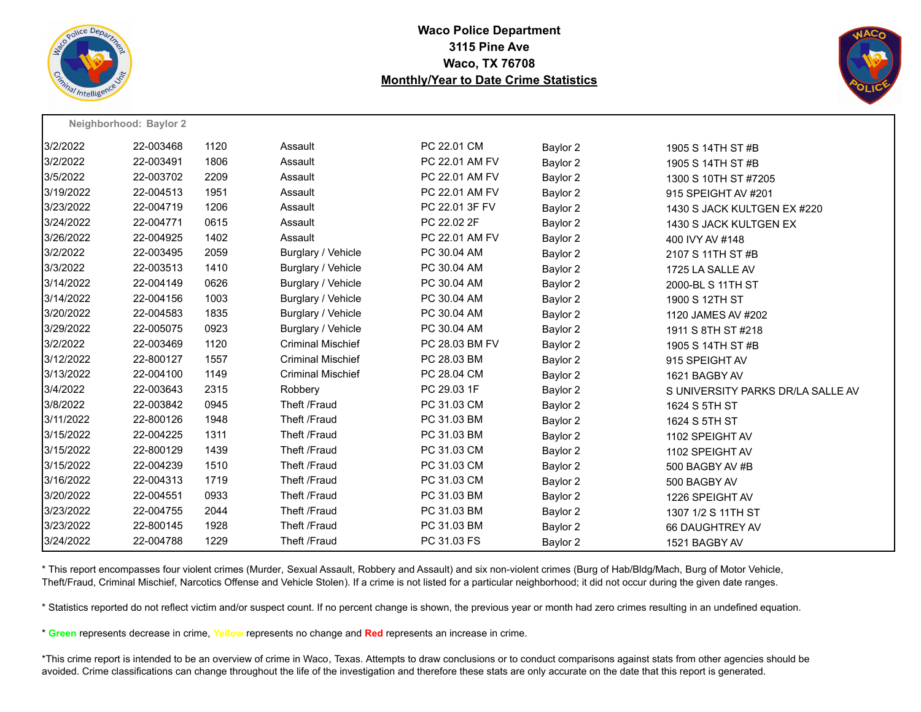**Waco Police Department**
**3115 Pine Ave**
**Waco, TX 76708**
**Monthly/Year to Date Crime Statistics**

**Neighborhood: Baylor 2**

| Date | Case | Time | Offense | Code | Neighborhood | Address |
|---|---|---|---|---|---|---|
| 3/2/2022 | 22-003468 | 1120 | Assault | PC 22.01 CM | Baylor 2 | 1905 S 14TH ST #B |
| 3/2/2022 | 22-003491 | 1806 | Assault | PC 22.01 AM FV | Baylor 2 | 1905 S 14TH ST #B |
| 3/5/2022 | 22-003702 | 2209 | Assault | PC 22.01 AM FV | Baylor 2 | 1300 S 10TH ST #7205 |
| 3/19/2022 | 22-004513 | 1951 | Assault | PC 22.01 AM FV | Baylor 2 | 915 SPEIGHT AV #201 |
| 3/23/2022 | 22-004719 | 1206 | Assault | PC 22.01 3F FV | Baylor 2 | 1430 S JACK KULTGEN EX #220 |
| 3/24/2022 | 22-004771 | 0615 | Assault | PC 22.02 2F | Baylor 2 | 1430 S JACK KULTGEN EX |
| 3/26/2022 | 22-004925 | 1402 | Assault | PC 22.01 AM FV | Baylor 2 | 400 IVY AV #148 |
| 3/2/2022 | 22-003495 | 2059 | Burglary / Vehicle | PC 30.04 AM | Baylor 2 | 2107 S 11TH ST #B |
| 3/3/2022 | 22-003513 | 1410 | Burglary / Vehicle | PC 30.04 AM | Baylor 2 | 1725 LA SALLE AV |
| 3/14/2022 | 22-004149 | 0626 | Burglary / Vehicle | PC 30.04 AM | Baylor 2 | 2000-BL S 11TH ST |
| 3/14/2022 | 22-004156 | 1003 | Burglary / Vehicle | PC 30.04 AM | Baylor 2 | 1900 S 12TH ST |
| 3/20/2022 | 22-004583 | 1835 | Burglary / Vehicle | PC 30.04 AM | Baylor 2 | 1120 JAMES AV #202 |
| 3/29/2022 | 22-005075 | 0923 | Burglary / Vehicle | PC 30.04 AM | Baylor 2 | 1911 S 8TH ST #218 |
| 3/2/2022 | 22-003469 | 1120 | Criminal Mischief | PC 28.03 BM FV | Baylor 2 | 1905 S 14TH ST #B |
| 3/12/2022 | 22-800127 | 1557 | Criminal Mischief | PC 28.03 BM | Baylor 2 | 915 SPEIGHT AV |
| 3/13/2022 | 22-004100 | 1149 | Criminal Mischief | PC 28.04 CM | Baylor 2 | 1621 BAGBY AV |
| 3/4/2022 | 22-003643 | 2315 | Robbery | PC 29.03 1F | Baylor 2 | S UNIVERSITY PARKS DR/LA SALLE AV |
| 3/8/2022 | 22-003842 | 0945 | Theft /Fraud | PC 31.03 CM | Baylor 2 | 1624 S 5TH ST |
| 3/11/2022 | 22-800126 | 1948 | Theft /Fraud | PC 31.03 BM | Baylor 2 | 1624 S 5TH ST |
| 3/15/2022 | 22-004225 | 1311 | Theft /Fraud | PC 31.03 BM | Baylor 2 | 1102 SPEIGHT AV |
| 3/15/2022 | 22-800129 | 1439 | Theft /Fraud | PC 31.03 CM | Baylor 2 | 1102 SPEIGHT AV |
| 3/15/2022 | 22-004239 | 1510 | Theft /Fraud | PC 31.03 CM | Baylor 2 | 500 BAGBY AV #B |
| 3/16/2022 | 22-004313 | 1719 | Theft /Fraud | PC 31.03 CM | Baylor 2 | 500 BAGBY AV |
| 3/20/2022 | 22-004551 | 0933 | Theft /Fraud | PC 31.03 BM | Baylor 2 | 1226 SPEIGHT AV |
| 3/23/2022 | 22-004755 | 2044 | Theft /Fraud | PC 31.03 BM | Baylor 2 | 1307 1/2 S 11TH ST |
| 3/23/2022 | 22-800145 | 1928 | Theft /Fraud | PC 31.03 BM | Baylor 2 | 66 DAUGHTREY AV |
| 3/24/2022 | 22-004788 | 1229 | Theft /Fraud | PC 31.03 FS | Baylor 2 | 1521 BAGBY AV |

* This report encompasses four violent crimes (Murder, Sexual Assault, Robbery and Assault) and six non-violent crimes (Burg of Hab/Bldg/Mach, Burg of Motor Vehicle, Theft/Fraud, Criminal Mischief, Narcotics Offense and Vehicle Stolen). If a crime is not listed for a particular neighborhood; it did not occur during the given date ranges.

* Statistics reported do not reflect victim and/or suspect count. If no percent change is shown, the previous year or month had zero crimes resulting in an undefined equation.

* **Green** represents decrease in crime, Yellow represents no change and **Red** represents an increase in crime.

*This crime report is intended to be an overview of crime in Waco, Texas. Attempts to draw conclusions or to conduct comparisons against stats from other agencies should be avoided. Crime classifications can change throughout the life of the investigation and therefore these stats are only accurate on the date that this report is generated.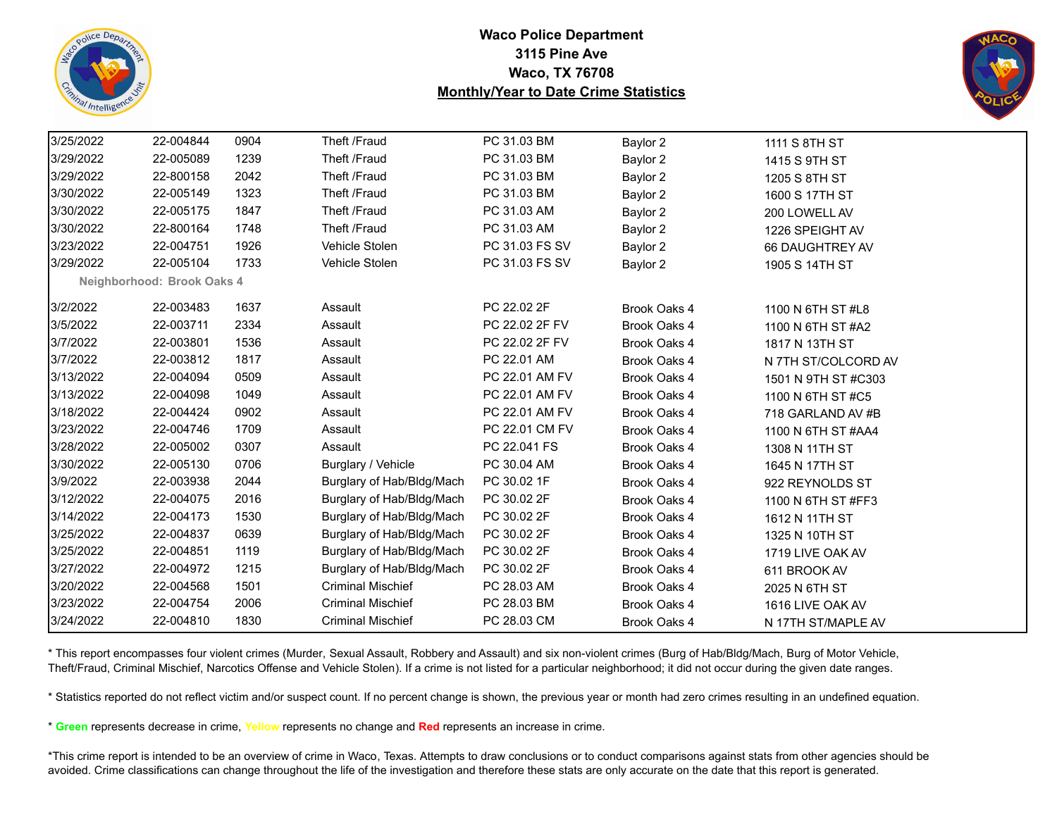**Waco Police Department**
**3115 Pine Ave**
**Waco, TX 76708**
**Monthly/Year to Date Crime Statistics**

| | | | | | | |
|---|---|---|---|---|---|---|
| 3/25/2022 | 22-004844 | 0904 | Theft /Fraud | PC 31.03 BM | Baylor 2 | 1111 S 8TH ST |
| 3/29/2022 | 22-005089 | 1239 | Theft /Fraud | PC 31.03 BM | Baylor 2 | 1415 S 9TH ST |
| 3/29/2022 | 22-800158 | 2042 | Theft /Fraud | PC 31.03 BM | Baylor 2 | 1205 S 8TH ST |
| 3/30/2022 | 22-005149 | 1323 | Theft /Fraud | PC 31.03 BM | Baylor 2 | 1600 S 17TH ST |
| 3/30/2022 | 22-005175 | 1847 | Theft /Fraud | PC 31.03 AM | Baylor 2 | 200 LOWELL AV |
| 3/30/2022 | 22-800164 | 1748 | Theft /Fraud | PC 31.03 AM | Baylor 2 | 1226 SPEIGHT AV |
| 3/23/2022 | 22-004751 | 1926 | Vehicle Stolen | PC 31.03 FS SV | Baylor 2 | 66 DAUGHTREY AV |
| 3/29/2022 | 22-005104 | 1733 | Vehicle Stolen | PC 31.03 FS SV | Baylor 2 | 1905 S 14TH ST |
| **Neighborhood: Brook Oaks 4** | | | | | | |
| 3/2/2022 | 22-003483 | 1637 | Assault | PC 22.02 2F | Brook Oaks 4 | 1100 N 6TH ST #L8 |
| 3/5/2022 | 22-003711 | 2334 | Assault | PC 22.02 2F FV | Brook Oaks 4 | 1100 N 6TH ST #A2 |
| 3/7/2022 | 22-003801 | 1536 | Assault | PC 22.02 2F FV | Brook Oaks 4 | 1817 N 13TH ST |
| 3/7/2022 | 22-003812 | 1817 | Assault | PC 22.01 AM | Brook Oaks 4 | N 7TH ST/COLCORD AV |
| 3/13/2022 | 22-004094 | 0509 | Assault | PC 22.01 AM FV | Brook Oaks 4 | 1501 N 9TH ST #C303 |
| 3/13/2022 | 22-004098 | 1049 | Assault | PC 22.01 AM FV | Brook Oaks 4 | 1100 N 6TH ST #C5 |
| 3/18/2022 | 22-004424 | 0902 | Assault | PC 22.01 AM FV | Brook Oaks 4 | 718 GARLAND AV #B |
| 3/23/2022 | 22-004746 | 1709 | Assault | PC 22.01 CM FV | Brook Oaks 4 | 1100 N 6TH ST #AA4 |
| 3/28/2022 | 22-005002 | 0307 | Assault | PC 22.041 FS | Brook Oaks 4 | 1308 N 11TH ST |
| 3/30/2022 | 22-005130 | 0706 | Burglary / Vehicle | PC 30.04 AM | Brook Oaks 4 | 1645 N 17TH ST |
| 3/9/2022 | 22-003938 | 2044 | Burglary of Hab/Bldg/Mach | PC 30.02 1F | Brook Oaks 4 | 922 REYNOLDS ST |
| 3/12/2022 | 22-004075 | 2016 | Burglary of Hab/Bldg/Mach | PC 30.02 2F | Brook Oaks 4 | 1100 N 6TH ST #FF3 |
| 3/14/2022 | 22-004173 | 1530 | Burglary of Hab/Bldg/Mach | PC 30.02 2F | Brook Oaks 4 | 1612 N 11TH ST |
| 3/25/2022 | 22-004837 | 0639 | Burglary of Hab/Bldg/Mach | PC 30.02 2F | Brook Oaks 4 | 1325 N 10TH ST |
| 3/25/2022 | 22-004851 | 1119 | Burglary of Hab/Bldg/Mach | PC 30.02 2F | Brook Oaks 4 | 1719 LIVE OAK AV |
| 3/27/2022 | 22-004972 | 1215 | Burglary of Hab/Bldg/Mach | PC 30.02 2F | Brook Oaks 4 | 611 BROOK AV |
| 3/20/2022 | 22-004568 | 1501 | Criminal Mischief | PC 28.03 AM | Brook Oaks 4 | 2025 N 6TH ST |
| 3/23/2022 | 22-004754 | 2006 | Criminal Mischief | PC 28.03 BM | Brook Oaks 4 | 1616 LIVE OAK AV |
| 3/24/2022 | 22-004810 | 1830 | Criminal Mischief | PC 28.03 CM | Brook Oaks 4 | N 17TH ST/MAPLE AV |

* This report encompasses four violent crimes (Murder, Sexual Assault, Robbery and Assault) and six non-violent crimes (Burg of Hab/Bldg/Mach, Burg of Motor Vehicle, Theft/Fraud, Criminal Mischief, Narcotics Offense and Vehicle Stolen). If a crime is not listed for a particular neighborhood; it did not occur during the given date ranges.

* Statistics reported do not reflect victim and/or suspect count. If no percent change is shown, the previous year or month had zero crimes resulting in an undefined equation.

* **Green** represents decrease in crime, Yellow represents no change and **Red** represents an increase in crime.

*This crime report is intended to be an overview of crime in Waco, Texas. Attempts to draw conclusions or to conduct comparisons against stats from other agencies should be avoided. Crime classifications can change throughout the life of the investigation and therefore these stats are only accurate on the date that this report is generated.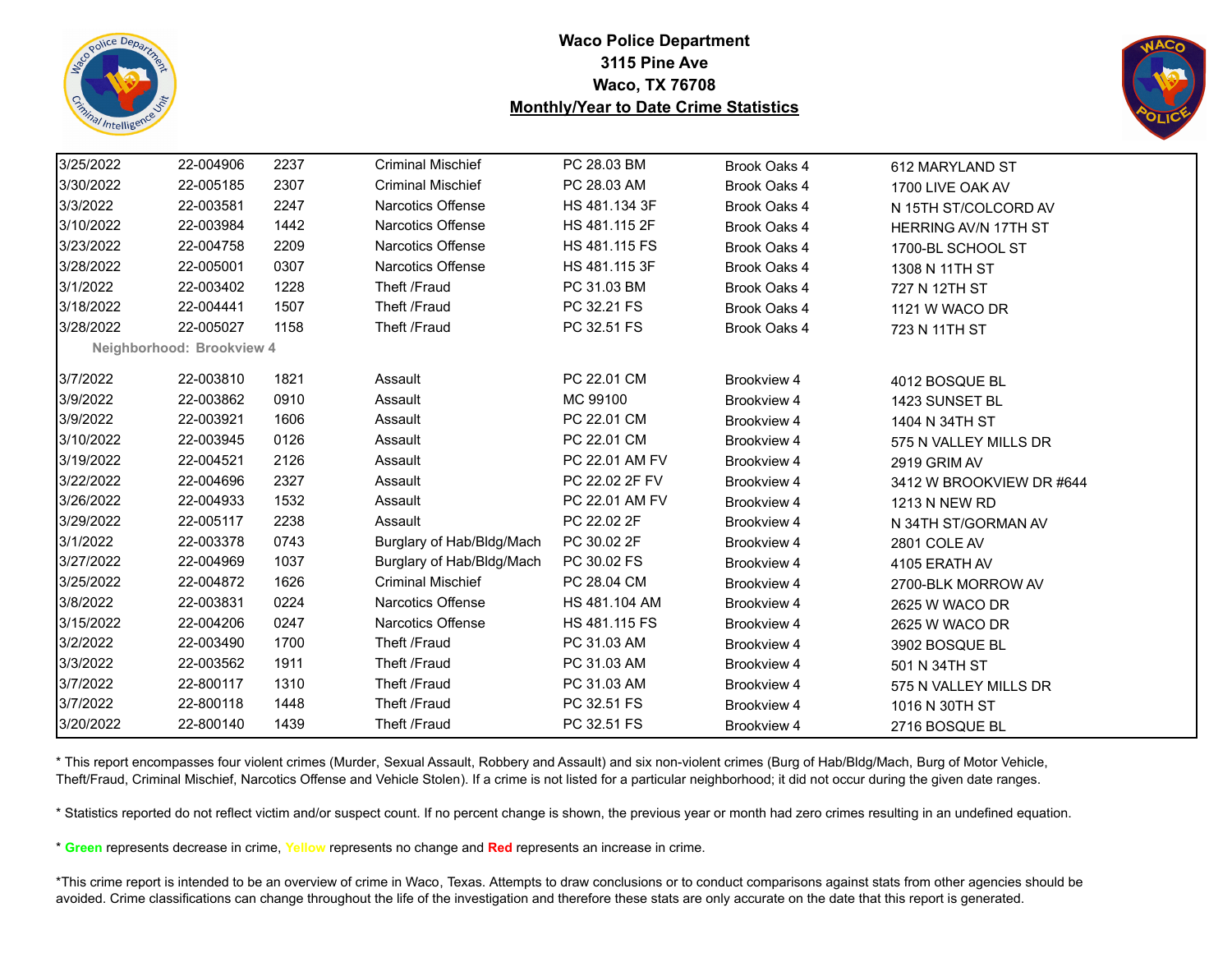**Waco Police Department**
**3115 Pine Ave**
**Waco, TX 76708**
**Monthly/Year to Date Crime Statistics**

| | | | | | | |
|---|---|---|---|---|---|---|
| 3/25/2022 | 22-004906 | 2237 | Criminal Mischief | PC 28.03 BM | Brook Oaks 4 | 612 MARYLAND ST |
| 3/30/2022 | 22-005185 | 2307 | Criminal Mischief | PC 28.03 AM | Brook Oaks 4 | 1700 LIVE OAK AV |
| 3/3/2022 | 22-003581 | 2247 | Narcotics Offense | HS 481.134 3F | Brook Oaks 4 | N 15TH ST/COLCORD AV |
| 3/10/2022 | 22-003984 | 1442 | Narcotics Offense | HS 481.115 2F | Brook Oaks 4 | HERRING AV/N 17TH ST |
| 3/23/2022 | 22-004758 | 2209 | Narcotics Offense | HS 481.115 FS | Brook Oaks 4 | 1700-BL SCHOOL ST |
| 3/28/2022 | 22-005001 | 0307 | Narcotics Offense | HS 481.115 3F | Brook Oaks 4 | 1308 N 11TH ST |
| 3/1/2022 | 22-003402 | 1228 | Theft /Fraud | PC 31.03 BM | Brook Oaks 4 | 727 N 12TH ST |
| 3/18/2022 | 22-004441 | 1507 | Theft /Fraud | PC 32.21 FS | Brook Oaks 4 | 1121 W WACO DR |
| 3/28/2022 | 22-005027 | 1158 | Theft /Fraud | PC 32.51 FS | Brook Oaks 4 | 723 N 11TH ST |
| **Neighborhood: Brookview 4** | | | | | | |
| 3/7/2022 | 22-003810 | 1821 | Assault | PC 22.01 CM | Brookview 4 | 4012 BOSQUE BL |
| 3/9/2022 | 22-003862 | 0910 | Assault | MC 99100 | Brookview 4 | 1423 SUNSET BL |
| 3/9/2022 | 22-003921 | 1606 | Assault | PC 22.01 CM | Brookview 4 | 1404 N 34TH ST |
| 3/10/2022 | 22-003945 | 0126 | Assault | PC 22.01 CM | Brookview 4 | 575 N VALLEY MILLS DR |
| 3/19/2022 | 22-004521 | 2126 | Assault | PC 22.01 AM FV | Brookview 4 | 2919 GRIM AV |
| 3/22/2022 | 22-004696 | 2327 | Assault | PC 22.02 2F FV | Brookview 4 | 3412 W BROOKVIEW DR #644 |
| 3/26/2022 | 22-004933 | 1532 | Assault | PC 22.01 AM FV | Brookview 4 | 1213 N NEW RD |
| 3/29/2022 | 22-005117 | 2238 | Assault | PC 22.02 2F | Brookview 4 | N 34TH ST/GORMAN AV |
| 3/1/2022 | 22-003378 | 0743 | Burglary of Hab/Bldg/Mach | PC 30.02 2F | Brookview 4 | 2801 COLE AV |
| 3/27/2022 | 22-004969 | 1037 | Burglary of Hab/Bldg/Mach | PC 30.02 FS | Brookview 4 | 4105 ERATH AV |
| 3/25/2022 | 22-004872 | 1626 | Criminal Mischief | PC 28.04 CM | Brookview 4 | 2700-BLK MORROW AV |
| 3/8/2022 | 22-003831 | 0224 | Narcotics Offense | HS 481.104 AM | Brookview 4 | 2625 W WACO DR |
| 3/15/2022 | 22-004206 | 0247 | Narcotics Offense | HS 481.115 FS | Brookview 4 | 2625 W WACO DR |
| 3/2/2022 | 22-003490 | 1700 | Theft /Fraud | PC 31.03 AM | Brookview 4 | 3902 BOSQUE BL |
| 3/3/2022 | 22-003562 | 1911 | Theft /Fraud | PC 31.03 AM | Brookview 4 | 501 N 34TH ST |
| 3/7/2022 | 22-800117 | 1310 | Theft /Fraud | PC 31.03 AM | Brookview 4 | 575 N VALLEY MILLS DR |
| 3/7/2022 | 22-800118 | 1448 | Theft /Fraud | PC 32.51 FS | Brookview 4 | 1016 N 30TH ST |
| 3/20/2022 | 22-800140 | 1439 | Theft /Fraud | PC 32.51 FS | Brookview 4 | 2716 BOSQUE BL |

* This report encompasses four violent crimes (Murder, Sexual Assault, Robbery and Assault) and six non-violent crimes (Burg of Hab/Bldg/Mach, Burg of Motor Vehicle, Theft/Fraud, Criminal Mischief, Narcotics Offense and Vehicle Stolen). If a crime is not listed for a particular neighborhood; it did not occur during the given date ranges.

* Statistics reported do not reflect victim and/or suspect count. If no percent change is shown, the previous year or month had zero crimes resulting in an undefined equation.

* **Green** represents decrease in crime, **Yellow** represents no change and **Red** represents an increase in crime.

*This crime report is intended to be an overview of crime in Waco, Texas. Attempts to draw conclusions or to conduct comparisons against stats from other agencies should be avoided. Crime classifications can change throughout the life of the investigation and therefore these stats are only accurate on the date that this report is generated.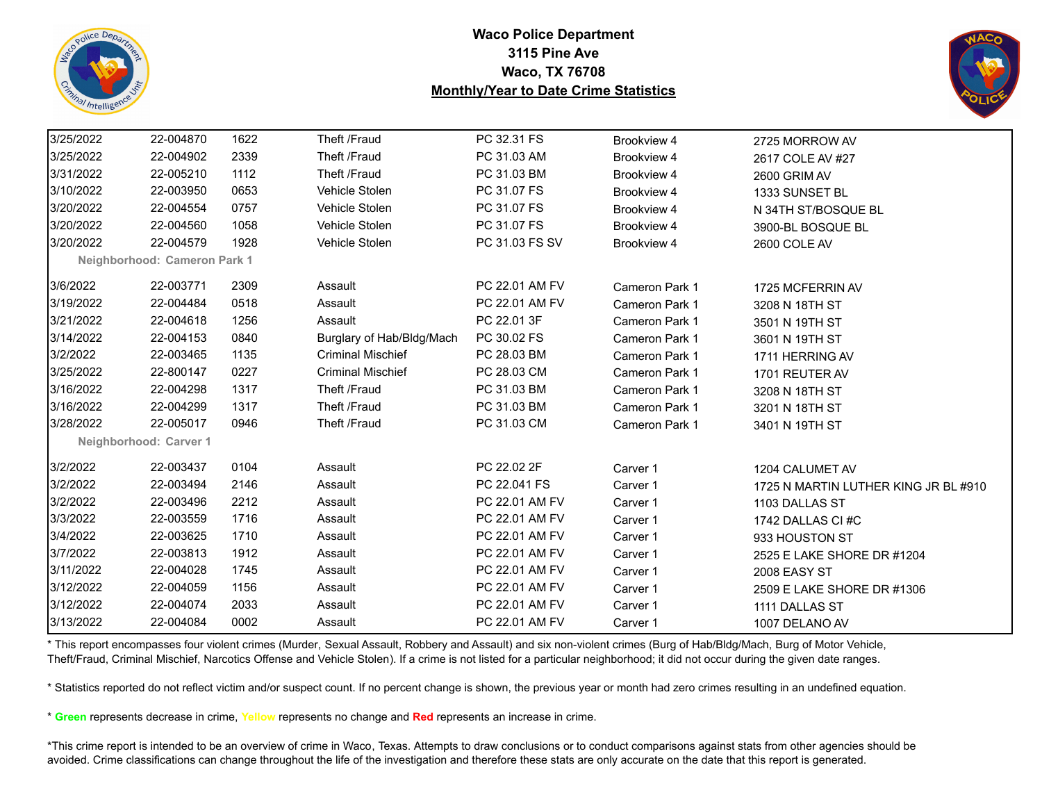**Waco Police Department**
**3115 Pine Ave**
**Waco, TX 76708**
**Monthly/Year to Date Crime Statistics**

| | | | | | | |
|---|---|---|---|---|---|---|
| 3/25/2022 | 22-004870 | 1622 | Theft /Fraud | PC 32.31 FS | Brookview 4 | 2725 MORROW AV |
| 3/25/2022 | 22-004902 | 2339 | Theft /Fraud | PC 31.03 AM | Brookview 4 | 2617 COLE AV #27 |
| 3/31/2022 | 22-005210 | 1112 | Theft /Fraud | PC 31.03 BM | Brookview 4 | 2600 GRIM AV |
| 3/10/2022 | 22-003950 | 0653 | Vehicle Stolen | PC 31.07 FS | Brookview 4 | 1333 SUNSET BL |
| 3/20/2022 | 22-004554 | 0757 | Vehicle Stolen | PC 31.07 FS | Brookview 4 | N 34TH ST/BOSQUE BL |
| 3/20/2022 | 22-004560 | 1058 | Vehicle Stolen | PC 31.07 FS | Brookview 4 | 3900-BL BOSQUE BL |
| 3/20/2022 | 22-004579 | 1928 | Vehicle Stolen | PC 31.03 FS SV | Brookview 4 | 2600 COLE AV |
| **Neighborhood: Cameron Park 1** | | | | | | |
| 3/6/2022 | 22-003771 | 2309 | Assault | PC 22.01 AM FV | Cameron Park 1 | 1725 MCFERRIN AV |
| 3/19/2022 | 22-004484 | 0518 | Assault | PC 22.01 AM FV | Cameron Park 1 | 3208 N 18TH ST |
| 3/21/2022 | 22-004618 | 1256 | Assault | PC 22.01 3F | Cameron Park 1 | 3501 N 19TH ST |
| 3/14/2022 | 22-004153 | 0840 | Burglary of Hab/Bldg/Mach | PC 30.02 FS | Cameron Park 1 | 3601 N 19TH ST |
| 3/2/2022 | 22-003465 | 1135 | Criminal Mischief | PC 28.03 BM | Cameron Park 1 | 1711 HERRING AV |
| 3/25/2022 | 22-800147 | 0227 | Criminal Mischief | PC 28.03 CM | Cameron Park 1 | 1701 REUTER AV |
| 3/16/2022 | 22-004298 | 1317 | Theft /Fraud | PC 31.03 BM | Cameron Park 1 | 3208 N 18TH ST |
| 3/16/2022 | 22-004299 | 1317 | Theft /Fraud | PC 31.03 BM | Cameron Park 1 | 3201 N 18TH ST |
| 3/28/2022 | 22-005017 | 0946 | Theft /Fraud | PC 31.03 CM | Cameron Park 1 | 3401 N 19TH ST |
| **Neighborhood: Carver 1** | | | | | | |
| 3/2/2022 | 22-003437 | 0104 | Assault | PC 22.02 2F | Carver 1 | 1204 CALUMET AV |
| 3/2/2022 | 22-003494 | 2146 | Assault | PC 22.041 FS | Carver 1 | 1725 N MARTIN LUTHER KING JR BL #910 |
| 3/2/2022 | 22-003496 | 2212 | Assault | PC 22.01 AM FV | Carver 1 | 1103 DALLAS ST |
| 3/3/2022 | 22-003559 | 1716 | Assault | PC 22.01 AM FV | Carver 1 | 1742 DALLAS CI #C |
| 3/4/2022 | 22-003625 | 1710 | Assault | PC 22.01 AM FV | Carver 1 | 933 HOUSTON ST |
| 3/7/2022 | 22-003813 | 1912 | Assault | PC 22.01 AM FV | Carver 1 | 2525 E LAKE SHORE DR #1204 |
| 3/11/2022 | 22-004028 | 1745 | Assault | PC 22.01 AM FV | Carver 1 | 2008 EASY ST |
| 3/12/2022 | 22-004059 | 1156 | Assault | PC 22.01 AM FV | Carver 1 | 2509 E LAKE SHORE DR #1306 |
| 3/12/2022 | 22-004074 | 2033 | Assault | PC 22.01 AM FV | Carver 1 | 1111 DALLAS ST |
| 3/13/2022 | 22-004084 | 0002 | Assault | PC 22.01 AM FV | Carver 1 | 1007 DELANO AV |

* This report encompasses four violent crimes (Murder, Sexual Assault, Robbery and Assault) and six non-violent crimes (Burg of Hab/Bldg/Mach, Burg of Motor Vehicle, Theft/Fraud, Criminal Mischief, Narcotics Offense and Vehicle Stolen). If a crime is not listed for a particular neighborhood; it did not occur during the given date ranges.

* Statistics reported do not reflect victim and/or suspect count. If no percent change is shown, the previous year or month had zero crimes resulting in an undefined equation.

* **Green** represents decrease in crime, Yellow represents no change and **Red** represents an increase in crime.

*This crime report is intended to be an overview of crime in Waco, Texas. Attempts to draw conclusions or to conduct comparisons against stats from other agencies should be avoided. Crime classifications can change throughout the life of the investigation and therefore these stats are only accurate on the date that this report is generated.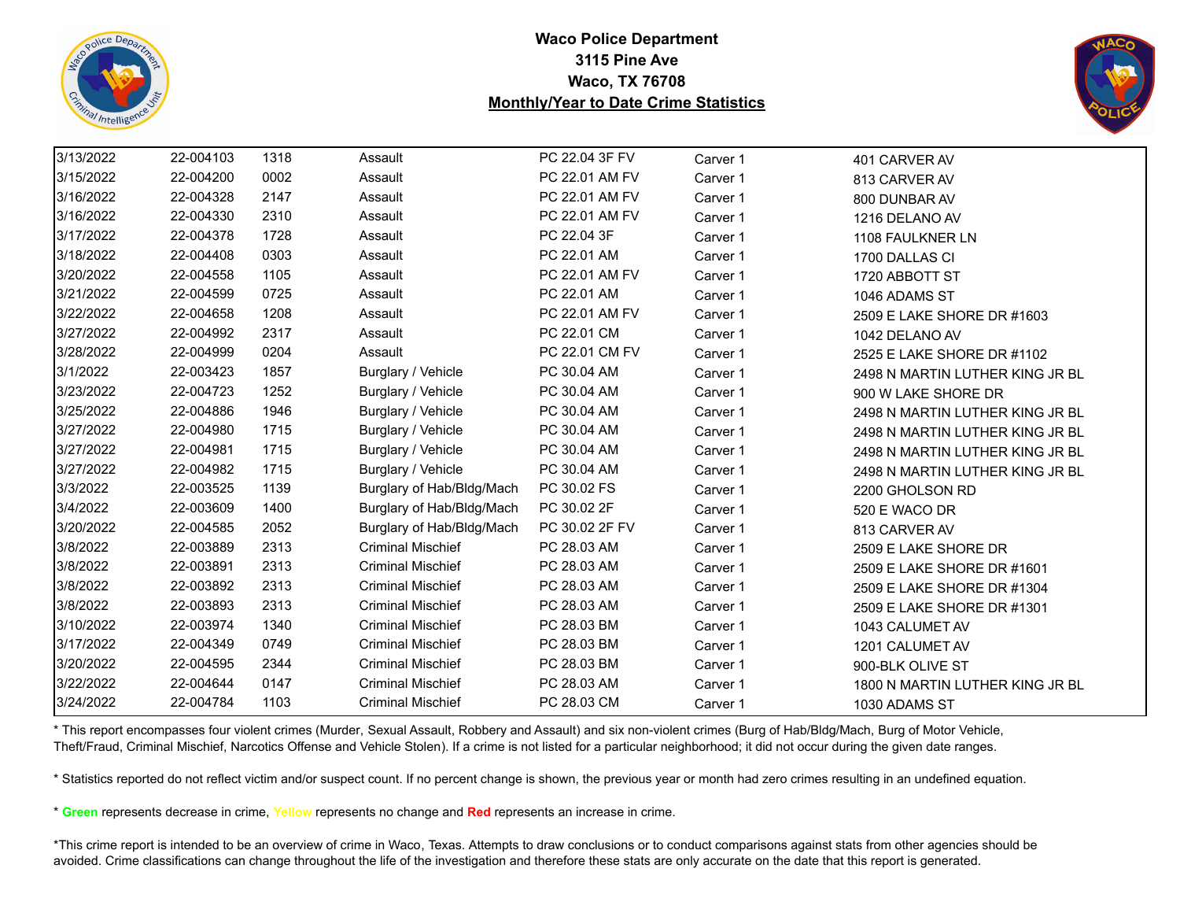**Waco Police Department**
**3115 Pine Ave**
**Waco, TX 76708**
**Monthly/Year to Date Crime Statistics**

| | | | | | | |
|---|---|---|---|---|---|---|
| 3/13/2022 | 22-004103 | 1318 | Assault | PC 22.04 3F FV | Carver 1 | 401 CARVER AV |
| 3/15/2022 | 22-004200 | 0002 | Assault | PC 22.01 AM FV | Carver 1 | 813 CARVER AV |
| 3/16/2022 | 22-004328 | 2147 | Assault | PC 22.01 AM FV | Carver 1 | 800 DUNBAR AV |
| 3/16/2022 | 22-004330 | 2310 | Assault | PC 22.01 AM FV | Carver 1 | 1216 DELANO AV |
| 3/17/2022 | 22-004378 | 1728 | Assault | PC 22.04 3F | Carver 1 | 1108 FAULKNER LN |
| 3/18/2022 | 22-004408 | 0303 | Assault | PC 22.01 AM | Carver 1 | 1700 DALLAS CI |
| 3/20/2022 | 22-004558 | 1105 | Assault | PC 22.01 AM FV | Carver 1 | 1720 ABBOTT ST |
| 3/21/2022 | 22-004599 | 0725 | Assault | PC 22.01 AM | Carver 1 | 1046 ADAMS ST |
| 3/22/2022 | 22-004658 | 1208 | Assault | PC 22.01 AM FV | Carver 1 | 2509 E LAKE SHORE DR #1603 |
| 3/27/2022 | 22-004992 | 2317 | Assault | PC 22.01 CM | Carver 1 | 1042 DELANO AV |
| 3/28/2022 | 22-004999 | 0204 | Assault | PC 22.01 CM FV | Carver 1 | 2525 E LAKE SHORE DR #1102 |
| 3/1/2022 | 22-003423 | 1857 | Burglary / Vehicle | PC 30.04 AM | Carver 1 | 2498 N MARTIN LUTHER KING JR BL |
| 3/23/2022 | 22-004723 | 1252 | Burglary / Vehicle | PC 30.04 AM | Carver 1 | 900 W LAKE SHORE DR |
| 3/25/2022 | 22-004886 | 1946 | Burglary / Vehicle | PC 30.04 AM | Carver 1 | 2498 N MARTIN LUTHER KING JR BL |
| 3/27/2022 | 22-004980 | 1715 | Burglary / Vehicle | PC 30.04 AM | Carver 1 | 2498 N MARTIN LUTHER KING JR BL |
| 3/27/2022 | 22-004981 | 1715 | Burglary / Vehicle | PC 30.04 AM | Carver 1 | 2498 N MARTIN LUTHER KING JR BL |
| 3/27/2022 | 22-004982 | 1715 | Burglary / Vehicle | PC 30.04 AM | Carver 1 | 2498 N MARTIN LUTHER KING JR BL |
| 3/3/2022 | 22-003525 | 1139 | Burglary of Hab/Bldg/Mach | PC 30.02 FS | Carver 1 | 2200 GHOLSON RD |
| 3/4/2022 | 22-003609 | 1400 | Burglary of Hab/Bldg/Mach | PC 30.02 2F | Carver 1 | 520 E WACO DR |
| 3/20/2022 | 22-004585 | 2052 | Burglary of Hab/Bldg/Mach | PC 30.02 2F FV | Carver 1 | 813 CARVER AV |
| 3/8/2022 | 22-003889 | 2313 | Criminal Mischief | PC 28.03 AM | Carver 1 | 2509 E LAKE SHORE DR |
| 3/8/2022 | 22-003891 | 2313 | Criminal Mischief | PC 28.03 AM | Carver 1 | 2509 E LAKE SHORE DR #1601 |
| 3/8/2022 | 22-003892 | 2313 | Criminal Mischief | PC 28.03 AM | Carver 1 | 2509 E LAKE SHORE DR #1304 |
| 3/8/2022 | 22-003893 | 2313 | Criminal Mischief | PC 28.03 AM | Carver 1 | 2509 E LAKE SHORE DR #1301 |
| 3/10/2022 | 22-003974 | 1340 | Criminal Mischief | PC 28.03 BM | Carver 1 | 1043 CALUMET AV |
| 3/17/2022 | 22-004349 | 0749 | Criminal Mischief | PC 28.03 BM | Carver 1 | 1201 CALUMET AV |
| 3/20/2022 | 22-004595 | 2344 | Criminal Mischief | PC 28.03 BM | Carver 1 | 900-BLK OLIVE ST |
| 3/22/2022 | 22-004644 | 0147 | Criminal Mischief | PC 28.03 AM | Carver 1 | 1800 N MARTIN LUTHER KING JR BL |
| 3/24/2022 | 22-004784 | 1103 | Criminal Mischief | PC 28.03 CM | Carver 1 | 1030 ADAMS ST |

* This report encompasses four violent crimes (Murder, Sexual Assault, Robbery and Assault) and six non-violent crimes (Burg of Hab/Bldg/Mach, Burg of Motor Vehicle, Theft/Fraud, Criminal Mischief, Narcotics Offense and Vehicle Stolen). If a crime is not listed for a particular neighborhood; it did not occur during the given date ranges.

* Statistics reported do not reflect victim and/or suspect count. If no percent change is shown, the previous year or month had zero crimes resulting in an undefined equation.

* **Green** represents decrease in crime, Yellow represents no change and **Red** represents an increase in crime.

*This crime report is intended to be an overview of crime in Waco, Texas. Attempts to draw conclusions or to conduct comparisons against stats from other agencies should be avoided. Crime classifications can change throughout the life of the investigation and therefore these stats are only accurate on the date that this report is generated.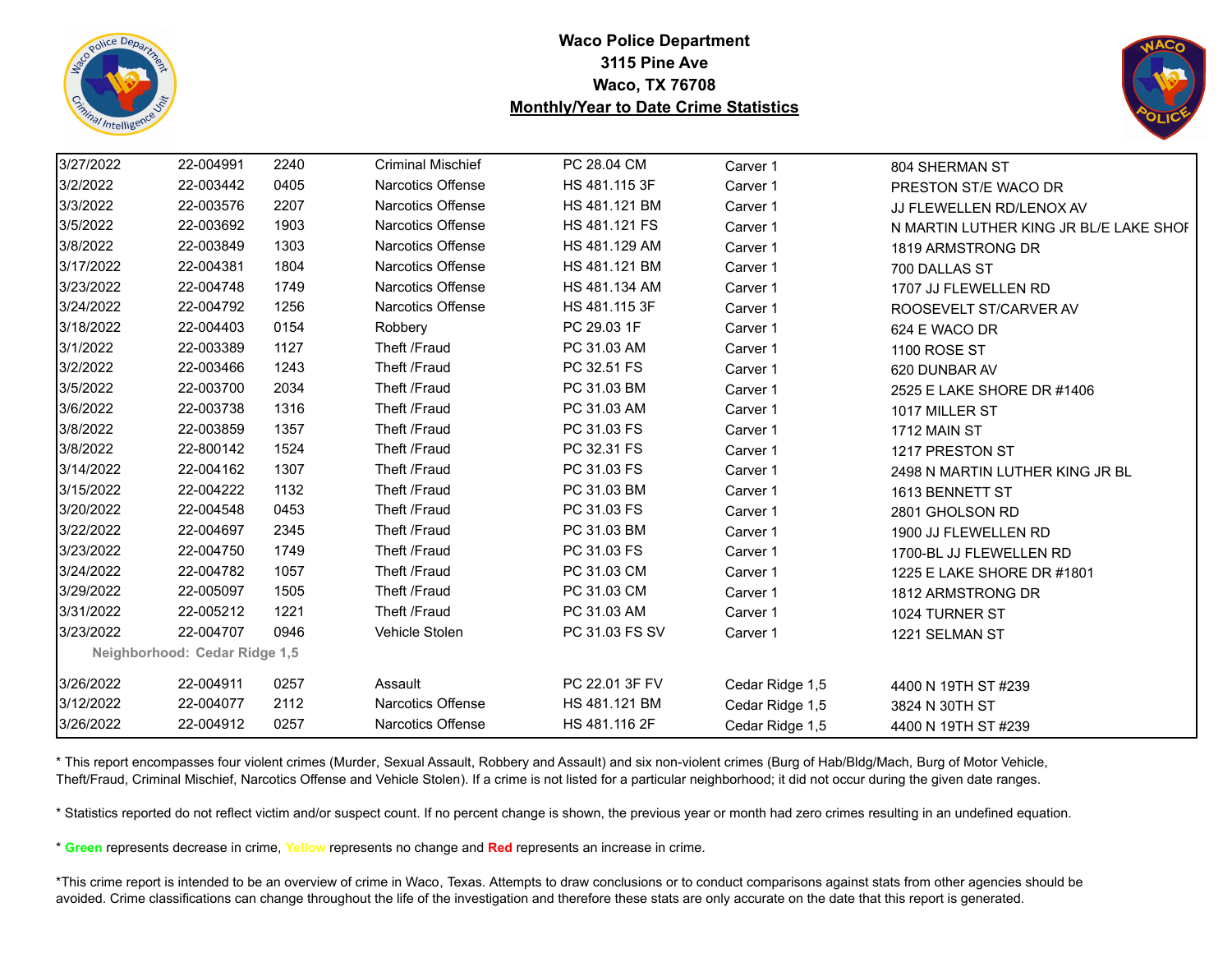**Waco Police Department**
**3115 Pine Ave**
**Waco, TX 76708**
**Monthly/Year to Date Crime Statistics**

| | | | | | | |
|---|---|---|---|---|---|---|
| 3/27/2022 | 22-004991 | 2240 | Criminal Mischief | PC 28.04 CM | Carver 1 | 804 SHERMAN ST |
| 3/2/2022 | 22-003442 | 0405 | Narcotics Offense | HS 481.115 3F | Carver 1 | PRESTON ST/E WACO DR |
| 3/3/2022 | 22-003576 | 2207 | Narcotics Offense | HS 481.121 BM | Carver 1 | JJ FLEWELLEN RD/LENOX AV |
| 3/5/2022 | 22-003692 | 1903 | Narcotics Offense | HS 481.121 FS | Carver 1 | N MARTIN LUTHER KING JR BL/E LAKE SHOF |
| 3/8/2022 | 22-003849 | 1303 | Narcotics Offense | HS 481.129 AM | Carver 1 | 1819 ARMSTRONG DR |
| 3/17/2022 | 22-004381 | 1804 | Narcotics Offense | HS 481.121 BM | Carver 1 | 700 DALLAS ST |
| 3/23/2022 | 22-004748 | 1749 | Narcotics Offense | HS 481.134 AM | Carver 1 | 1707 JJ FLEWELLEN RD |
| 3/24/2022 | 22-004792 | 1256 | Narcotics Offense | HS 481.115 3F | Carver 1 | ROOSEVELT ST/CARVER AV |
| 3/18/2022 | 22-004403 | 0154 | Robbery | PC 29.03 1F | Carver 1 | 624 E WACO DR |
| 3/1/2022 | 22-003389 | 1127 | Theft /Fraud | PC 31.03 AM | Carver 1 | 1100 ROSE ST |
| 3/2/2022 | 22-003466 | 1243 | Theft /Fraud | PC 32.51 FS | Carver 1 | 620 DUNBAR AV |
| 3/5/2022 | 22-003700 | 2034 | Theft /Fraud | PC 31.03 BM | Carver 1 | 2525 E LAKE SHORE DR #1406 |
| 3/6/2022 | 22-003738 | 1316 | Theft /Fraud | PC 31.03 AM | Carver 1 | 1017 MILLER ST |
| 3/8/2022 | 22-003859 | 1357 | Theft /Fraud | PC 31.03 FS | Carver 1 | 1712 MAIN ST |
| 3/8/2022 | 22-800142 | 1524 | Theft /Fraud | PC 32.31 FS | Carver 1 | 1217 PRESTON ST |
| 3/14/2022 | 22-004162 | 1307 | Theft /Fraud | PC 31.03 FS | Carver 1 | 2498 N MARTIN LUTHER KING JR BL |
| 3/15/2022 | 22-004222 | 1132 | Theft /Fraud | PC 31.03 BM | Carver 1 | 1613 BENNETT ST |
| 3/20/2022 | 22-004548 | 0453 | Theft /Fraud | PC 31.03 FS | Carver 1 | 2801 GHOLSON RD |
| 3/22/2022 | 22-004697 | 2345 | Theft /Fraud | PC 31.03 BM | Carver 1 | 1900 JJ FLEWELLEN RD |
| 3/23/2022 | 22-004750 | 1749 | Theft /Fraud | PC 31.03 FS | Carver 1 | 1700-BL JJ FLEWELLEN RD |
| 3/24/2022 | 22-004782 | 1057 | Theft /Fraud | PC 31.03 CM | Carver 1 | 1225 E LAKE SHORE DR #1801 |
| 3/29/2022 | 22-005097 | 1505 | Theft /Fraud | PC 31.03 CM | Carver 1 | 1812 ARMSTRONG DR |
| 3/31/2022 | 22-005212 | 1221 | Theft /Fraud | PC 31.03 AM | Carver 1 | 1024 TURNER ST |
| 3/23/2022 | 22-004707 | 0946 | Vehicle Stolen | PC 31.03 FS SV | Carver 1 | 1221 SELMAN ST |
| **Neighborhood: Cedar Ridge 1,5** | | | | | | |
| 3/26/2022 | 22-004911 | 0257 | Assault | PC 22.01 3F FV | Cedar Ridge 1,5 | 4400 N 19TH ST #239 |
| 3/12/2022 | 22-004077 | 2112 | Narcotics Offense | HS 481.121 BM | Cedar Ridge 1,5 | 3824 N 30TH ST |
| 3/26/2022 | 22-004912 | 0257 | Narcotics Offense | HS 481.116 2F | Cedar Ridge 1,5 | 4400 N 19TH ST #239 |

* This report encompasses four violent crimes (Murder, Sexual Assault, Robbery and Assault) and six non-violent crimes (Burg of Hab/Bldg/Mach, Burg of Motor Vehicle, Theft/Fraud, Criminal Mischief, Narcotics Offense and Vehicle Stolen). If a crime is not listed for a particular neighborhood; it did not occur during the given date ranges.

* Statistics reported do not reflect victim and/or suspect count. If no percent change is shown, the previous year or month had zero crimes resulting in an undefined equation.

* **Green** represents decrease in crime, **Yellow** represents no change and **Red** represents an increase in crime.

*This crime report is intended to be an overview of crime in Waco, Texas. Attempts to draw conclusions or to conduct comparisons against stats from other agencies should be avoided. Crime classifications can change throughout the life of the investigation and therefore these stats are only accurate on the date that this report is generated.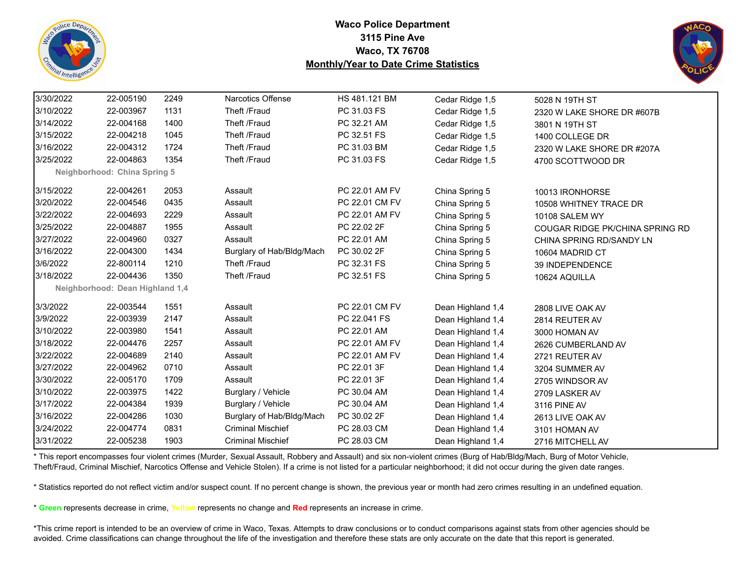**Waco Police Department**
**3115 Pine Ave**
**Waco, TX 76708**
**Monthly/Year to Date Crime Statistics**

| Date | Case # | Time | Offense | Statute | Neighborhood | Address |
|---|---|---|---|---|---|---|
| 3/30/2022 | 22-005190 | 2249 | Narcotics Offense | HS 481.121 BM | Cedar Ridge 1,5 | 5028 N 19TH ST |
| 3/10/2022 | 22-003967 | 1131 | Theft /Fraud | PC 31.03 FS | Cedar Ridge 1,5 | 2320 W LAKE SHORE DR #607B |
| 3/14/2022 | 22-004168 | 1400 | Theft /Fraud | PC 32.21 AM | Cedar Ridge 1,5 | 3801 N 19TH ST |
| 3/15/2022 | 22-004218 | 1045 | Theft /Fraud | PC 32.51 FS | Cedar Ridge 1,5 | 1400 COLLEGE DR |
| 3/16/2022 | 22-004312 | 1724 | Theft /Fraud | PC 31.03 BM | Cedar Ridge 1,5 | 2320 W LAKE SHORE DR #207A |
| 3/25/2022 | 22-004863 | 1354 | Theft /Fraud | PC 31.03 FS | Cedar Ridge 1,5 | 4700 SCOTTWOOD DR |
| **Neighborhood: China Spring 5** | | | | | | |
| 3/15/2022 | 22-004261 | 2053 | Assault | PC 22.01 AM FV | China Spring 5 | 10013 IRONHORSE |
| 3/20/2022 | 22-004546 | 0435 | Assault | PC 22.01 CM FV | China Spring 5 | 10508 WHITNEY TRACE DR |
| 3/22/2022 | 22-004693 | 2229 | Assault | PC 22.01 AM FV | China Spring 5 | 10108 SALEM WY |
| 3/25/2022 | 22-004887 | 1955 | Assault | PC 22.02 2F | China Spring 5 | COUGAR RIDGE PK/CHINA SPRING RD |
| 3/27/2022 | 22-004960 | 0327 | Assault | PC 22.01 AM | China Spring 5 | CHINA SPRING RD/SANDY LN |
| 3/16/2022 | 22-004300 | 1434 | Burglary of Hab/Bldg/Mach | PC 30.02 2F | China Spring 5 | 10604 MADRID CT |
| 3/6/2022 | 22-800114 | 1210 | Theft /Fraud | PC 32.31 FS | China Spring 5 | 39 INDEPENDENCE |
| 3/18/2022 | 22-004436 | 1350 | Theft /Fraud | PC 32.51 FS | China Spring 5 | 10624 AQUILLA |
| **Neighborhood: Dean Highland 1,4** | | | | | | |
| 3/3/2022 | 22-003544 | 1551 | Assault | PC 22.01 CM FV | Dean Highland 1,4 | 2808 LIVE OAK AV |
| 3/9/2022 | 22-003939 | 2147 | Assault | PC 22.041 FS | Dean Highland 1,4 | 2814 REUTER AV |
| 3/10/2022 | 22-003980 | 1541 | Assault | PC 22.01 AM | Dean Highland 1,4 | 3000 HOMAN AV |
| 3/18/2022 | 22-004476 | 2257 | Assault | PC 22.01 AM FV | Dean Highland 1,4 | 2626 CUMBERLAND AV |
| 3/22/2022 | 22-004689 | 2140 | Assault | PC 22.01 AM FV | Dean Highland 1,4 | 2721 REUTER AV |
| 3/27/2022 | 22-004962 | 0710 | Assault | PC 22.01 3F | Dean Highland 1,4 | 3204 SUMMER AV |
| 3/30/2022 | 22-005170 | 1709 | Assault | PC 22.01 3F | Dean Highland 1,4 | 2705 WINDSOR AV |
| 3/10/2022 | 22-003975 | 1422 | Burglary / Vehicle | PC 30.04 AM | Dean Highland 1,4 | 2709 LASKER AV |
| 3/17/2022 | 22-004384 | 1939 | Burglary / Vehicle | PC 30.04 AM | Dean Highland 1,4 | 3116 PINE AV |
| 3/16/2022 | 22-004286 | 1030 | Burglary of Hab/Bldg/Mach | PC 30.02 2F | Dean Highland 1,4 | 2613 LIVE OAK AV |
| 3/24/2022 | 22-004774 | 0831 | Criminal Mischief | PC 28.03 CM | Dean Highland 1,4 | 3101 HOMAN AV |
| 3/31/2022 | 22-005238 | 1903 | Criminal Mischief | PC 28.03 CM | Dean Highland 1,4 | 2716 MITCHELL AV |

* This report encompasses four violent crimes (Murder, Sexual Assault, Robbery and Assault) and six non-violent crimes (Burg of Hab/Bldg/Mach, Burg of Motor Vehicle, Theft/Fraud, Criminal Mischief, Narcotics Offense and Vehicle Stolen). If a crime is not listed for a particular neighborhood; it did not occur during the given date ranges.

* Statistics reported do not reflect victim and/or suspect count. If no percent change is shown, the previous year or month had zero crimes resulting in an undefined equation.

* **Green** represents decrease in crime, Yellow represents no change and **Red** represents an increase in crime.

*This crime report is intended to be an overview of crime in Waco, Texas. Attempts to draw conclusions or to conduct comparisons against stats from other agencies should be avoided. Crime classifications can change throughout the life of the investigation and therefore these stats are only accurate on the date that this report is generated.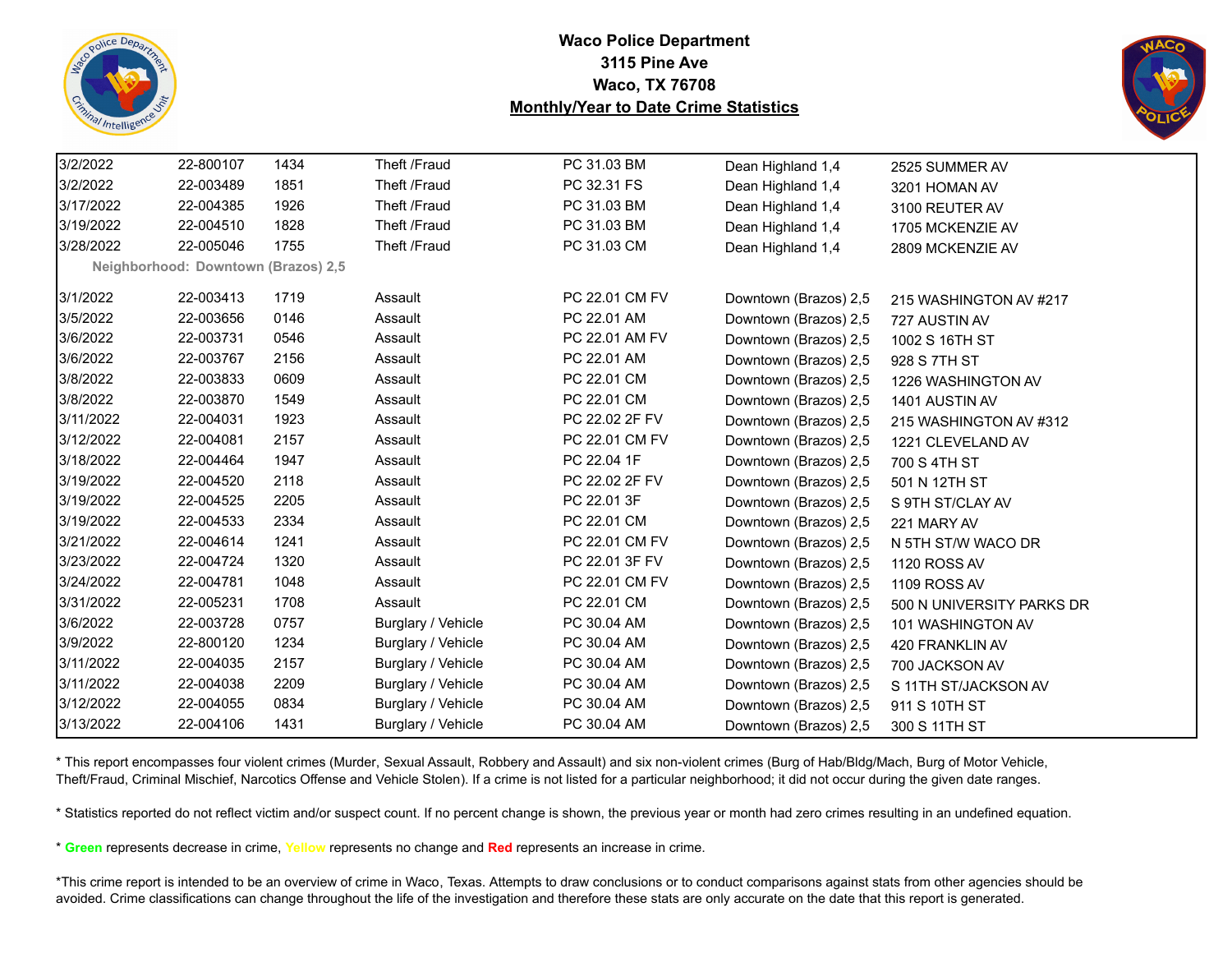**Waco Police Department**
**3115 Pine Ave**
**Waco, TX 76708**
**Monthly/Year to Date Crime Statistics**

| | | | | | | |
|---|---|---|---|---|---|---|
| 3/2/2022 | 22-800107 | 1434 | Theft /Fraud | PC 31.03 BM | Dean Highland 1,4 | 2525 SUMMER AV |
| 3/2/2022 | 22-003489 | 1851 | Theft /Fraud | PC 32.31 FS | Dean Highland 1,4 | 3201 HOMAN AV |
| 3/17/2022 | 22-004385 | 1926 | Theft /Fraud | PC 31.03 BM | Dean Highland 1,4 | 3100 REUTER AV |
| 3/19/2022 | 22-004510 | 1828 | Theft /Fraud | PC 31.03 BM | Dean Highland 1,4 | 1705 MCKENZIE AV |
| 3/28/2022 | 22-005046 | 1755 | Theft /Fraud | PC 31.03 CM | Dean Highland 1,4 | 2809 MCKENZIE AV |
| **Neighborhood: Downtown (Brazos) 2,5** | | | | | | |
| 3/1/2022 | 22-003413 | 1719 | Assault | PC 22.01 CM FV | Downtown (Brazos) 2,5 | 215 WASHINGTON AV #217 |
| 3/5/2022 | 22-003656 | 0146 | Assault | PC 22.01 AM | Downtown (Brazos) 2,5 | 727 AUSTIN AV |
| 3/6/2022 | 22-003731 | 0546 | Assault | PC 22.01 AM FV | Downtown (Brazos) 2,5 | 1002 S 16TH ST |
| 3/6/2022 | 22-003767 | 2156 | Assault | PC 22.01 AM | Downtown (Brazos) 2,5 | 928 S 7TH ST |
| 3/8/2022 | 22-003833 | 0609 | Assault | PC 22.01 CM | Downtown (Brazos) 2,5 | 1226 WASHINGTON AV |
| 3/8/2022 | 22-003870 | 1549 | Assault | PC 22.01 CM | Downtown (Brazos) 2,5 | 1401 AUSTIN AV |
| 3/11/2022 | 22-004031 | 1923 | Assault | PC 22.02 2F FV | Downtown (Brazos) 2,5 | 215 WASHINGTON AV #312 |
| 3/12/2022 | 22-004081 | 2157 | Assault | PC 22.01 CM FV | Downtown (Brazos) 2,5 | 1221 CLEVELAND AV |
| 3/18/2022 | 22-004464 | 1947 | Assault | PC 22.04 1F | Downtown (Brazos) 2,5 | 700 S 4TH ST |
| 3/19/2022 | 22-004520 | 2118 | Assault | PC 22.02 2F FV | Downtown (Brazos) 2,5 | 501 N 12TH ST |
| 3/19/2022 | 22-004525 | 2205 | Assault | PC 22.01 3F | Downtown (Brazos) 2,5 | S 9TH ST/CLAY AV |
| 3/19/2022 | 22-004533 | 2334 | Assault | PC 22.01 CM | Downtown (Brazos) 2,5 | 221 MARY AV |
| 3/21/2022 | 22-004614 | 1241 | Assault | PC 22.01 CM FV | Downtown (Brazos) 2,5 | N 5TH ST/W WACO DR |
| 3/23/2022 | 22-004724 | 1320 | Assault | PC 22.01 3F FV | Downtown (Brazos) 2,5 | 1120 ROSS AV |
| 3/24/2022 | 22-004781 | 1048 | Assault | PC 22.01 CM FV | Downtown (Brazos) 2,5 | 1109 ROSS AV |
| 3/31/2022 | 22-005231 | 1708 | Assault | PC 22.01 CM | Downtown (Brazos) 2,5 | 500 N UNIVERSITY PARKS DR |
| 3/6/2022 | 22-003728 | 0757 | Burglary / Vehicle | PC 30.04 AM | Downtown (Brazos) 2,5 | 101 WASHINGTON AV |
| 3/9/2022 | 22-800120 | 1234 | Burglary / Vehicle | PC 30.04 AM | Downtown (Brazos) 2,5 | 420 FRANKLIN AV |
| 3/11/2022 | 22-004035 | 2157 | Burglary / Vehicle | PC 30.04 AM | Downtown (Brazos) 2,5 | 700 JACKSON AV |
| 3/11/2022 | 22-004038 | 2209 | Burglary / Vehicle | PC 30.04 AM | Downtown (Brazos) 2,5 | S 11TH ST/JACKSON AV |
| 3/12/2022 | 22-004055 | 0834 | Burglary / Vehicle | PC 30.04 AM | Downtown (Brazos) 2,5 | 911 S 10TH ST |
| 3/13/2022 | 22-004106 | 1431 | Burglary / Vehicle | PC 30.04 AM | Downtown (Brazos) 2,5 | 300 S 11TH ST |

* This report encompasses four violent crimes (Murder, Sexual Assault, Robbery and Assault) and six non-violent crimes (Burg of Hab/Bldg/Mach, Burg of Motor Vehicle, Theft/Fraud, Criminal Mischief, Narcotics Offense and Vehicle Stolen). If a crime is not listed for a particular neighborhood; it did not occur during the given date ranges.

* Statistics reported do not reflect victim and/or suspect count. If no percent change is shown, the previous year or month had zero crimes resulting in an undefined equation.

* **Green** represents decrease in crime, **Yellow** represents no change and **Red** represents an increase in crime.

*This crime report is intended to be an overview of crime in Waco, Texas. Attempts to draw conclusions or to conduct comparisons against stats from other agencies should be avoided. Crime classifications can change throughout the life of the investigation and therefore these stats are only accurate on the date that this report is generated.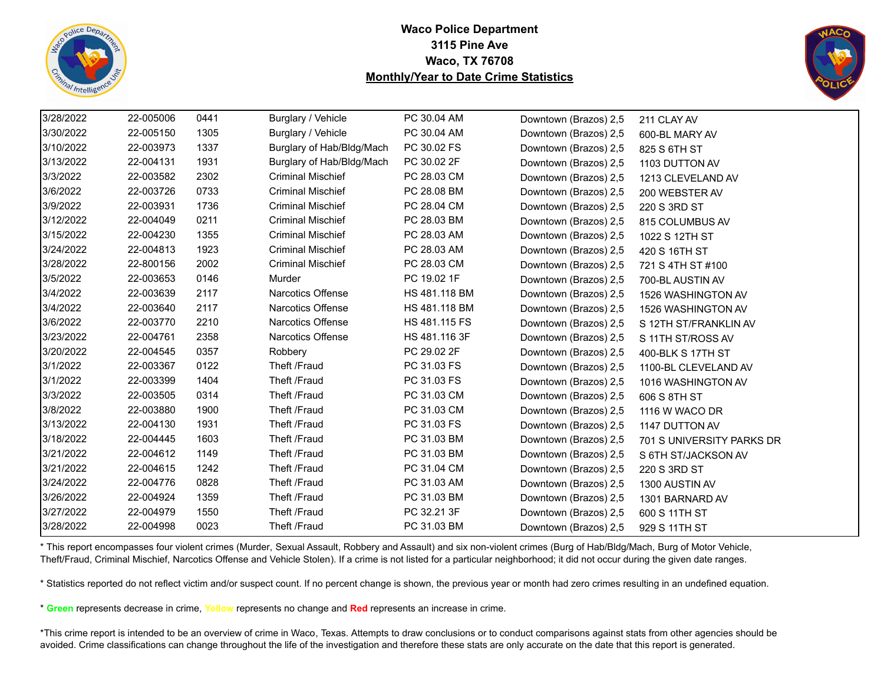**Waco Police Department**
**3115 Pine Ave**
**Waco, TX 76708**
**Monthly/Year to Date Crime Statistics**

| | | | | | | |
|---|---|---|---|---|---|---|
| 3/28/2022 | 22-005006 | 0441 | Burglary / Vehicle | PC 30.04 AM | Downtown (Brazos) 2,5 | 211 CLAY AV |
| 3/30/2022 | 22-005150 | 1305 | Burglary / Vehicle | PC 30.04 AM | Downtown (Brazos) 2,5 | 600-BL MARY AV |
| 3/10/2022 | 22-003973 | 1337 | Burglary of Hab/Bldg/Mach | PC 30.02 FS | Downtown (Brazos) 2,5 | 825 S 6TH ST |
| 3/13/2022 | 22-004131 | 1931 | Burglary of Hab/Bldg/Mach | PC 30.02 2F | Downtown (Brazos) 2,5 | 1103 DUTTON AV |
| 3/3/2022 | 22-003582 | 2302 | Criminal Mischief | PC 28.03 CM | Downtown (Brazos) 2,5 | 1213 CLEVELAND AV |
| 3/6/2022 | 22-003726 | 0733 | Criminal Mischief | PC 28.08 BM | Downtown (Brazos) 2,5 | 200 WEBSTER AV |
| 3/9/2022 | 22-003931 | 1736 | Criminal Mischief | PC 28.04 CM | Downtown (Brazos) 2,5 | 220 S 3RD ST |
| 3/12/2022 | 22-004049 | 0211 | Criminal Mischief | PC 28.03 BM | Downtown (Brazos) 2,5 | 815 COLUMBUS AV |
| 3/15/2022 | 22-004230 | 1355 | Criminal Mischief | PC 28.03 AM | Downtown (Brazos) 2,5 | 1022 S 12TH ST |
| 3/24/2022 | 22-004813 | 1923 | Criminal Mischief | PC 28.03 AM | Downtown (Brazos) 2,5 | 420 S 16TH ST |
| 3/28/2022 | 22-800156 | 2002 | Criminal Mischief | PC 28.03 CM | Downtown (Brazos) 2,5 | 721 S 4TH ST #100 |
| 3/5/2022 | 22-003653 | 0146 | Murder | PC 19.02 1F | Downtown (Brazos) 2,5 | 700-BL AUSTIN AV |
| 3/4/2022 | 22-003639 | 2117 | Narcotics Offense | HS 481.118 BM | Downtown (Brazos) 2,5 | 1526 WASHINGTON AV |
| 3/4/2022 | 22-003640 | 2117 | Narcotics Offense | HS 481.118 BM | Downtown (Brazos) 2,5 | 1526 WASHINGTON AV |
| 3/6/2022 | 22-003770 | 2210 | Narcotics Offense | HS 481.115 FS | Downtown (Brazos) 2,5 | S 12TH ST/FRANKLIN AV |
| 3/23/2022 | 22-004761 | 2358 | Narcotics Offense | HS 481.116 3F | Downtown (Brazos) 2,5 | S 11TH ST/ROSS AV |
| 3/20/2022 | 22-004545 | 0357 | Robbery | PC 29.02 2F | Downtown (Brazos) 2,5 | 400-BLK S 17TH ST |
| 3/1/2022 | 22-003367 | 0122 | Theft /Fraud | PC 31.03 FS | Downtown (Brazos) 2,5 | 1100-BL CLEVELAND AV |
| 3/1/2022 | 22-003399 | 1404 | Theft /Fraud | PC 31.03 FS | Downtown (Brazos) 2,5 | 1016 WASHINGTON AV |
| 3/3/2022 | 22-003505 | 0314 | Theft /Fraud | PC 31.03 CM | Downtown (Brazos) 2,5 | 606 S 8TH ST |
| 3/8/2022 | 22-003880 | 1900 | Theft /Fraud | PC 31.03 CM | Downtown (Brazos) 2,5 | 1116 W WACO DR |
| 3/13/2022 | 22-004130 | 1931 | Theft /Fraud | PC 31.03 FS | Downtown (Brazos) 2,5 | 1147 DUTTON AV |
| 3/18/2022 | 22-004445 | 1603 | Theft /Fraud | PC 31.03 BM | Downtown (Brazos) 2,5 | 701 S UNIVERSITY PARKS DR |
| 3/21/2022 | 22-004612 | 1149 | Theft /Fraud | PC 31.03 BM | Downtown (Brazos) 2,5 | S 6TH ST/JACKSON AV |
| 3/21/2022 | 22-004615 | 1242 | Theft /Fraud | PC 31.04 CM | Downtown (Brazos) 2,5 | 220 S 3RD ST |
| 3/24/2022 | 22-004776 | 0828 | Theft /Fraud | PC 31.03 AM | Downtown (Brazos) 2,5 | 1300 AUSTIN AV |
| 3/26/2022 | 22-004924 | 1359 | Theft /Fraud | PC 31.03 BM | Downtown (Brazos) 2,5 | 1301 BARNARD AV |
| 3/27/2022 | 22-004979 | 1550 | Theft /Fraud | PC 32.21 3F | Downtown (Brazos) 2,5 | 600 S 11TH ST |
| 3/28/2022 | 22-004998 | 0023 | Theft /Fraud | PC 31.03 BM | Downtown (Brazos) 2,5 | 929 S 11TH ST |

* This report encompasses four violent crimes (Murder, Sexual Assault, Robbery and Assault) and six non-violent crimes (Burg of Hab/Bldg/Mach, Burg of Motor Vehicle, Theft/Fraud, Criminal Mischief, Narcotics Offense and Vehicle Stolen). If a crime is not listed for a particular neighborhood; it did not occur during the given date ranges.

* Statistics reported do not reflect victim and/or suspect count. If no percent change is shown, the previous year or month had zero crimes resulting in an undefined equation.

* **Green** represents decrease in crime, Yellow represents no change and **Red** represents an increase in crime.

*This crime report is intended to be an overview of crime in Waco, Texas. Attempts to draw conclusions or to conduct comparisons against stats from other agencies should be avoided. Crime classifications can change throughout the life of the investigation and therefore these stats are only accurate on the date that this report is generated.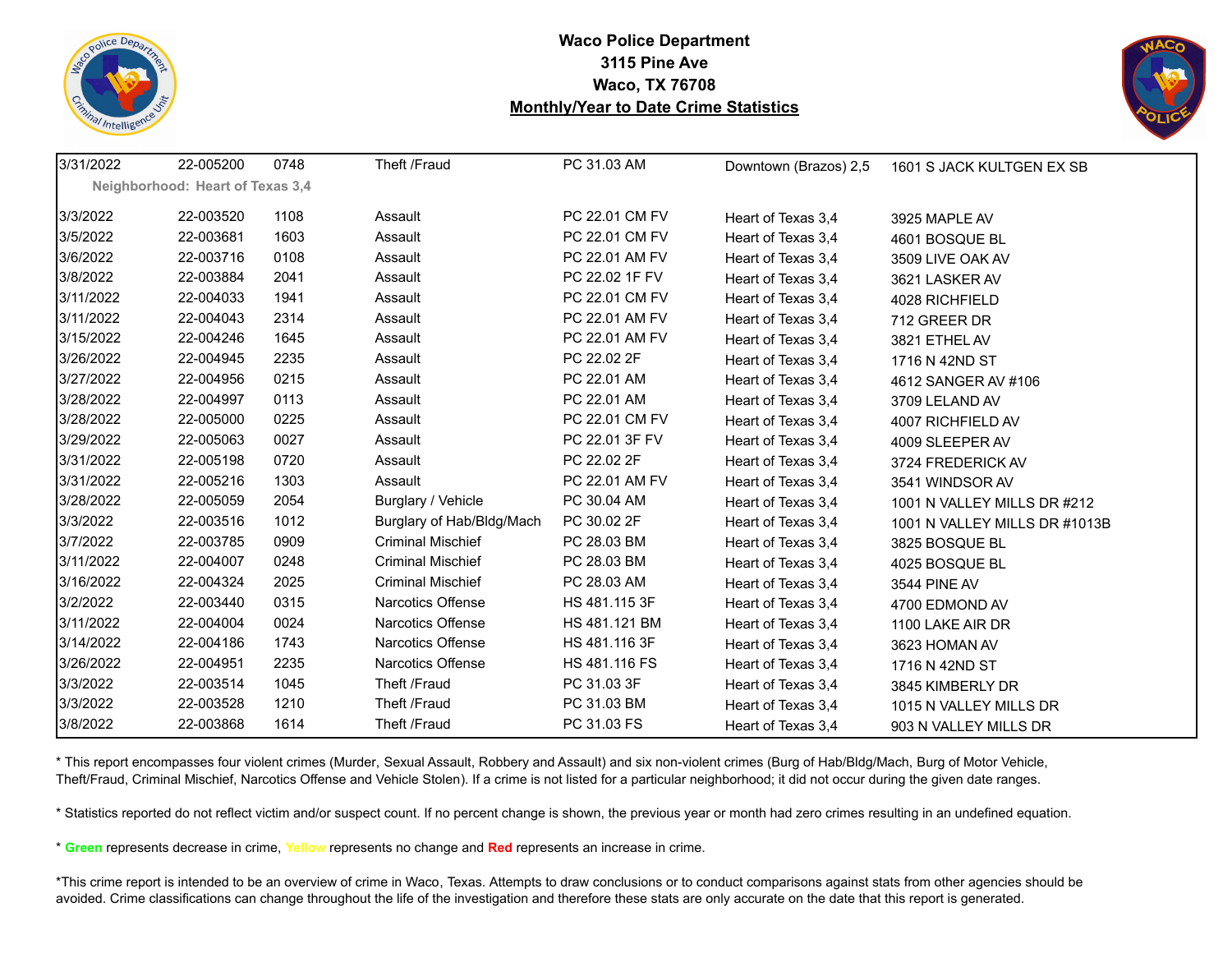# Waco Police Department

**3115 Pine Ave**

**Waco, TX 76708**

**Monthly/Year to Date Crime Statistics**

| Date | Case # | Time | Offense | Statute | Neighborhood | Address |
|---|---|---|---|---|---|---|
| 3/31/2022 | 22-005200 | 0748 | Theft /Fraud | PC 31.03 AM | Downtown (Brazos) 2,5 | 1601 S JACK KULTGEN EX SB |

**Neighborhood: Heart of Texas 3,4**

| Date | Case # | Time | Offense | Statute | Neighborhood | Address |
|---|---|---|---|---|---|---|
| 3/3/2022 | 22-003520 | 1108 | Assault | PC 22.01 CM FV | Heart of Texas 3,4 | 3925 MAPLE AV |
| 3/5/2022 | 22-003681 | 1603 | Assault | PC 22.01 CM FV | Heart of Texas 3,4 | 4601 BOSQUE BL |
| 3/6/2022 | 22-003716 | 0108 | Assault | PC 22.01 AM FV | Heart of Texas 3,4 | 3509 LIVE OAK AV |
| 3/8/2022 | 22-003884 | 2041 | Assault | PC 22.02 1F FV | Heart of Texas 3,4 | 3621 LASKER AV |
| 3/11/2022 | 22-004033 | 1941 | Assault | PC 22.01 CM FV | Heart of Texas 3,4 | 4028 RICHFIELD |
| 3/11/2022 | 22-004043 | 2314 | Assault | PC 22.01 AM FV | Heart of Texas 3,4 | 712 GREER DR |
| 3/15/2022 | 22-004246 | 1645 | Assault | PC 22.01 AM FV | Heart of Texas 3,4 | 3821 ETHEL AV |
| 3/26/2022 | 22-004945 | 2235 | Assault | PC 22.02 2F | Heart of Texas 3,4 | 1716 N 42ND ST |
| 3/27/2022 | 22-004956 | 0215 | Assault | PC 22.01 AM | Heart of Texas 3,4 | 4612 SANGER AV #106 |
| 3/28/2022 | 22-004997 | 0113 | Assault | PC 22.01 AM | Heart of Texas 3,4 | 3709 LELAND AV |
| 3/28/2022 | 22-005000 | 0225 | Assault | PC 22.01 CM FV | Heart of Texas 3,4 | 4007 RICHFIELD AV |
| 3/29/2022 | 22-005063 | 0027 | Assault | PC 22.01 3F FV | Heart of Texas 3,4 | 4009 SLEEPER AV |
| 3/31/2022 | 22-005198 | 0720 | Assault | PC 22.02 2F | Heart of Texas 3,4 | 3724 FREDERICK AV |
| 3/31/2022 | 22-005216 | 1303 | Assault | PC 22.01 AM FV | Heart of Texas 3,4 | 3541 WINDSOR AV |
| 3/28/2022 | 22-005059 | 2054 | Burglary / Vehicle | PC 30.04 AM | Heart of Texas 3,4 | 1001 N VALLEY MILLS DR #212 |
| 3/3/2022 | 22-003516 | 1012 | Burglary of Hab/Bldg/Mach | PC 30.02 2F | Heart of Texas 3,4 | 1001 N VALLEY MILLS DR #1013B |
| 3/7/2022 | 22-003785 | 0909 | Criminal Mischief | PC 28.03 BM | Heart of Texas 3,4 | 3825 BOSQUE BL |
| 3/11/2022 | 22-004007 | 0248 | Criminal Mischief | PC 28.03 BM | Heart of Texas 3,4 | 4025 BOSQUE BL |
| 3/16/2022 | 22-004324 | 2025 | Criminal Mischief | PC 28.03 AM | Heart of Texas 3,4 | 3544 PINE AV |
| 3/2/2022 | 22-003440 | 0315 | Narcotics Offense | HS 481.115 3F | Heart of Texas 3,4 | 4700 EDMOND AV |
| 3/11/2022 | 22-004004 | 0024 | Narcotics Offense | HS 481.121 BM | Heart of Texas 3,4 | 1100 LAKE AIR DR |
| 3/14/2022 | 22-004186 | 1743 | Narcotics Offense | HS 481.116 3F | Heart of Texas 3,4 | 3623 HOMAN AV |
| 3/26/2022 | 22-004951 | 2235 | Narcotics Offense | HS 481.116 FS | Heart of Texas 3,4 | 1716 N 42ND ST |
| 3/3/2022 | 22-003514 | 1045 | Theft /Fraud | PC 31.03 3F | Heart of Texas 3,4 | 3845 KIMBERLY DR |
| 3/3/2022 | 22-003528 | 1210 | Theft /Fraud | PC 31.03 BM | Heart of Texas 3,4 | 1015 N VALLEY MILLS DR |
| 3/8/2022 | 22-003868 | 1614 | Theft /Fraud | PC 31.03 FS | Heart of Texas 3,4 | 903 N VALLEY MILLS DR |

* This report encompasses four violent crimes (Murder, Sexual Assault, Robbery and Assault) and six non-violent crimes (Burg of Hab/Bldg/Mach, Burg of Motor Vehicle, Theft/Fraud, Criminal Mischief, Narcotics Offense and Vehicle Stolen). If a crime is not listed for a particular neighborhood; it did not occur during the given date ranges.

* Statistics reported do not reflect victim and/or suspect count. If no percent change is shown, the previous year or month had zero crimes resulting in an undefined equation.

* **Green** represents decrease in crime, **Yellow** represents no change and **Red** represents an increase in crime.

*This crime report is intended to be an overview of crime in Waco, Texas. Attempts to draw conclusions or to conduct comparisons against stats from other agencies should be avoided. Crime classifications can change throughout the life of the investigation and therefore these stats are only accurate on the date that this report is generated.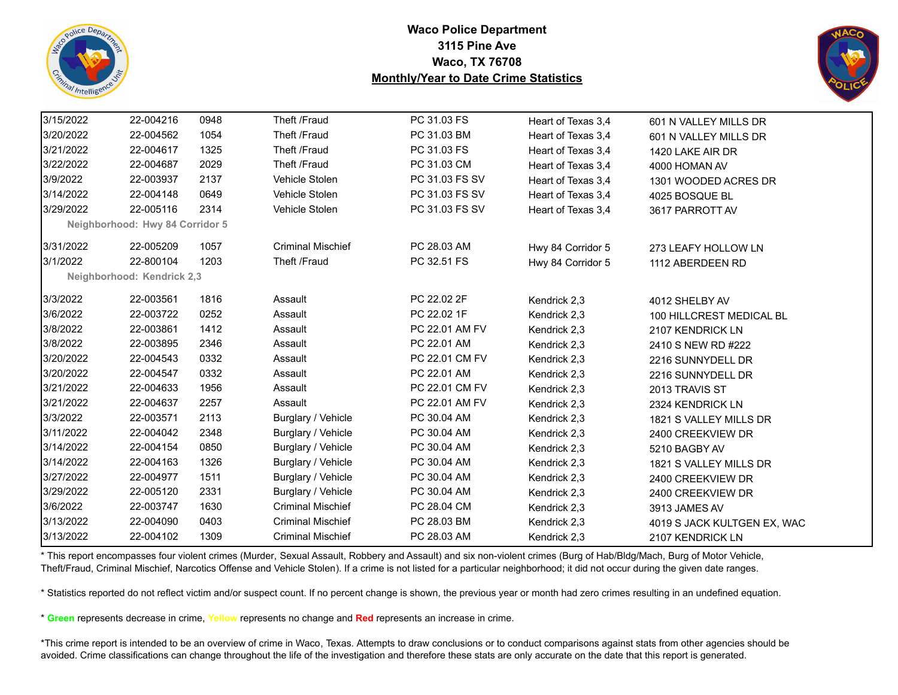**Waco Police Department**
**3115 Pine Ave**
**Waco, TX 76708**
**Monthly/Year to Date Crime Statistics**

| | | | | | | |
|---|---|---|---|---|---|---|
| 3/15/2022 | 22-004216 | 0948 | Theft /Fraud | PC 31.03 FS | Heart of Texas 3,4 | 601 N VALLEY MILLS DR |
| 3/20/2022 | 22-004562 | 1054 | Theft /Fraud | PC 31.03 BM | Heart of Texas 3,4 | 601 N VALLEY MILLS DR |
| 3/21/2022 | 22-004617 | 1325 | Theft /Fraud | PC 31.03 FS | Heart of Texas 3,4 | 1420 LAKE AIR DR |
| 3/22/2022 | 22-004687 | 2029 | Theft /Fraud | PC 31.03 CM | Heart of Texas 3,4 | 4000 HOMAN AV |
| 3/9/2022 | 22-003937 | 2137 | Vehicle Stolen | PC 31.03 FS SV | Heart of Texas 3,4 | 1301 WOODED ACRES DR |
| 3/14/2022 | 22-004148 | 0649 | Vehicle Stolen | PC 31.03 FS SV | Heart of Texas 3,4 | 4025 BOSQUE BL |
| 3/29/2022 | 22-005116 | 2314 | Vehicle Stolen | PC 31.03 FS SV | Heart of Texas 3,4 | 3617 PARROTT AV |
| **Neighborhood: Hwy 84 Corridor 5** | | | | | | |
| 3/31/2022 | 22-005209 | 1057 | Criminal Mischief | PC 28.03 AM | Hwy 84 Corridor 5 | 273 LEAFY HOLLOW LN |
| 3/1/2022 | 22-800104 | 1203 | Theft /Fraud | PC 32.51 FS | Hwy 84 Corridor 5 | 1112 ABERDEEN RD |
| **Neighborhood: Kendrick 2,3** | | | | | | |
| 3/3/2022 | 22-003561 | 1816 | Assault | PC 22.02 2F | Kendrick 2,3 | 4012 SHELBY AV |
| 3/6/2022 | 22-003722 | 0252 | Assault | PC 22.02 1F | Kendrick 2,3 | 100 HILLCREST MEDICAL BL |
| 3/8/2022 | 22-003861 | 1412 | Assault | PC 22.01 AM FV | Kendrick 2,3 | 2107 KENDRICK LN |
| 3/8/2022 | 22-003895 | 2346 | Assault | PC 22.01 AM | Kendrick 2,3 | 2410 S NEW RD #222 |
| 3/20/2022 | 22-004543 | 0332 | Assault | PC 22.01 CM FV | Kendrick 2,3 | 2216 SUNNYDELL DR |
| 3/20/2022 | 22-004547 | 0332 | Assault | PC 22.01 AM | Kendrick 2,3 | 2216 SUNNYDELL DR |
| 3/21/2022 | 22-004633 | 1956 | Assault | PC 22.01 CM FV | Kendrick 2,3 | 2013 TRAVIS ST |
| 3/21/2022 | 22-004637 | 2257 | Assault | PC 22.01 AM FV | Kendrick 2,3 | 2324 KENDRICK LN |
| 3/3/2022 | 22-003571 | 2113 | Burglary / Vehicle | PC 30.04 AM | Kendrick 2,3 | 1821 S VALLEY MILLS DR |
| 3/11/2022 | 22-004042 | 2348 | Burglary / Vehicle | PC 30.04 AM | Kendrick 2,3 | 2400 CREEKVIEW DR |
| 3/14/2022 | 22-004154 | 0850 | Burglary / Vehicle | PC 30.04 AM | Kendrick 2,3 | 5210 BAGBY AV |
| 3/14/2022 | 22-004163 | 1326 | Burglary / Vehicle | PC 30.04 AM | Kendrick 2,3 | 1821 S VALLEY MILLS DR |
| 3/27/2022 | 22-004977 | 1511 | Burglary / Vehicle | PC 30.04 AM | Kendrick 2,3 | 2400 CREEKVIEW DR |
| 3/29/2022 | 22-005120 | 2331 | Burglary / Vehicle | PC 30.04 AM | Kendrick 2,3 | 2400 CREEKVIEW DR |
| 3/6/2022 | 22-003747 | 1630 | Criminal Mischief | PC 28.04 CM | Kendrick 2,3 | 3913 JAMES AV |
| 3/13/2022 | 22-004090 | 0403 | Criminal Mischief | PC 28.03 BM | Kendrick 2,3 | 4019 S JACK KULTGEN EX, WAC |
| 3/13/2022 | 22-004102 | 1309 | Criminal Mischief | PC 28.03 AM | Kendrick 2,3 | 2107 KENDRICK LN |

* This report encompasses four violent crimes (Murder, Sexual Assault, Robbery and Assault) and six non-violent crimes (Burg of Hab/Bldg/Mach, Burg of Motor Vehicle, Theft/Fraud, Criminal Mischief, Narcotics Offense and Vehicle Stolen). If a crime is not listed for a particular neighborhood; it did not occur during the given date ranges.

* Statistics reported do not reflect victim and/or suspect count. If no percent change is shown, the previous year or month had zero crimes resulting in an undefined equation.

* **Green** represents decrease in crime, **Yellow** represents no change and **Red** represents an increase in crime.

*This crime report is intended to be an overview of crime in Waco, Texas. Attempts to draw conclusions or to conduct comparisons against stats from other agencies should be avoided. Crime classifications can change throughout the life of the investigation and therefore these stats are only accurate on the date that this report is generated.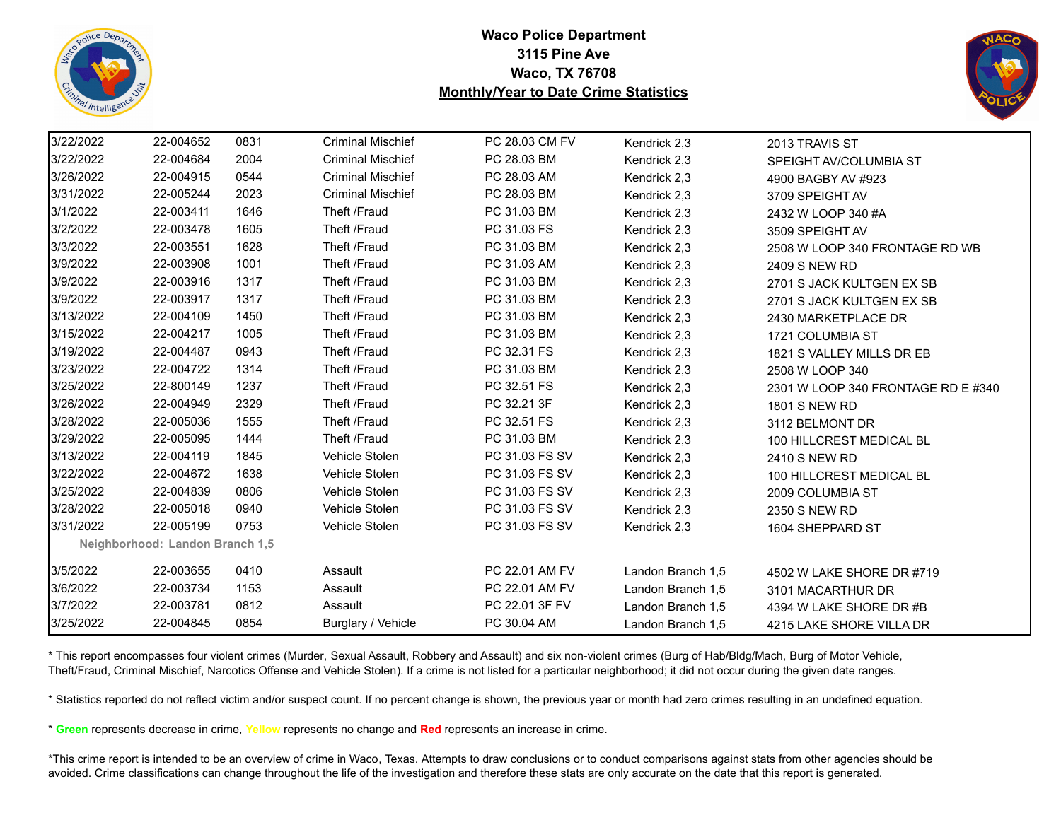# Waco Police Department
## 3115 Pine Ave
## Waco, TX 76708
## Monthly/Year to Date Crime Statistics

| | | | | | | |
|---|---|---|---|---|---|---|
| 3/22/2022 | 22-004652 | 0831 | Criminal Mischief | PC 28.03 CM FV | Kendrick 2,3 | 2013 TRAVIS ST |
| 3/22/2022 | 22-004684 | 2004 | Criminal Mischief | PC 28.03 BM | Kendrick 2,3 | SPEIGHT AV/COLUMBIA ST |
| 3/26/2022 | 22-004915 | 0544 | Criminal Mischief | PC 28.03 AM | Kendrick 2,3 | 4900 BAGBY AV #923 |
| 3/31/2022 | 22-005244 | 2023 | Criminal Mischief | PC 28.03 BM | Kendrick 2,3 | 3709 SPEIGHT AV |
| 3/1/2022 | 22-003411 | 1646 | Theft /Fraud | PC 31.03 BM | Kendrick 2,3 | 2432 W LOOP 340 #A |
| 3/2/2022 | 22-003478 | 1605 | Theft /Fraud | PC 31.03 FS | Kendrick 2,3 | 3509 SPEIGHT AV |
| 3/3/2022 | 22-003551 | 1628 | Theft /Fraud | PC 31.03 BM | Kendrick 2,3 | 2508 W LOOP 340 FRONTAGE RD WB |
| 3/9/2022 | 22-003908 | 1001 | Theft /Fraud | PC 31.03 AM | Kendrick 2,3 | 2409 S NEW RD |
| 3/9/2022 | 22-003916 | 1317 | Theft /Fraud | PC 31.03 BM | Kendrick 2,3 | 2701 S JACK KULTGEN EX SB |
| 3/9/2022 | 22-003917 | 1317 | Theft /Fraud | PC 31.03 BM | Kendrick 2,3 | 2701 S JACK KULTGEN EX SB |
| 3/13/2022 | 22-004109 | 1450 | Theft /Fraud | PC 31.03 BM | Kendrick 2,3 | 2430 MARKETPLACE DR |
| 3/15/2022 | 22-004217 | 1005 | Theft /Fraud | PC 31.03 BM | Kendrick 2,3 | 1721 COLUMBIA ST |
| 3/19/2022 | 22-004487 | 0943 | Theft /Fraud | PC 32.31 FS | Kendrick 2,3 | 1821 S VALLEY MILLS DR EB |
| 3/23/2022 | 22-004722 | 1314 | Theft /Fraud | PC 31.03 BM | Kendrick 2,3 | 2508 W LOOP 340 |
| 3/25/2022 | 22-800149 | 1237 | Theft /Fraud | PC 32.51 FS | Kendrick 2,3 | 2301 W LOOP 340 FRONTAGE RD E #340 |
| 3/26/2022 | 22-004949 | 2329 | Theft /Fraud | PC 32.21 3F | Kendrick 2,3 | 1801 S NEW RD |
| 3/28/2022 | 22-005036 | 1555 | Theft /Fraud | PC 32.51 FS | Kendrick 2,3 | 3112 BELMONT DR |
| 3/29/2022 | 22-005095 | 1444 | Theft /Fraud | PC 31.03 BM | Kendrick 2,3 | 100 HILLCREST MEDICAL BL |
| 3/13/2022 | 22-004119 | 1845 | Vehicle Stolen | PC 31.03 FS SV | Kendrick 2,3 | 2410 S NEW RD |
| 3/22/2022 | 22-004672 | 1638 | Vehicle Stolen | PC 31.03 FS SV | Kendrick 2,3 | 100 HILLCREST MEDICAL BL |
| 3/25/2022 | 22-004839 | 0806 | Vehicle Stolen | PC 31.03 FS SV | Kendrick 2,3 | 2009 COLUMBIA ST |
| 3/28/2022 | 22-005018 | 0940 | Vehicle Stolen | PC 31.03 FS SV | Kendrick 2,3 | 2350 S NEW RD |
| 3/31/2022 | 22-005199 | 0753 | Vehicle Stolen | PC 31.03 FS SV | Kendrick 2,3 | 1604 SHEPPARD ST |
| **Neighborhood: Landon Branch 1,5** | | | | | | |
| 3/5/2022 | 22-003655 | 0410 | Assault | PC 22.01 AM FV | Landon Branch 1,5 | 4502 W LAKE SHORE DR #719 |
| 3/6/2022 | 22-003734 | 1153 | Assault | PC 22.01 AM FV | Landon Branch 1,5 | 3101 MACARTHUR DR |
| 3/7/2022 | 22-003781 | 0812 | Assault | PC 22.01 3F FV | Landon Branch 1,5 | 4394 W LAKE SHORE DR #B |
| 3/25/2022 | 22-004845 | 0854 | Burglary / Vehicle | PC 30.04 AM | Landon Branch 1,5 | 4215 LAKE SHORE VILLA DR |

* This report encompasses four violent crimes (Murder, Sexual Assault, Robbery and Assault) and six non-violent crimes (Burg of Hab/Bldg/Mach, Burg of Motor Vehicle, Theft/Fraud, Criminal Mischief, Narcotics Offense and Vehicle Stolen). If a crime is not listed for a particular neighborhood; it did not occur during the given date ranges.

* Statistics reported do not reflect victim and/or suspect count. If no percent change is shown, the previous year or month had zero crimes resulting in an undefined equation.

* **Green** represents decrease in crime, Yellow represents no change and **Red** represents an increase in crime.

*This crime report is intended to be an overview of crime in Waco, Texas. Attempts to draw conclusions or to conduct comparisons against stats from other agencies should be avoided. Crime classifications can change throughout the life of the investigation and therefore these stats are only accurate on the date that this report is generated.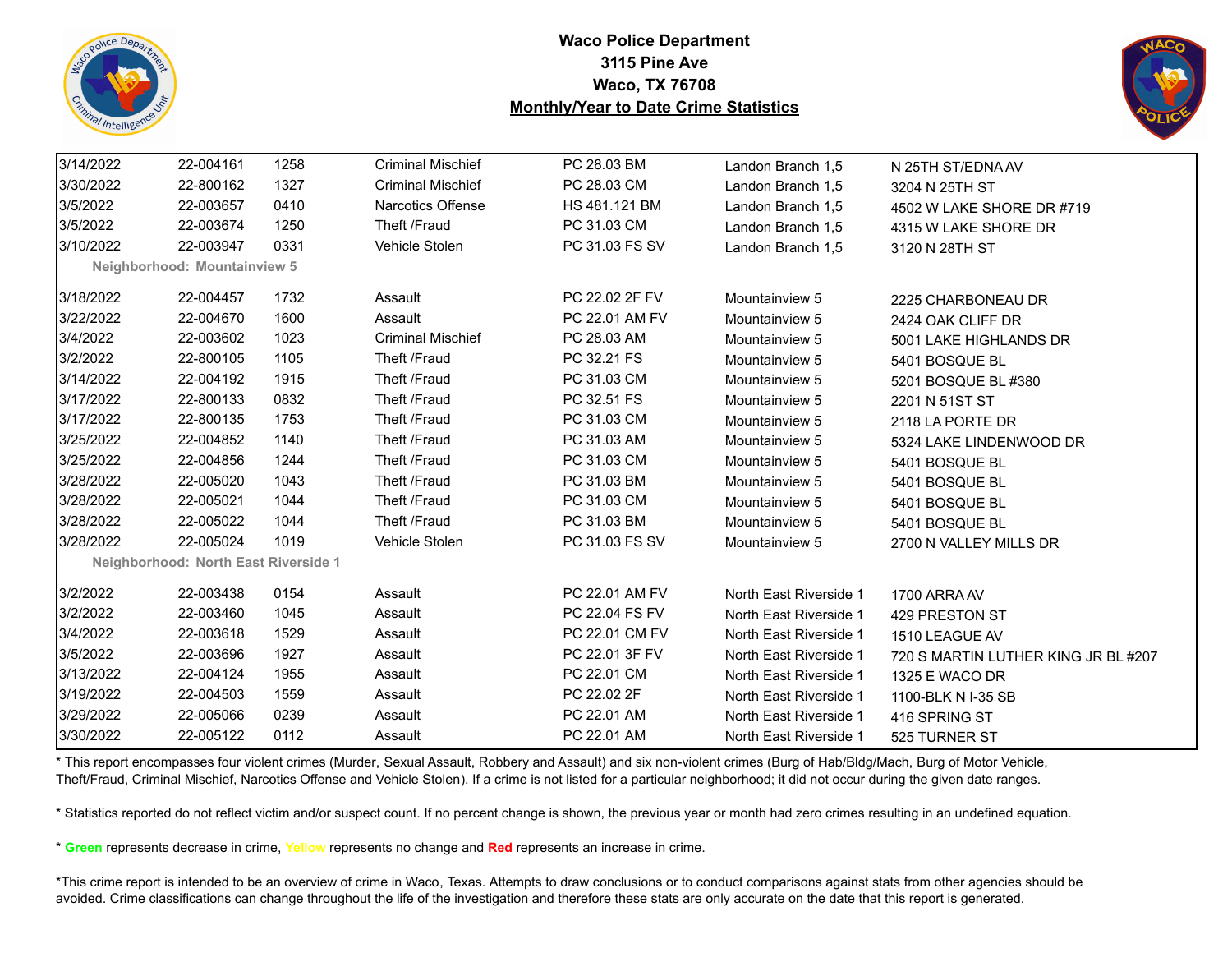**Waco Police Department**
**3115 Pine Ave**
**Waco, TX 76708**
**Monthly/Year to Date Crime Statistics**

| | | | | | | |
|---|---|---|---|---|---|---|
| 3/14/2022 | 22-004161 | 1258 | Criminal Mischief | PC 28.03 BM | Landon Branch 1,5 | N 25TH ST/EDNA AV |
| 3/30/2022 | 22-800162 | 1327 | Criminal Mischief | PC 28.03 CM | Landon Branch 1,5 | 3204 N 25TH ST |
| 3/5/2022 | 22-003657 | 0410 | Narcotics Offense | HS 481.121 BM | Landon Branch 1,5 | 4502 W LAKE SHORE DR #719 |
| 3/5/2022 | 22-003674 | 1250 | Theft /Fraud | PC 31.03 CM | Landon Branch 1,5 | 4315 W LAKE SHORE DR |
| 3/10/2022 | 22-003947 | 0331 | Vehicle Stolen | PC 31.03 FS SV | Landon Branch 1,5 | 3120 N 28TH ST |
| **Neighborhood: Mountainview 5** | | | | | | |
| 3/18/2022 | 22-004457 | 1732 | Assault | PC 22.02 2F FV | Mountainview 5 | 2225 CHARBONEAU DR |
| 3/22/2022 | 22-004670 | 1600 | Assault | PC 22.01 AM FV | Mountainview 5 | 2424 OAK CLIFF DR |
| 3/4/2022 | 22-003602 | 1023 | Criminal Mischief | PC 28.03 AM | Mountainview 5 | 5001 LAKE HIGHLANDS DR |
| 3/2/2022 | 22-800105 | 1105 | Theft /Fraud | PC 32.21 FS | Mountainview 5 | 5401 BOSQUE BL |
| 3/14/2022 | 22-004192 | 1915 | Theft /Fraud | PC 31.03 CM | Mountainview 5 | 5201 BOSQUE BL #380 |
| 3/17/2022 | 22-800133 | 0832 | Theft /Fraud | PC 32.51 FS | Mountainview 5 | 2201 N 51ST ST |
| 3/17/2022 | 22-800135 | 1753 | Theft /Fraud | PC 31.03 CM | Mountainview 5 | 2118 LA PORTE DR |
| 3/25/2022 | 22-004852 | 1140 | Theft /Fraud | PC 31.03 AM | Mountainview 5 | 5324 LAKE LINDENWOOD DR |
| 3/25/2022 | 22-004856 | 1244 | Theft /Fraud | PC 31.03 CM | Mountainview 5 | 5401 BOSQUE BL |
| 3/28/2022 | 22-005020 | 1043 | Theft /Fraud | PC 31.03 BM | Mountainview 5 | 5401 BOSQUE BL |
| 3/28/2022 | 22-005021 | 1044 | Theft /Fraud | PC 31.03 CM | Mountainview 5 | 5401 BOSQUE BL |
| 3/28/2022 | 22-005022 | 1044 | Theft /Fraud | PC 31.03 BM | Mountainview 5 | 5401 BOSQUE BL |
| 3/28/2022 | 22-005024 | 1019 | Vehicle Stolen | PC 31.03 FS SV | Mountainview 5 | 2700 N VALLEY MILLS DR |
| **Neighborhood: North East Riverside 1** | | | | | | |
| 3/2/2022 | 22-003438 | 0154 | Assault | PC 22.01 AM FV | North East Riverside 1 | 1700 ARRA AV |
| 3/2/2022 | 22-003460 | 1045 | Assault | PC 22.04 FS FV | North East Riverside 1 | 429 PRESTON ST |
| 3/4/2022 | 22-003618 | 1529 | Assault | PC 22.01 CM FV | North East Riverside 1 | 1510 LEAGUE AV |
| 3/5/2022 | 22-003696 | 1927 | Assault | PC 22.01 3F FV | North East Riverside 1 | 720 S MARTIN LUTHER KING JR BL #207 |
| 3/13/2022 | 22-004124 | 1955 | Assault | PC 22.01 CM | North East Riverside 1 | 1325 E WACO DR |
| 3/19/2022 | 22-004503 | 1559 | Assault | PC 22.02 2F | North East Riverside 1 | 1100-BLK N I-35 SB |
| 3/29/2022 | 22-005066 | 0239 | Assault | PC 22.01 AM | North East Riverside 1 | 416 SPRING ST |
| 3/30/2022 | 22-005122 | 0112 | Assault | PC 22.01 AM | North East Riverside 1 | 525 TURNER ST |

* This report encompasses four violent crimes (Murder, Sexual Assault, Robbery and Assault) and six non-violent crimes (Burg of Hab/Bldg/Mach, Burg of Motor Vehicle, Theft/Fraud, Criminal Mischief, Narcotics Offense and Vehicle Stolen). If a crime is not listed for a particular neighborhood; it did not occur during the given date ranges.

* Statistics reported do not reflect victim and/or suspect count. If no percent change is shown, the previous year or month had zero crimes resulting in an undefined equation.

* **Green** represents decrease in crime, **Yellow** represents no change and **Red** represents an increase in crime.

*This crime report is intended to be an overview of crime in Waco, Texas. Attempts to draw conclusions or to conduct comparisons against stats from other agencies should be avoided. Crime classifications can change throughout the life of the investigation and therefore these stats are only accurate on the date that this report is generated.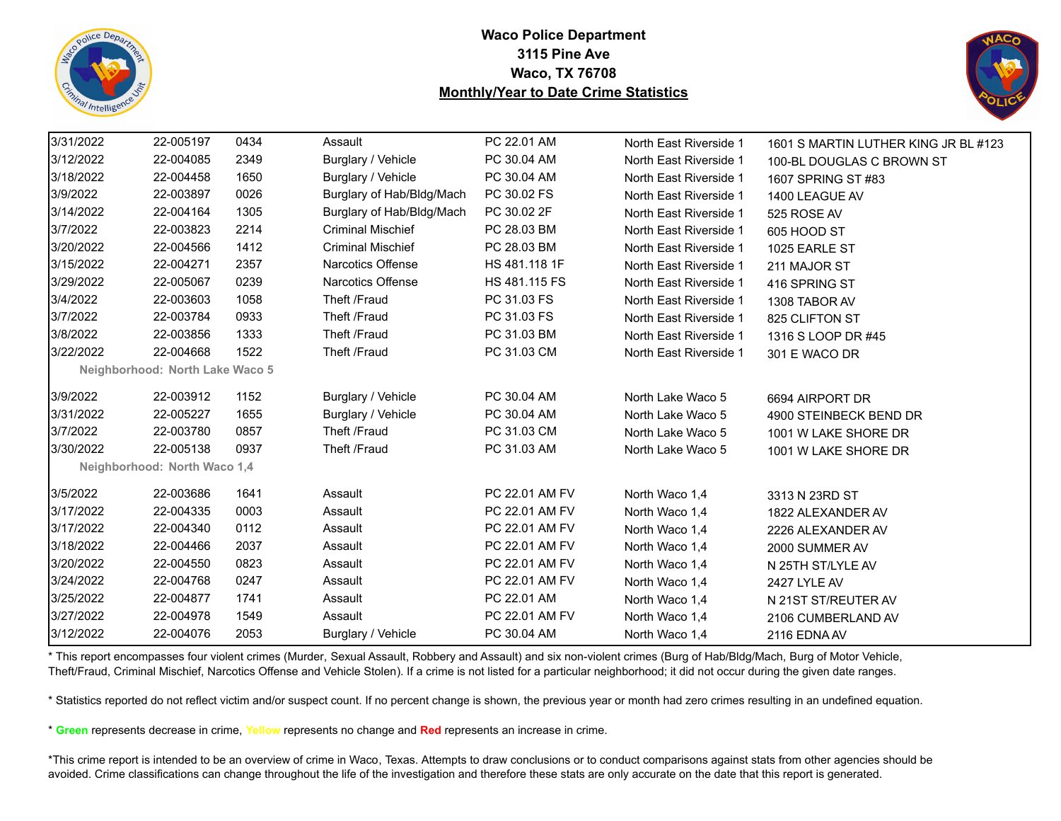**Waco Police Department**
**3115 Pine Ave**
**Waco, TX 76708**
**Monthly/Year to Date Crime Statistics**

| Date | Case # | Time | Offense | Code | Neighborhood | Address |
|---|---|---|---|---|---|---|
| 3/31/2022 | 22-005197 | 0434 | Assault | PC 22.01 AM | North East Riverside 1 | 1601 S MARTIN LUTHER KING JR BL #123 |
| 3/12/2022 | 22-004085 | 2349 | Burglary / Vehicle | PC 30.04 AM | North East Riverside 1 | 100-BL DOUGLAS C BROWN ST |
| 3/18/2022 | 22-004458 | 1650 | Burglary / Vehicle | PC 30.04 AM | North East Riverside 1 | 1607 SPRING ST #83 |
| 3/9/2022 | 22-003897 | 0026 | Burglary of Hab/Bldg/Mach | PC 30.02 FS | North East Riverside 1 | 1400 LEAGUE AV |
| 3/14/2022 | 22-004164 | 1305 | Burglary of Hab/Bldg/Mach | PC 30.02 2F | North East Riverside 1 | 525 ROSE AV |
| 3/7/2022 | 22-003823 | 2214 | Criminal Mischief | PC 28.03 BM | North East Riverside 1 | 605 HOOD ST |
| 3/20/2022 | 22-004566 | 1412 | Criminal Mischief | PC 28.03 BM | North East Riverside 1 | 1025 EARLE ST |
| 3/15/2022 | 22-004271 | 2357 | Narcotics Offense | HS 481.118 1F | North East Riverside 1 | 211 MAJOR ST |
| 3/29/2022 | 22-005067 | 0239 | Narcotics Offense | HS 481.115 FS | North East Riverside 1 | 416 SPRING ST |
| 3/4/2022 | 22-003603 | 1058 | Theft /Fraud | PC 31.03 FS | North East Riverside 1 | 1308 TABOR AV |
| 3/7/2022 | 22-003784 | 0933 | Theft /Fraud | PC 31.03 FS | North East Riverside 1 | 825 CLIFTON ST |
| 3/8/2022 | 22-003856 | 1333 | Theft /Fraud | PC 31.03 BM | North East Riverside 1 | 1316 S LOOP DR #45 |
| 3/22/2022 | 22-004668 | 1522 | Theft /Fraud | PC 31.03 CM | North East Riverside 1 | 301 E WACO DR |
| **Neighborhood: North Lake Waco 5** | | | | | | |
| 3/9/2022 | 22-003912 | 1152 | Burglary / Vehicle | PC 30.04 AM | North Lake Waco 5 | 6694 AIRPORT DR |
| 3/31/2022 | 22-005227 | 1655 | Burglary / Vehicle | PC 30.04 AM | North Lake Waco 5 | 4900 STEINBECK BEND DR |
| 3/7/2022 | 22-003780 | 0857 | Theft /Fraud | PC 31.03 CM | North Lake Waco 5 | 1001 W LAKE SHORE DR |
| 3/30/2022 | 22-005138 | 0937 | Theft /Fraud | PC 31.03 AM | North Lake Waco 5 | 1001 W LAKE SHORE DR |
| **Neighborhood: North Waco 1,4** | | | | | | |
| 3/5/2022 | 22-003686 | 1641 | Assault | PC 22.01 AM FV | North Waco 1,4 | 3313 N 23RD ST |
| 3/17/2022 | 22-004335 | 0003 | Assault | PC 22.01 AM FV | North Waco 1,4 | 1822 ALEXANDER AV |
| 3/17/2022 | 22-004340 | 0112 | Assault | PC 22.01 AM FV | North Waco 1,4 | 2226 ALEXANDER AV |
| 3/18/2022 | 22-004466 | 2037 | Assault | PC 22.01 AM FV | North Waco 1,4 | 2000 SUMMER AV |
| 3/20/2022 | 22-004550 | 0823 | Assault | PC 22.01 AM FV | North Waco 1,4 | N 25TH ST/LYLE AV |
| 3/24/2022 | 22-004768 | 0247 | Assault | PC 22.01 AM FV | North Waco 1,4 | 2427 LYLE AV |
| 3/25/2022 | 22-004877 | 1741 | Assault | PC 22.01 AM | North Waco 1,4 | N 21ST ST/REUTER AV |
| 3/27/2022 | 22-004978 | 1549 | Assault | PC 22.01 AM FV | North Waco 1,4 | 2106 CUMBERLAND AV |
| 3/12/2022 | 22-004076 | 2053 | Burglary / Vehicle | PC 30.04 AM | North Waco 1,4 | 2116 EDNA AV |

* This report encompasses four violent crimes (Murder, Sexual Assault, Robbery and Assault) and six non-violent crimes (Burg of Hab/Bldg/Mach, Burg of Motor Vehicle, Theft/Fraud, Criminal Mischief, Narcotics Offense and Vehicle Stolen). If a crime is not listed for a particular neighborhood; it did not occur during the given date ranges.

* Statistics reported do not reflect victim and/or suspect count. If no percent change is shown, the previous year or month had zero crimes resulting in an undefined equation.

* **Green** represents decrease in crime, Yellow represents no change and **Red** represents an increase in crime.

*This crime report is intended to be an overview of crime in Waco, Texas. Attempts to draw conclusions or to conduct comparisons against stats from other agencies should be avoided. Crime classifications can change throughout the life of the investigation and therefore these stats are only accurate on the date that this report is generated.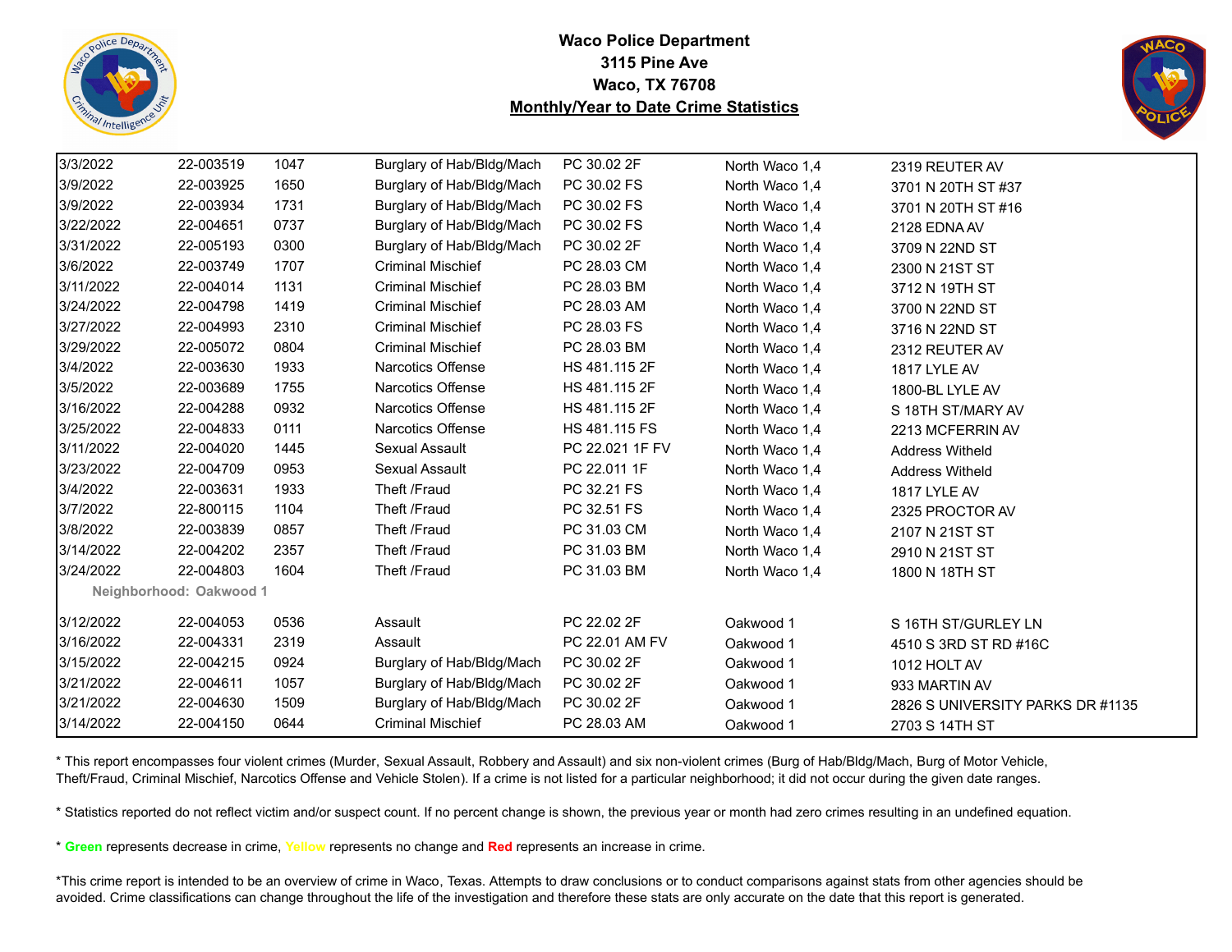**Waco Police Department**
**3115 Pine Ave**
**Waco, TX 76708**
**Monthly/Year to Date Crime Statistics**

| | | | | | | |
|---|---|---|---|---|---|---|
| 3/3/2022 | 22-003519 | 1047 | Burglary of Hab/Bldg/Mach | PC 30.02 2F | North Waco 1,4 | 2319 REUTER AV |
| 3/9/2022 | 22-003925 | 1650 | Burglary of Hab/Bldg/Mach | PC 30.02 FS | North Waco 1,4 | 3701 N 20TH ST #37 |
| 3/9/2022 | 22-003934 | 1731 | Burglary of Hab/Bldg/Mach | PC 30.02 FS | North Waco 1,4 | 3701 N 20TH ST #16 |
| 3/22/2022 | 22-004651 | 0737 | Burglary of Hab/Bldg/Mach | PC 30.02 FS | North Waco 1,4 | 2128 EDNA AV |
| 3/31/2022 | 22-005193 | 0300 | Burglary of Hab/Bldg/Mach | PC 30.02 2F | North Waco 1,4 | 3709 N 22ND ST |
| 3/6/2022 | 22-003749 | 1707 | Criminal Mischief | PC 28.03 CM | North Waco 1,4 | 2300 N 21ST ST |
| 3/11/2022 | 22-004014 | 1131 | Criminal Mischief | PC 28.03 BM | North Waco 1,4 | 3712 N 19TH ST |
| 3/24/2022 | 22-004798 | 1419 | Criminal Mischief | PC 28.03 AM | North Waco 1,4 | 3700 N 22ND ST |
| 3/27/2022 | 22-004993 | 2310 | Criminal Mischief | PC 28.03 FS | North Waco 1,4 | 3716 N 22ND ST |
| 3/29/2022 | 22-005072 | 0804 | Criminal Mischief | PC 28.03 BM | North Waco 1,4 | 2312 REUTER AV |
| 3/4/2022 | 22-003630 | 1933 | Narcotics Offense | HS 481.115 2F | North Waco 1,4 | 1817 LYLE AV |
| 3/5/2022 | 22-003689 | 1755 | Narcotics Offense | HS 481.115 2F | North Waco 1,4 | 1800-BL LYLE AV |
| 3/16/2022 | 22-004288 | 0932 | Narcotics Offense | HS 481.115 2F | North Waco 1,4 | S 18TH ST/MARY AV |
| 3/25/2022 | 22-004833 | 0111 | Narcotics Offense | HS 481.115 FS | North Waco 1,4 | 2213 MCFERRIN AV |
| 3/11/2022 | 22-004020 | 1445 | Sexual Assault | PC 22.021 1F FV | North Waco 1,4 | Address Witheld |
| 3/23/2022 | 22-004709 | 0953 | Sexual Assault | PC 22.011 1F | North Waco 1,4 | Address Witheld |
| 3/4/2022 | 22-003631 | 1933 | Theft /Fraud | PC 32.21 FS | North Waco 1,4 | 1817 LYLE AV |
| 3/7/2022 | 22-800115 | 1104 | Theft /Fraud | PC 32.51 FS | North Waco 1,4 | 2325 PROCTOR AV |
| 3/8/2022 | 22-003839 | 0857 | Theft /Fraud | PC 31.03 CM | North Waco 1,4 | 2107 N 21ST ST |
| 3/14/2022 | 22-004202 | 2357 | Theft /Fraud | PC 31.03 BM | North Waco 1,4 | 2910 N 21ST ST |
| 3/24/2022 | 22-004803 | 1604 | Theft /Fraud | PC 31.03 BM | North Waco 1,4 | 1800 N 18TH ST |
| **Neighborhood: Oakwood 1** | | | | | | |
| 3/12/2022 | 22-004053 | 0536 | Assault | PC 22.02 2F | Oakwood 1 | S 16TH ST/GURLEY LN |
| 3/16/2022 | 22-004331 | 2319 | Assault | PC 22.01 AM FV | Oakwood 1 | 4510 S 3RD ST RD #16C |
| 3/15/2022 | 22-004215 | 0924 | Burglary of Hab/Bldg/Mach | PC 30.02 2F | Oakwood 1 | 1012 HOLT AV |
| 3/21/2022 | 22-004611 | 1057 | Burglary of Hab/Bldg/Mach | PC 30.02 2F | Oakwood 1 | 933 MARTIN AV |
| 3/21/2022 | 22-004630 | 1509 | Burglary of Hab/Bldg/Mach | PC 30.02 2F | Oakwood 1 | 2826 S UNIVERSITY PARKS DR #1135 |
| 3/14/2022 | 22-004150 | 0644 | Criminal Mischief | PC 28.03 AM | Oakwood 1 | 2703 S 14TH ST |

* This report encompasses four violent crimes (Murder, Sexual Assault, Robbery and Assault) and six non-violent crimes (Burg of Hab/Bldg/Mach, Burg of Motor Vehicle, Theft/Fraud, Criminal Mischief, Narcotics Offense and Vehicle Stolen). If a crime is not listed for a particular neighborhood; it did not occur during the given date ranges.

* Statistics reported do not reflect victim and/or suspect count. If no percent change is shown, the previous year or month had zero crimes resulting in an undefined equation.

* **Green** represents decrease in crime, Yellow represents no change and **Red** represents an increase in crime.

*This crime report is intended to be an overview of crime in Waco, Texas. Attempts to draw conclusions or to conduct comparisons against stats from other agencies should be avoided. Crime classifications can change throughout the life of the investigation and therefore these stats are only accurate on the date that this report is generated.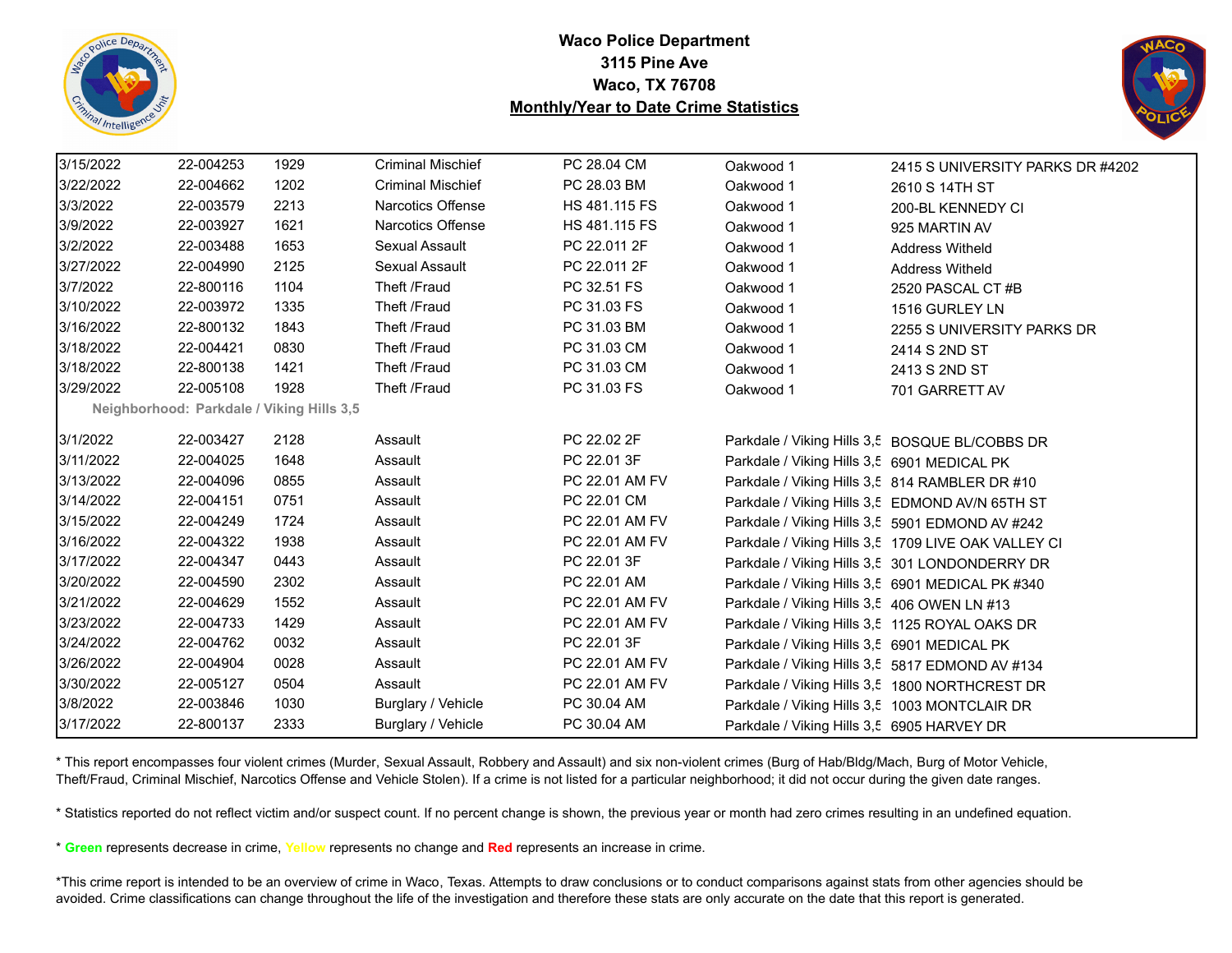**Waco Police Department**
**3115 Pine Ave**
**Waco, TX 76708**
**Monthly/Year to Date Crime Statistics**

| | | | | | | |
|---|---|---|---|---|---|---|
| 3/15/2022 | 22-004253 | 1929 | Criminal Mischief | PC 28.04 CM | Oakwood 1 | 2415 S UNIVERSITY PARKS DR #4202 |
| 3/22/2022 | 22-004662 | 1202 | Criminal Mischief | PC 28.03 BM | Oakwood 1 | 2610 S 14TH ST |
| 3/3/2022 | 22-003579 | 2213 | Narcotics Offense | HS 481.115 FS | Oakwood 1 | 200-BL KENNEDY CI |
| 3/9/2022 | 22-003927 | 1621 | Narcotics Offense | HS 481.115 FS | Oakwood 1 | 925 MARTIN AV |
| 3/2/2022 | 22-003488 | 1653 | Sexual Assault | PC 22.011 2F | Oakwood 1 | Address Witheld |
| 3/27/2022 | 22-004990 | 2125 | Sexual Assault | PC 22.011 2F | Oakwood 1 | Address Witheld |
| 3/7/2022 | 22-800116 | 1104 | Theft /Fraud | PC 32.51 FS | Oakwood 1 | 2520 PASCAL CT #B |
| 3/10/2022 | 22-003972 | 1335 | Theft /Fraud | PC 31.03 FS | Oakwood 1 | 1516 GURLEY LN |
| 3/16/2022 | 22-800132 | 1843 | Theft /Fraud | PC 31.03 BM | Oakwood 1 | 2255 S UNIVERSITY PARKS DR |
| 3/18/2022 | 22-004421 | 0830 | Theft /Fraud | PC 31.03 CM | Oakwood 1 | 2414 S 2ND ST |
| 3/18/2022 | 22-800138 | 1421 | Theft /Fraud | PC 31.03 CM | Oakwood 1 | 2413 S 2ND ST |
| 3/29/2022 | 22-005108 | 1928 | Theft /Fraud | PC 31.03 FS | Oakwood 1 | 701 GARRETT AV |
| **Neighborhood: Parkdale / Viking Hills 3,5** | | | | | | |
| 3/1/2022 | 22-003427 | 2128 | Assault | PC 22.02 2F | Parkdale / Viking Hills 3,5 | BOSQUE BL/COBBS DR |
| 3/11/2022 | 22-004025 | 1648 | Assault | PC 22.01 3F | Parkdale / Viking Hills 3,5 | 6901 MEDICAL PK |
| 3/13/2022 | 22-004096 | 0855 | Assault | PC 22.01 AM FV | Parkdale / Viking Hills 3,5 | 814 RAMBLER DR #10 |
| 3/14/2022 | 22-004151 | 0751 | Assault | PC 22.01 CM | Parkdale / Viking Hills 3,5 | EDMOND AV/N 65TH ST |
| 3/15/2022 | 22-004249 | 1724 | Assault | PC 22.01 AM FV | Parkdale / Viking Hills 3,5 | 5901 EDMOND AV #242 |
| 3/16/2022 | 22-004322 | 1938 | Assault | PC 22.01 AM FV | Parkdale / Viking Hills 3,5 | 1709 LIVE OAK VALLEY CI |
| 3/17/2022 | 22-004347 | 0443 | Assault | PC 22.01 3F | Parkdale / Viking Hills 3,5 | 301 LONDONDERRY DR |
| 3/20/2022 | 22-004590 | 2302 | Assault | PC 22.01 AM | Parkdale / Viking Hills 3,5 | 6901 MEDICAL PK #340 |
| 3/21/2022 | 22-004629 | 1552 | Assault | PC 22.01 AM FV | Parkdale / Viking Hills 3,5 | 406 OWEN LN #13 |
| 3/23/2022 | 22-004733 | 1429 | Assault | PC 22.01 AM FV | Parkdale / Viking Hills 3,5 | 1125 ROYAL OAKS DR |
| 3/24/2022 | 22-004762 | 0032 | Assault | PC 22.01 3F | Parkdale / Viking Hills 3,5 | 6901 MEDICAL PK |
| 3/26/2022 | 22-004904 | 0028 | Assault | PC 22.01 AM FV | Parkdale / Viking Hills 3,5 | 5817 EDMOND AV #134 |
| 3/30/2022 | 22-005127 | 0504 | Assault | PC 22.01 AM FV | Parkdale / Viking Hills 3,5 | 1800 NORTHCREST DR |
| 3/8/2022 | 22-003846 | 1030 | Burglary / Vehicle | PC 30.04 AM | Parkdale / Viking Hills 3,5 | 1003 MONTCLAIR DR |
| 3/17/2022 | 22-800137 | 2333 | Burglary / Vehicle | PC 30.04 AM | Parkdale / Viking Hills 3,5 | 6905 HARVEY DR |

* This report encompasses four violent crimes (Murder, Sexual Assault, Robbery and Assault) and six non-violent crimes (Burg of Hab/Bldg/Mach, Burg of Motor Vehicle, Theft/Fraud, Criminal Mischief, Narcotics Offense and Vehicle Stolen). If a crime is not listed for a particular neighborhood; it did not occur during the given date ranges.

* Statistics reported do not reflect victim and/or suspect count. If no percent change is shown, the previous year or month had zero crimes resulting in an undefined equation.

* **Green** represents decrease in crime, Yellow represents no change and **Red** represents an increase in crime.

*This crime report is intended to be an overview of crime in Waco, Texas. Attempts to draw conclusions or to conduct comparisons against stats from other agencies should be avoided. Crime classifications can change throughout the life of the investigation and therefore these stats are only accurate on the date that this report is generated.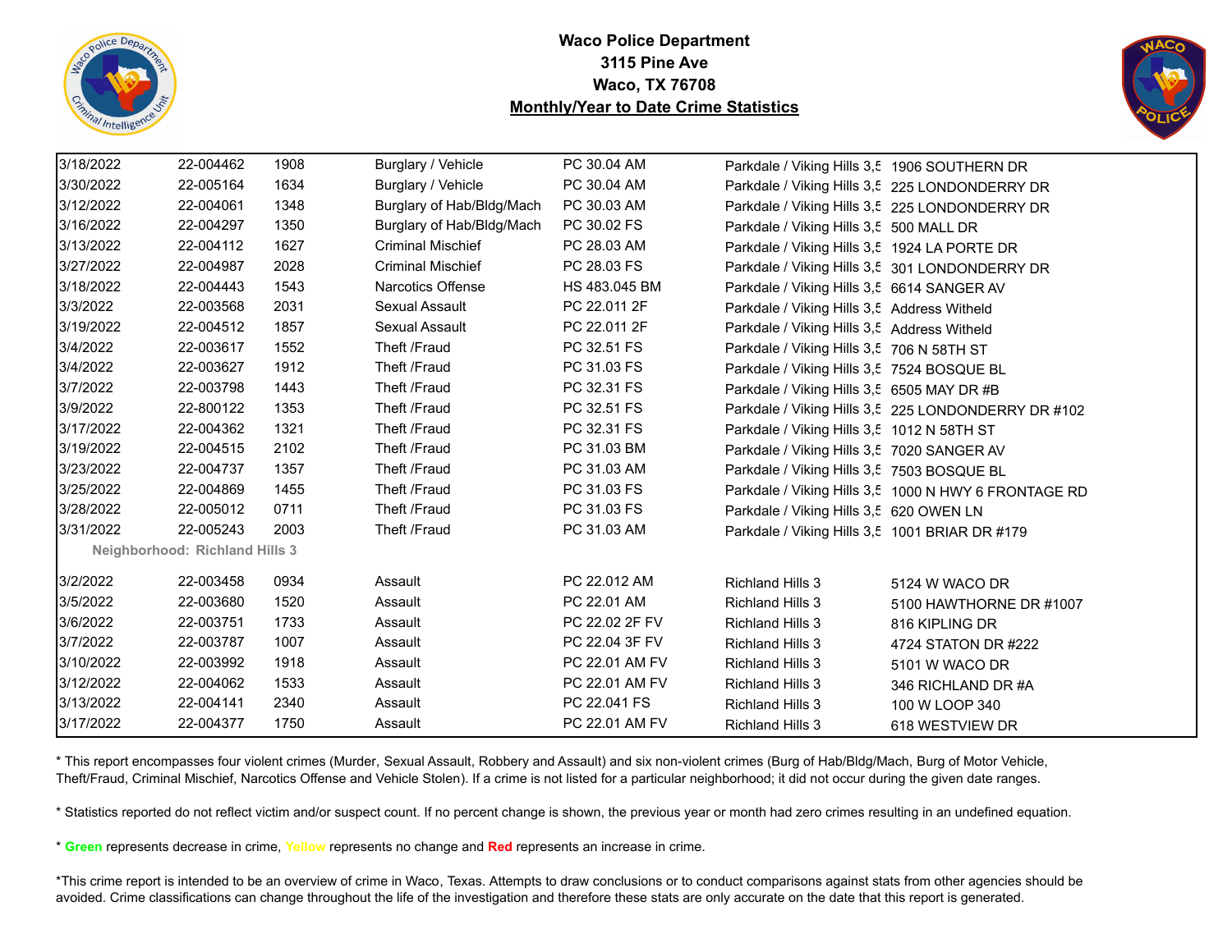# Waco Police Department
## 3115 Pine Ave
## Waco, TX 76708
## Monthly/Year to Date Crime Statistics

| | | | | | | |
|---|---|---|---|---|---|---|
| 3/18/2022 | 22-004462 | 1908 | Burglary / Vehicle | PC 30.04 AM | Parkdale / Viking Hills 3,5 | 1906 SOUTHERN DR |
| 3/30/2022 | 22-005164 | 1634 | Burglary / Vehicle | PC 30.04 AM | Parkdale / Viking Hills 3,5 | 225 LONDONDERRY DR |
| 3/12/2022 | 22-004061 | 1348 | Burglary of Hab/Bldg/Mach | PC 30.03 AM | Parkdale / Viking Hills 3,5 | 225 LONDONDERRY DR |
| 3/16/2022 | 22-004297 | 1350 | Burglary of Hab/Bldg/Mach | PC 30.02 FS | Parkdale / Viking Hills 3,5 | 500 MALL DR |
| 3/13/2022 | 22-004112 | 1627 | Criminal Mischief | PC 28.03 AM | Parkdale / Viking Hills 3,5 | 1924 LA PORTE DR |
| 3/27/2022 | 22-004987 | 2028 | Criminal Mischief | PC 28.03 FS | Parkdale / Viking Hills 3,5 | 301 LONDONDERRY DR |
| 3/18/2022 | 22-004443 | 1543 | Narcotics Offense | HS 483.045 BM | Parkdale / Viking Hills 3,5 | 6614 SANGER AV |
| 3/3/2022 | 22-003568 | 2031 | Sexual Assault | PC 22.011 2F | Parkdale / Viking Hills 3,5 | Address Witheld |
| 3/19/2022 | 22-004512 | 1857 | Sexual Assault | PC 22.011 2F | Parkdale / Viking Hills 3,5 | Address Witheld |
| 3/4/2022 | 22-003617 | 1552 | Theft /Fraud | PC 32.51 FS | Parkdale / Viking Hills 3,5 | 706 N 58TH ST |
| 3/4/2022 | 22-003627 | 1912 | Theft /Fraud | PC 31.03 FS | Parkdale / Viking Hills 3,5 | 7524 BOSQUE BL |
| 3/7/2022 | 22-003798 | 1443 | Theft /Fraud | PC 32.31 FS | Parkdale / Viking Hills 3,5 | 6505 MAY DR #B |
| 3/9/2022 | 22-800122 | 1353 | Theft /Fraud | PC 32.51 FS | Parkdale / Viking Hills 3,5 | 225 LONDONDERRY DR #102 |
| 3/17/2022 | 22-004362 | 1321 | Theft /Fraud | PC 32.31 FS | Parkdale / Viking Hills 3,5 | 1012 N 58TH ST |
| 3/19/2022 | 22-004515 | 2102 | Theft /Fraud | PC 31.03 BM | Parkdale / Viking Hills 3,5 | 7020 SANGER AV |
| 3/23/2022 | 22-004737 | 1357 | Theft /Fraud | PC 31.03 AM | Parkdale / Viking Hills 3,5 | 7503 BOSQUE BL |
| 3/25/2022 | 22-004869 | 1455 | Theft /Fraud | PC 31.03 FS | Parkdale / Viking Hills 3,5 | 1000 N HWY 6 FRONTAGE RD |
| 3/28/2022 | 22-005012 | 0711 | Theft /Fraud | PC 31.03 FS | Parkdale / Viking Hills 3,5 | 620 OWEN LN |
| 3/31/2022 | 22-005243 | 2003 | Theft /Fraud | PC 31.03 AM | Parkdale / Viking Hills 3,5 | 1001 BRIAR DR #179 |
| **Neighborhood: Richland Hills 3** | | | | | | |
| 3/2/2022 | 22-003458 | 0934 | Assault | PC 22.012 AM | Richland Hills 3 | 5124 W WACO DR |
| 3/5/2022 | 22-003680 | 1520 | Assault | PC 22.01 AM | Richland Hills 3 | 5100 HAWTHORNE DR #1007 |
| 3/6/2022 | 22-003751 | 1733 | Assault | PC 22.02 2F FV | Richland Hills 3 | 816 KIPLING DR |
| 3/7/2022 | 22-003787 | 1007 | Assault | PC 22.04 3F FV | Richland Hills 3 | 4724 STATON DR #222 |
| 3/10/2022 | 22-003992 | 1918 | Assault | PC 22.01 AM FV | Richland Hills 3 | 5101 W WACO DR |
| 3/12/2022 | 22-004062 | 1533 | Assault | PC 22.01 AM FV | Richland Hills 3 | 346 RICHLAND DR #A |
| 3/13/2022 | 22-004141 | 2340 | Assault | PC 22.041 FS | Richland Hills 3 | 100 W LOOP 340 |
| 3/17/2022 | 22-004377 | 1750 | Assault | PC 22.01 AM FV | Richland Hills 3 | 618 WESTVIEW DR |

* This report encompasses four violent crimes (Murder, Sexual Assault, Robbery and Assault) and six non-violent crimes (Burg of Hab/Bldg/Mach, Burg of Motor Vehicle, Theft/Fraud, Criminal Mischief, Narcotics Offense and Vehicle Stolen). If a crime is not listed for a particular neighborhood; it did not occur during the given date ranges.

* Statistics reported do not reflect victim and/or suspect count. If no percent change is shown, the previous year or month had zero crimes resulting in an undefined equation.

* **Green** represents decrease in crime, **Yellow** represents no change and **Red** represents an increase in crime.

*This crime report is intended to be an overview of crime in Waco, Texas. Attempts to draw conclusions or to conduct comparisons against stats from other agencies should be avoided. Crime classifications can change throughout the life of the investigation and therefore these stats are only accurate on the date that this report is generated.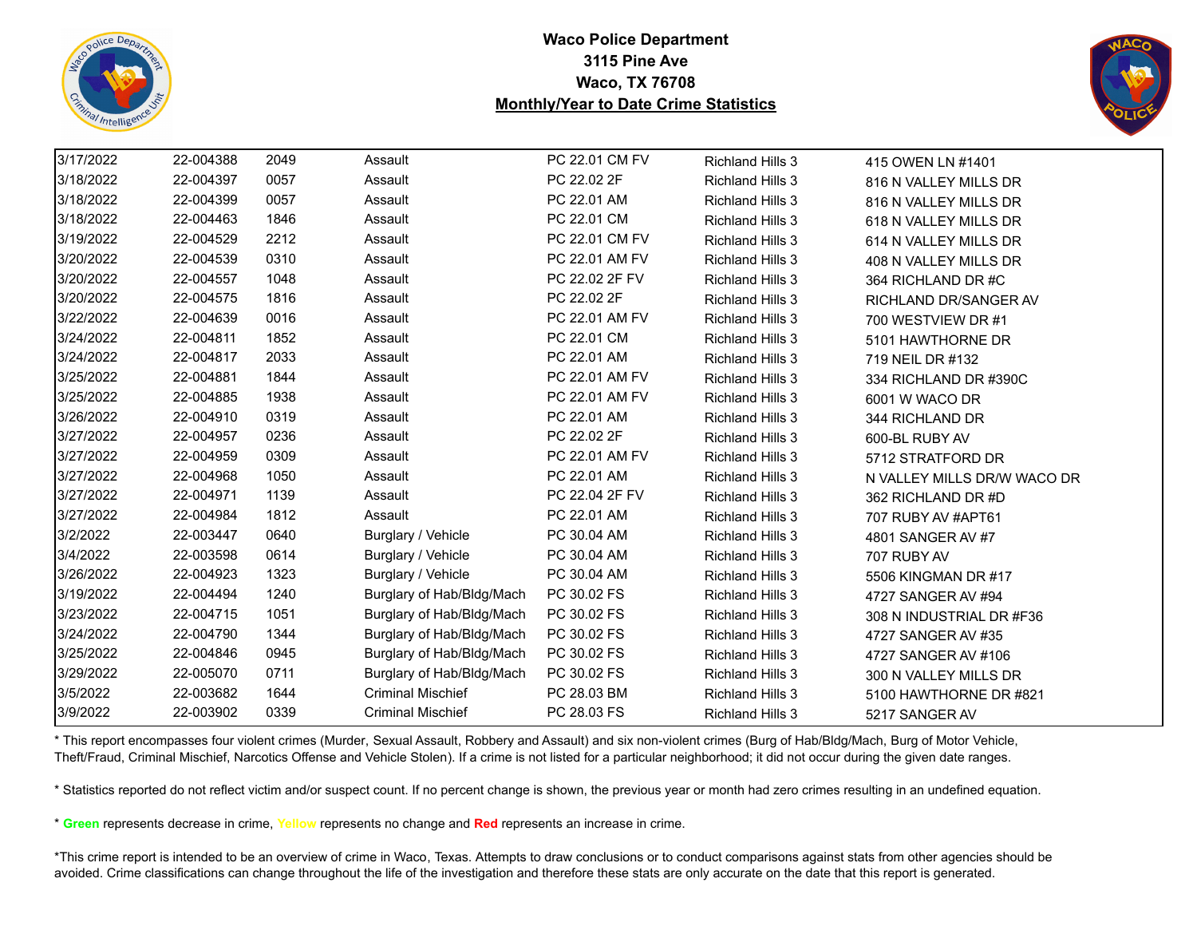**Waco Police Department**
**3115 Pine Ave**
**Waco, TX 76708**
**Monthly/Year to Date Crime Statistics**

| Date | Case # | Time | Offense | Statute | Neighborhood | Address |
|---|---|---|---|---|---|---|
| 3/17/2022 | 22-004388 | 2049 | Assault | PC 22.01 CM FV | Richland Hills 3 | 415 OWEN LN #1401 |
| 3/18/2022 | 22-004397 | 0057 | Assault | PC 22.02 2F | Richland Hills 3 | 816 N VALLEY MILLS DR |
| 3/18/2022 | 22-004399 | 0057 | Assault | PC 22.01 AM | Richland Hills 3 | 816 N VALLEY MILLS DR |
| 3/18/2022 | 22-004463 | 1846 | Assault | PC 22.01 CM | Richland Hills 3 | 618 N VALLEY MILLS DR |
| 3/19/2022 | 22-004529 | 2212 | Assault | PC 22.01 CM FV | Richland Hills 3 | 614 N VALLEY MILLS DR |
| 3/20/2022 | 22-004539 | 0310 | Assault | PC 22.01 AM FV | Richland Hills 3 | 408 N VALLEY MILLS DR |
| 3/20/2022 | 22-004557 | 1048 | Assault | PC 22.02 2F FV | Richland Hills 3 | 364 RICHLAND DR #C |
| 3/20/2022 | 22-004575 | 1816 | Assault | PC 22.02 2F | Richland Hills 3 | RICHLAND DR/SANGER AV |
| 3/22/2022 | 22-004639 | 0016 | Assault | PC 22.01 AM FV | Richland Hills 3 | 700 WESTVIEW DR #1 |
| 3/24/2022 | 22-004811 | 1852 | Assault | PC 22.01 CM | Richland Hills 3 | 5101 HAWTHORNE DR |
| 3/24/2022 | 22-004817 | 2033 | Assault | PC 22.01 AM | Richland Hills 3 | 719 NEIL DR #132 |
| 3/25/2022 | 22-004881 | 1844 | Assault | PC 22.01 AM FV | Richland Hills 3 | 334 RICHLAND DR #390C |
| 3/25/2022 | 22-004885 | 1938 | Assault | PC 22.01 AM FV | Richland Hills 3 | 6001 W WACO DR |
| 3/26/2022 | 22-004910 | 0319 | Assault | PC 22.01 AM | Richland Hills 3 | 344 RICHLAND DR |
| 3/27/2022 | 22-004957 | 0236 | Assault | PC 22.02 2F | Richland Hills 3 | 600-BL RUBY AV |
| 3/27/2022 | 22-004959 | 0309 | Assault | PC 22.01 AM FV | Richland Hills 3 | 5712 STRATFORD DR |
| 3/27/2022 | 22-004968 | 1050 | Assault | PC 22.01 AM | Richland Hills 3 | N VALLEY MILLS DR/W WACO DR |
| 3/27/2022 | 22-004971 | 1139 | Assault | PC 22.04 2F FV | Richland Hills 3 | 362 RICHLAND DR #D |
| 3/27/2022 | 22-004984 | 1812 | Assault | PC 22.01 AM | Richland Hills 3 | 707 RUBY AV #APT61 |
| 3/2/2022 | 22-003447 | 0640 | Burglary / Vehicle | PC 30.04 AM | Richland Hills 3 | 4801 SANGER AV #7 |
| 3/4/2022 | 22-003598 | 0614 | Burglary / Vehicle | PC 30.04 AM | Richland Hills 3 | 707 RUBY AV |
| 3/26/2022 | 22-004923 | 1323 | Burglary / Vehicle | PC 30.04 AM | Richland Hills 3 | 5506 KINGMAN DR #17 |
| 3/19/2022 | 22-004494 | 1240 | Burglary of Hab/Bldg/Mach | PC 30.02 FS | Richland Hills 3 | 4727 SANGER AV #94 |
| 3/23/2022 | 22-004715 | 1051 | Burglary of Hab/Bldg/Mach | PC 30.02 FS | Richland Hills 3 | 308 N INDUSTRIAL DR #F36 |
| 3/24/2022 | 22-004790 | 1344 | Burglary of Hab/Bldg/Mach | PC 30.02 FS | Richland Hills 3 | 4727 SANGER AV #35 |
| 3/25/2022 | 22-004846 | 0945 | Burglary of Hab/Bldg/Mach | PC 30.02 FS | Richland Hills 3 | 4727 SANGER AV #106 |
| 3/29/2022 | 22-005070 | 0711 | Burglary of Hab/Bldg/Mach | PC 30.02 FS | Richland Hills 3 | 300 N VALLEY MILLS DR |
| 3/5/2022 | 22-003682 | 1644 | Criminal Mischief | PC 28.03 BM | Richland Hills 3 | 5100 HAWTHORNE DR #821 |
| 3/9/2022 | 22-003902 | 0339 | Criminal Mischief | PC 28.03 FS | Richland Hills 3 | 5217 SANGER AV |

* This report encompasses four violent crimes (Murder, Sexual Assault, Robbery and Assault) and six non-violent crimes (Burg of Hab/Bldg/Mach, Burg of Motor Vehicle, Theft/Fraud, Criminal Mischief, Narcotics Offense and Vehicle Stolen). If a crime is not listed for a particular neighborhood; it did not occur during the given date ranges.

* Statistics reported do not reflect victim and/or suspect count. If no percent change is shown, the previous year or month had zero crimes resulting in an undefined equation.

* **Green** represents decrease in crime, **Yellow** represents no change and **Red** represents an increase in crime.

*This crime report is intended to be an overview of crime in Waco, Texas. Attempts to draw conclusions or to conduct comparisons against stats from other agencies should be avoided. Crime classifications can change throughout the life of the investigation and therefore these stats are only accurate on the date that this report is generated.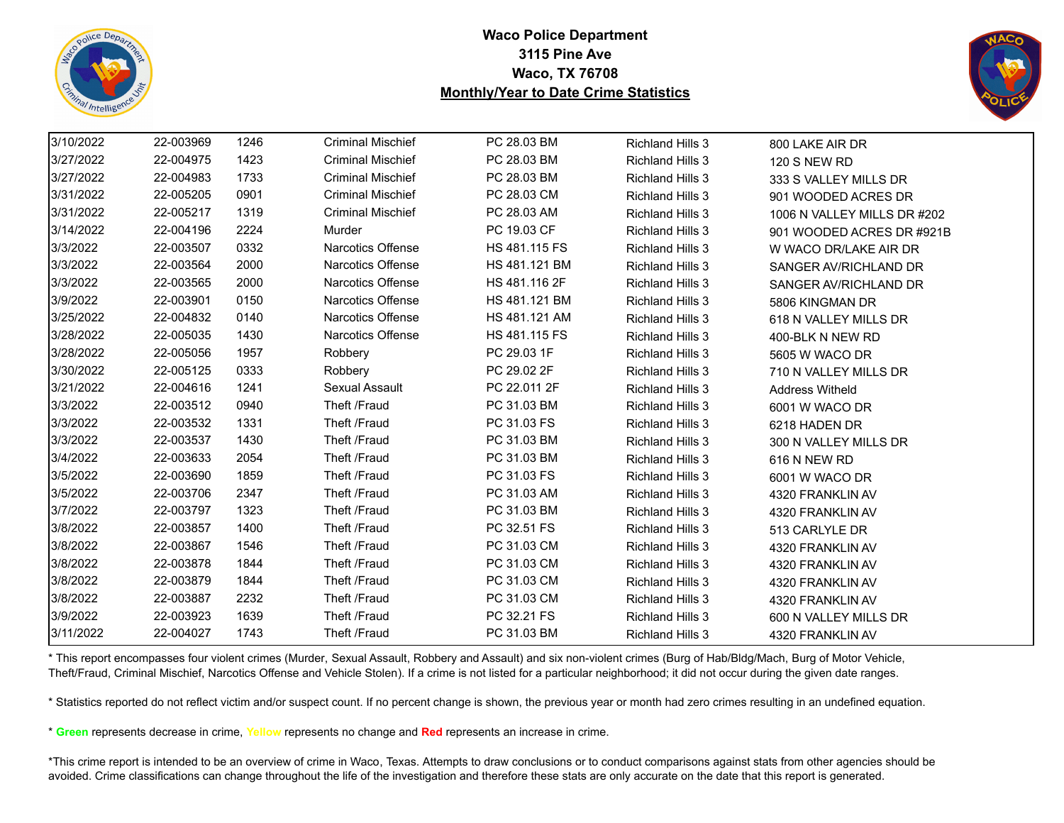**Waco Police Department**
**3115 Pine Ave**
**Waco, TX 76708**
**Monthly/Year to Date Crime Statistics**

| | | | | | | |
|---|---|---|---|---|---|---|
| 3/10/2022 | 22-003969 | 1246 | Criminal Mischief | PC 28.03 BM | Richland Hills 3 | 800 LAKE AIR DR |
| 3/27/2022 | 22-004975 | 1423 | Criminal Mischief | PC 28.03 BM | Richland Hills 3 | 120 S NEW RD |
| 3/27/2022 | 22-004983 | 1733 | Criminal Mischief | PC 28.03 BM | Richland Hills 3 | 333 S VALLEY MILLS DR |
| 3/31/2022 | 22-005205 | 0901 | Criminal Mischief | PC 28.03 CM | Richland Hills 3 | 901 WOODED ACRES DR |
| 3/31/2022 | 22-005217 | 1319 | Criminal Mischief | PC 28.03 AM | Richland Hills 3 | 1006 N VALLEY MILLS DR #202 |
| 3/14/2022 | 22-004196 | 2224 | Murder | PC 19.03 CF | Richland Hills 3 | 901 WOODED ACRES DR #921B |
| 3/3/2022 | 22-003507 | 0332 | Narcotics Offense | HS 481.115 FS | Richland Hills 3 | W WACO DR/LAKE AIR DR |
| 3/3/2022 | 22-003564 | 2000 | Narcotics Offense | HS 481.121 BM | Richland Hills 3 | SANGER AV/RICHLAND DR |
| 3/3/2022 | 22-003565 | 2000 | Narcotics Offense | HS 481.116 2F | Richland Hills 3 | SANGER AV/RICHLAND DR |
| 3/9/2022 | 22-003901 | 0150 | Narcotics Offense | HS 481.121 BM | Richland Hills 3 | 5806 KINGMAN DR |
| 3/25/2022 | 22-004832 | 0140 | Narcotics Offense | HS 481.121 AM | Richland Hills 3 | 618 N VALLEY MILLS DR |
| 3/28/2022 | 22-005035 | 1430 | Narcotics Offense | HS 481.115 FS | Richland Hills 3 | 400-BLK N NEW RD |
| 3/28/2022 | 22-005056 | 1957 | Robbery | PC 29.03 1F | Richland Hills 3 | 5605 W WACO DR |
| 3/30/2022 | 22-005125 | 0333 | Robbery | PC 29.02 2F | Richland Hills 3 | 710 N VALLEY MILLS DR |
| 3/21/2022 | 22-004616 | 1241 | Sexual Assault | PC 22.011 2F | Richland Hills 3 | Address Witheld |
| 3/3/2022 | 22-003512 | 0940 | Theft /Fraud | PC 31.03 BM | Richland Hills 3 | 6001 W WACO DR |
| 3/3/2022 | 22-003532 | 1331 | Theft /Fraud | PC 31.03 FS | Richland Hills 3 | 6218 HADEN DR |
| 3/3/2022 | 22-003537 | 1430 | Theft /Fraud | PC 31.03 BM | Richland Hills 3 | 300 N VALLEY MILLS DR |
| 3/4/2022 | 22-003633 | 2054 | Theft /Fraud | PC 31.03 BM | Richland Hills 3 | 616 N NEW RD |
| 3/5/2022 | 22-003690 | 1859 | Theft /Fraud | PC 31.03 FS | Richland Hills 3 | 6001 W WACO DR |
| 3/5/2022 | 22-003706 | 2347 | Theft /Fraud | PC 31.03 AM | Richland Hills 3 | 4320 FRANKLIN AV |
| 3/7/2022 | 22-003797 | 1323 | Theft /Fraud | PC 31.03 BM | Richland Hills 3 | 4320 FRANKLIN AV |
| 3/8/2022 | 22-003857 | 1400 | Theft /Fraud | PC 32.51 FS | Richland Hills 3 | 513 CARLYLE DR |
| 3/8/2022 | 22-003867 | 1546 | Theft /Fraud | PC 31.03 CM | Richland Hills 3 | 4320 FRANKLIN AV |
| 3/8/2022 | 22-003878 | 1844 | Theft /Fraud | PC 31.03 CM | Richland Hills 3 | 4320 FRANKLIN AV |
| 3/8/2022 | 22-003879 | 1844 | Theft /Fraud | PC 31.03 CM | Richland Hills 3 | 4320 FRANKLIN AV |
| 3/8/2022 | 22-003887 | 2232 | Theft /Fraud | PC 31.03 CM | Richland Hills 3 | 4320 FRANKLIN AV |
| 3/9/2022 | 22-003923 | 1639 | Theft /Fraud | PC 32.21 FS | Richland Hills 3 | 600 N VALLEY MILLS DR |
| 3/11/2022 | 22-004027 | 1743 | Theft /Fraud | PC 31.03 BM | Richland Hills 3 | 4320 FRANKLIN AV |

* This report encompasses four violent crimes (Murder, Sexual Assault, Robbery and Assault) and six non-violent crimes (Burg of Hab/Bldg/Mach, Burg of Motor Vehicle, Theft/Fraud, Criminal Mischief, Narcotics Offense and Vehicle Stolen). If a crime is not listed for a particular neighborhood; it did not occur during the given date ranges.

* Statistics reported do not reflect victim and/or suspect count. If no percent change is shown, the previous year or month had zero crimes resulting in an undefined equation.

* **Green** represents decrease in crime, Yellow represents no change and **Red** represents an increase in crime.

*This crime report is intended to be an overview of crime in Waco, Texas. Attempts to draw conclusions or to conduct comparisons against stats from other agencies should be avoided. Crime classifications can change throughout the life of the investigation and therefore these stats are only accurate on the date that this report is generated.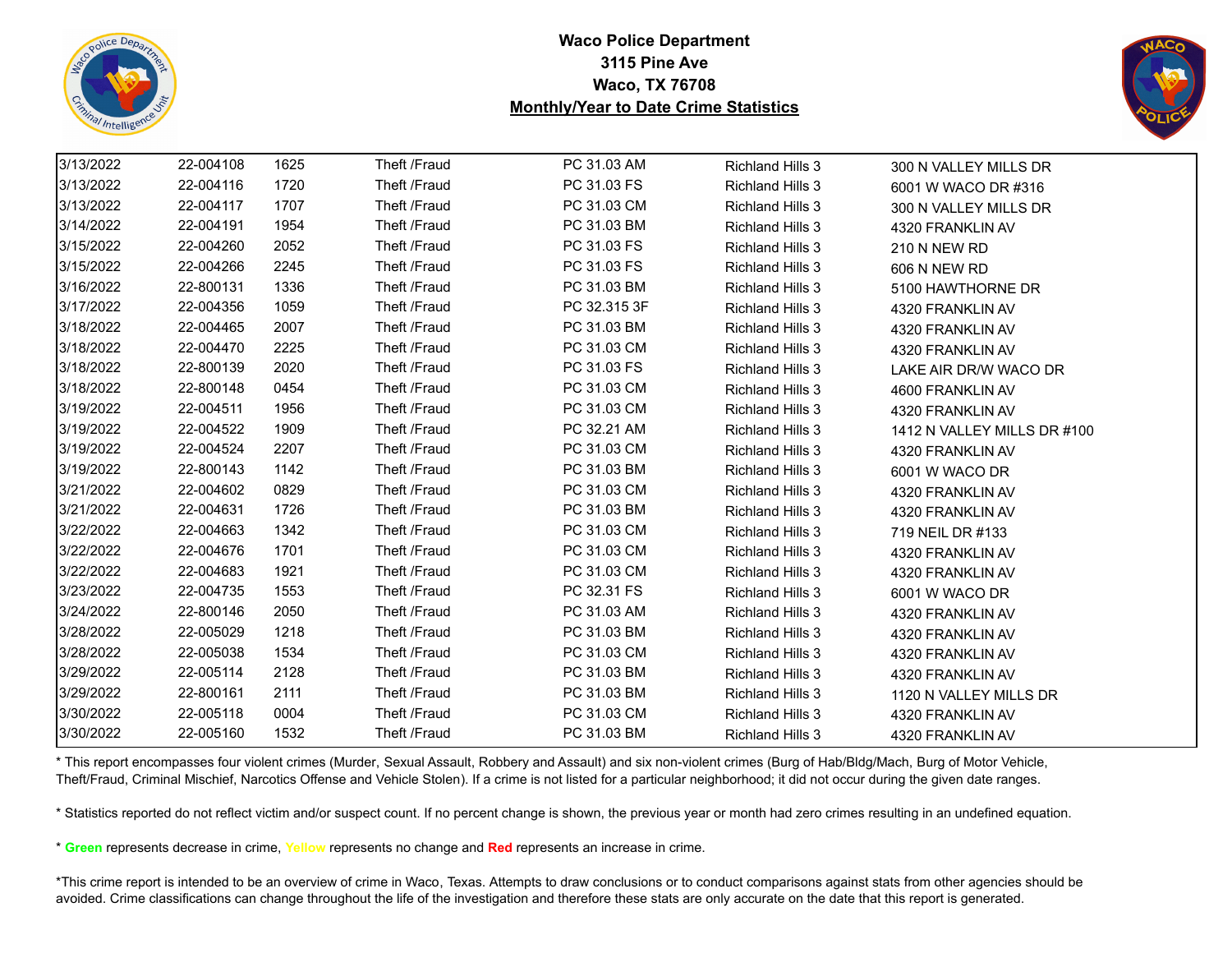**Waco Police Department**
**3115 Pine Ave**
**Waco, TX 76708**
**Monthly/Year to Date Crime Statistics**

| | | | | | | |
|---|---|---|---|---|---|---|
| 3/13/2022 | 22-004108 | 1625 | Theft /Fraud | PC 31.03 AM | Richland Hills 3 | 300 N VALLEY MILLS DR |
| 3/13/2022 | 22-004116 | 1720 | Theft /Fraud | PC 31.03 FS | Richland Hills 3 | 6001 W WACO DR #316 |
| 3/13/2022 | 22-004117 | 1707 | Theft /Fraud | PC 31.03 CM | Richland Hills 3 | 300 N VALLEY MILLS DR |
| 3/14/2022 | 22-004191 | 1954 | Theft /Fraud | PC 31.03 BM | Richland Hills 3 | 4320 FRANKLIN AV |
| 3/15/2022 | 22-004260 | 2052 | Theft /Fraud | PC 31.03 FS | Richland Hills 3 | 210 N NEW RD |
| 3/15/2022 | 22-004266 | 2245 | Theft /Fraud | PC 31.03 FS | Richland Hills 3 | 606 N NEW RD |
| 3/16/2022 | 22-800131 | 1336 | Theft /Fraud | PC 31.03 BM | Richland Hills 3 | 5100 HAWTHORNE DR |
| 3/17/2022 | 22-004356 | 1059 | Theft /Fraud | PC 32.315 3F | Richland Hills 3 | 4320 FRANKLIN AV |
| 3/18/2022 | 22-004465 | 2007 | Theft /Fraud | PC 31.03 BM | Richland Hills 3 | 4320 FRANKLIN AV |
| 3/18/2022 | 22-004470 | 2225 | Theft /Fraud | PC 31.03 CM | Richland Hills 3 | 4320 FRANKLIN AV |
| 3/18/2022 | 22-800139 | 2020 | Theft /Fraud | PC 31.03 FS | Richland Hills 3 | LAKE AIR DR/W WACO DR |
| 3/18/2022 | 22-800148 | 0454 | Theft /Fraud | PC 31.03 CM | Richland Hills 3 | 4600 FRANKLIN AV |
| 3/19/2022 | 22-004511 | 1956 | Theft /Fraud | PC 31.03 CM | Richland Hills 3 | 4320 FRANKLIN AV |
| 3/19/2022 | 22-004522 | 1909 | Theft /Fraud | PC 32.21 AM | Richland Hills 3 | 1412 N VALLEY MILLS DR #100 |
| 3/19/2022 | 22-004524 | 2207 | Theft /Fraud | PC 31.03 CM | Richland Hills 3 | 4320 FRANKLIN AV |
| 3/19/2022 | 22-800143 | 1142 | Theft /Fraud | PC 31.03 BM | Richland Hills 3 | 6001 W WACO DR |
| 3/21/2022 | 22-004602 | 0829 | Theft /Fraud | PC 31.03 CM | Richland Hills 3 | 4320 FRANKLIN AV |
| 3/21/2022 | 22-004631 | 1726 | Theft /Fraud | PC 31.03 BM | Richland Hills 3 | 4320 FRANKLIN AV |
| 3/22/2022 | 22-004663 | 1342 | Theft /Fraud | PC 31.03 CM | Richland Hills 3 | 719 NEIL DR #133 |
| 3/22/2022 | 22-004676 | 1701 | Theft /Fraud | PC 31.03 CM | Richland Hills 3 | 4320 FRANKLIN AV |
| 3/22/2022 | 22-004683 | 1921 | Theft /Fraud | PC 31.03 CM | Richland Hills 3 | 4320 FRANKLIN AV |
| 3/23/2022 | 22-004735 | 1553 | Theft /Fraud | PC 32.31 FS | Richland Hills 3 | 6001 W WACO DR |
| 3/24/2022 | 22-800146 | 2050 | Theft /Fraud | PC 31.03 AM | Richland Hills 3 | 4320 FRANKLIN AV |
| 3/28/2022 | 22-005029 | 1218 | Theft /Fraud | PC 31.03 BM | Richland Hills 3 | 4320 FRANKLIN AV |
| 3/28/2022 | 22-005038 | 1534 | Theft /Fraud | PC 31.03 CM | Richland Hills 3 | 4320 FRANKLIN AV |
| 3/29/2022 | 22-005114 | 2128 | Theft /Fraud | PC 31.03 BM | Richland Hills 3 | 4320 FRANKLIN AV |
| 3/29/2022 | 22-800161 | 2111 | Theft /Fraud | PC 31.03 BM | Richland Hills 3 | 1120 N VALLEY MILLS DR |
| 3/30/2022 | 22-005118 | 0004 | Theft /Fraud | PC 31.03 CM | Richland Hills 3 | 4320 FRANKLIN AV |
| 3/30/2022 | 22-005160 | 1532 | Theft /Fraud | PC 31.03 BM | Richland Hills 3 | 4320 FRANKLIN AV |

* This report encompasses four violent crimes (Murder, Sexual Assault, Robbery and Assault) and six non-violent crimes (Burg of Hab/Bldg/Mach, Burg of Motor Vehicle, Theft/Fraud, Criminal Mischief, Narcotics Offense and Vehicle Stolen). If a crime is not listed for a particular neighborhood; it did not occur during the given date ranges.

* Statistics reported do not reflect victim and/or suspect count. If no percent change is shown, the previous year or month had zero crimes resulting in an undefined equation.

* **Green** represents decrease in crime, Yellow represents no change and **Red** represents an increase in crime.

*This crime report is intended to be an overview of crime in Waco, Texas. Attempts to draw conclusions or to conduct comparisons against stats from other agencies should be avoided. Crime classifications can change throughout the life of the investigation and therefore these stats are only accurate on the date that this report is generated.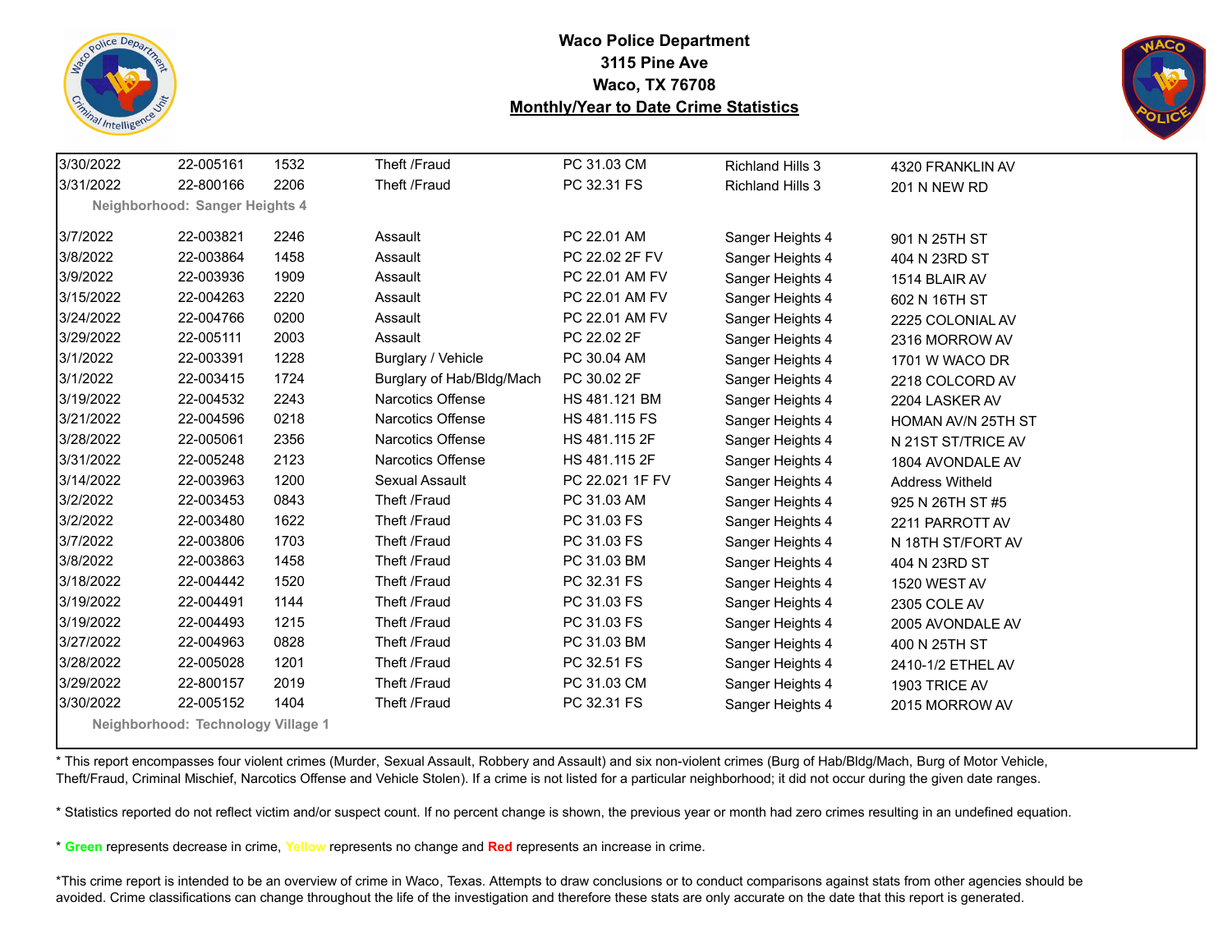**Waco Police Department**
**3115 Pine Ave**
**Waco, TX 76708**
**Monthly/Year to Date Crime Statistics**

| | | | | | | |
|---|---|---|---|---|---|---|
| 3/30/2022 | 22-005161 | 1532 | Theft /Fraud | PC 31.03 CM | Richland Hills 3 | 4320 FRANKLIN AV |
| 3/31/2022 | 22-800166 | 2206 | Theft /Fraud | PC 32.31 FS | Richland Hills 3 | 201 N NEW RD |
| **Neighborhood: Sanger Heights 4** | | | | | | |
| 3/7/2022 | 22-003821 | 2246 | Assault | PC 22.01 AM | Sanger Heights 4 | 901 N 25TH ST |
| 3/8/2022 | 22-003864 | 1458 | Assault | PC 22.02 2F FV | Sanger Heights 4 | 404 N 23RD ST |
| 3/9/2022 | 22-003936 | 1909 | Assault | PC 22.01 AM FV | Sanger Heights 4 | 1514 BLAIR AV |
| 3/15/2022 | 22-004263 | 2220 | Assault | PC 22.01 AM FV | Sanger Heights 4 | 602 N 16TH ST |
| 3/24/2022 | 22-004766 | 0200 | Assault | PC 22.01 AM FV | Sanger Heights 4 | 2225 COLONIAL AV |
| 3/29/2022 | 22-005111 | 2003 | Assault | PC 22.02 2F | Sanger Heights 4 | 2316 MORROW AV |
| 3/1/2022 | 22-003391 | 1228 | Burglary / Vehicle | PC 30.04 AM | Sanger Heights 4 | 1701 W WACO DR |
| 3/1/2022 | 22-003415 | 1724 | Burglary of Hab/Bldg/Mach | PC 30.02 2F | Sanger Heights 4 | 2218 COLCORD AV |
| 3/19/2022 | 22-004532 | 2243 | Narcotics Offense | HS 481.121 BM | Sanger Heights 4 | 2204 LASKER AV |
| 3/21/2022 | 22-004596 | 0218 | Narcotics Offense | HS 481.115 FS | Sanger Heights 4 | HOMAN AV/N 25TH ST |
| 3/28/2022 | 22-005061 | 2356 | Narcotics Offense | HS 481.115 2F | Sanger Heights 4 | N 21ST ST/TRICE AV |
| 3/31/2022 | 22-005248 | 2123 | Narcotics Offense | HS 481.115 2F | Sanger Heights 4 | 1804 AVONDALE AV |
| 3/14/2022 | 22-003963 | 1200 | Sexual Assault | PC 22.021 1F FV | Sanger Heights 4 | Address Witheld |
| 3/2/2022 | 22-003453 | 0843 | Theft /Fraud | PC 31.03 AM | Sanger Heights 4 | 925 N 26TH ST #5 |
| 3/2/2022 | 22-003480 | 1622 | Theft /Fraud | PC 31.03 FS | Sanger Heights 4 | 2211 PARROTT AV |
| 3/7/2022 | 22-003806 | 1703 | Theft /Fraud | PC 31.03 FS | Sanger Heights 4 | N 18TH ST/FORT AV |
| 3/8/2022 | 22-003863 | 1458 | Theft /Fraud | PC 31.03 BM | Sanger Heights 4 | 404 N 23RD ST |
| 3/18/2022 | 22-004442 | 1520 | Theft /Fraud | PC 32.31 FS | Sanger Heights 4 | 1520 WEST AV |
| 3/19/2022 | 22-004491 | 1144 | Theft /Fraud | PC 31.03 FS | Sanger Heights 4 | 2305 COLE AV |
| 3/19/2022 | 22-004493 | 1215 | Theft /Fraud | PC 31.03 FS | Sanger Heights 4 | 2005 AVONDALE AV |
| 3/27/2022 | 22-004963 | 0828 | Theft /Fraud | PC 31.03 BM | Sanger Heights 4 | 400 N 25TH ST |
| 3/28/2022 | 22-005028 | 1201 | Theft /Fraud | PC 32.51 FS | Sanger Heights 4 | 2410-1/2 ETHEL AV |
| 3/29/2022 | 22-800157 | 2019 | Theft /Fraud | PC 31.03 CM | Sanger Heights 4 | 1903 TRICE AV |
| 3/30/2022 | 22-005152 | 1404 | Theft /Fraud | PC 32.31 FS | Sanger Heights 4 | 2015 MORROW AV |
| **Neighborhood: Technology Village 1** | | | | | | |

* This report encompasses four violent crimes (Murder, Sexual Assault, Robbery and Assault) and six non-violent crimes (Burg of Hab/Bldg/Mach, Burg of Motor Vehicle, Theft/Fraud, Criminal Mischief, Narcotics Offense and Vehicle Stolen). If a crime is not listed for a particular neighborhood; it did not occur during the given date ranges.

* Statistics reported do not reflect victim and/or suspect count. If no percent change is shown, the previous year or month had zero crimes resulting in an undefined equation.

* **Green** represents decrease in crime, Yellow represents no change and **Red** represents an increase in crime.

*This crime report is intended to be an overview of crime in Waco, Texas. Attempts to draw conclusions or to conduct comparisons against stats from other agencies should be avoided. Crime classifications can change throughout the life of the investigation and therefore these stats are only accurate on the date that this report is generated.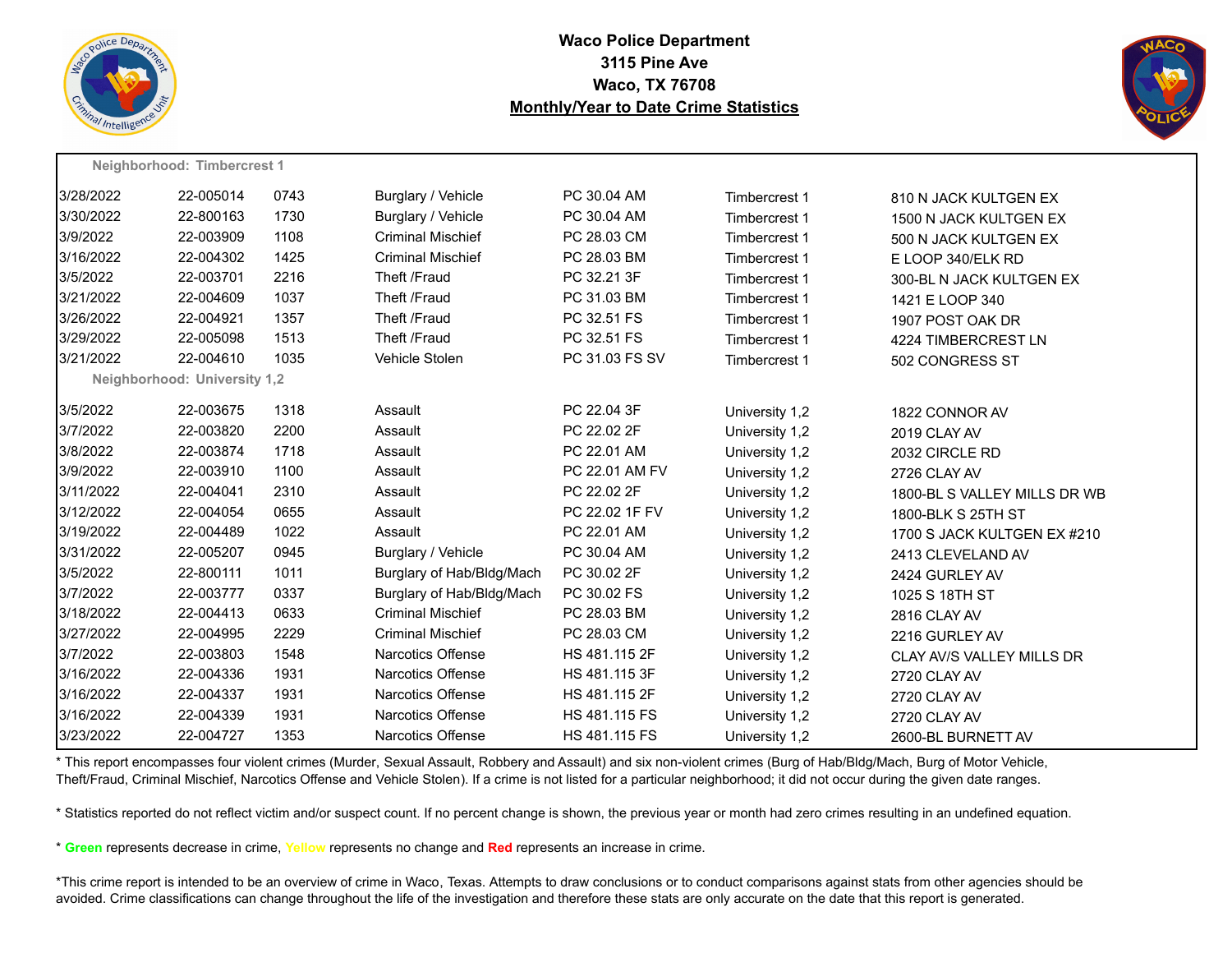**Waco Police Department**
**3115 Pine Ave**
**Waco, TX 76708**
**Monthly/Year to Date Crime Statistics**

Neighborhood: Timbercrest 1

| | | | | | | |
|---|---|---|---|---|---|---|
| 3/28/2022 | 22-005014 | 0743 | Burglary / Vehicle | PC 30.04 AM | Timbercrest 1 | 810 N JACK KULTGEN EX |
| 3/30/2022 | 22-800163 | 1730 | Burglary / Vehicle | PC 30.04 AM | Timbercrest 1 | 1500 N JACK KULTGEN EX |
| 3/9/2022 | 22-003909 | 1108 | Criminal Mischief | PC 28.03 CM | Timbercrest 1 | 500 N JACK KULTGEN EX |
| 3/16/2022 | 22-004302 | 1425 | Criminal Mischief | PC 28.03 BM | Timbercrest 1 | E LOOP 340/ELK RD |
| 3/5/2022 | 22-003701 | 2216 | Theft /Fraud | PC 32.21 3F | Timbercrest 1 | 300-BL N JACK KULTGEN EX |
| 3/21/2022 | 22-004609 | 1037 | Theft /Fraud | PC 31.03 BM | Timbercrest 1 | 1421 E LOOP 340 |
| 3/26/2022 | 22-004921 | 1357 | Theft /Fraud | PC 32.51 FS | Timbercrest 1 | 1907 POST OAK DR |
| 3/29/2022 | 22-005098 | 1513 | Theft /Fraud | PC 32.51 FS | Timbercrest 1 | 4224 TIMBERCREST LN |
| 3/21/2022 | 22-004610 | 1035 | Vehicle Stolen | PC 31.03 FS SV | Timbercrest 1 | 502 CONGRESS ST |

Neighborhood: University 1,2

| | | | | | | |
|---|---|---|---|---|---|---|
| 3/5/2022 | 22-003675 | 1318 | Assault | PC 22.04 3F | University 1,2 | 1822 CONNOR AV |
| 3/7/2022 | 22-003820 | 2200 | Assault | PC 22.02 2F | University 1,2 | 2019 CLAY AV |
| 3/8/2022 | 22-003874 | 1718 | Assault | PC 22.01 AM | University 1,2 | 2032 CIRCLE RD |
| 3/9/2022 | 22-003910 | 1100 | Assault | PC 22.01 AM FV | University 1,2 | 2726 CLAY AV |
| 3/11/2022 | 22-004041 | 2310 | Assault | PC 22.02 2F | University 1,2 | 1800-BL S VALLEY MILLS DR WB |
| 3/12/2022 | 22-004054 | 0655 | Assault | PC 22.02 1F FV | University 1,2 | 1800-BLK S 25TH ST |
| 3/19/2022 | 22-004489 | 1022 | Assault | PC 22.01 AM | University 1,2 | 1700 S JACK KULTGEN EX #210 |
| 3/31/2022 | 22-005207 | 0945 | Burglary / Vehicle | PC 30.04 AM | University 1,2 | 2413 CLEVELAND AV |
| 3/5/2022 | 22-800111 | 1011 | Burglary of Hab/Bldg/Mach | PC 30.02 2F | University 1,2 | 2424 GURLEY AV |
| 3/7/2022 | 22-003777 | 0337 | Burglary of Hab/Bldg/Mach | PC 30.02 FS | University 1,2 | 1025 S 18TH ST |
| 3/18/2022 | 22-004413 | 0633 | Criminal Mischief | PC 28.03 BM | University 1,2 | 2816 CLAY AV |
| 3/27/2022 | 22-004995 | 2229 | Criminal Mischief | PC 28.03 CM | University 1,2 | 2216 GURLEY AV |
| 3/7/2022 | 22-003803 | 1548 | Narcotics Offense | HS 481.115 2F | University 1,2 | CLAY AV/S VALLEY MILLS DR |
| 3/16/2022 | 22-004336 | 1931 | Narcotics Offense | HS 481.115 3F | University 1,2 | 2720 CLAY AV |
| 3/16/2022 | 22-004337 | 1931 | Narcotics Offense | HS 481.115 2F | University 1,2 | 2720 CLAY AV |
| 3/16/2022 | 22-004339 | 1931 | Narcotics Offense | HS 481.115 FS | University 1,2 | 2720 CLAY AV |
| 3/23/2022 | 22-004727 | 1353 | Narcotics Offense | HS 481.115 FS | University 1,2 | 2600-BL BURNETT AV |

* This report encompasses four violent crimes (Murder, Sexual Assault, Robbery and Assault) and six non-violent crimes (Burg of Hab/Bldg/Mach, Burg of Motor Vehicle, Theft/Fraud, Criminal Mischief, Narcotics Offense and Vehicle Stolen). If a crime is not listed for a particular neighborhood; it did not occur during the given date ranges.

* Statistics reported do not reflect victim and/or suspect count. If no percent change is shown, the previous year or month had zero crimes resulting in an undefined equation.

* **Green** represents decrease in crime, Yellow represents no change and **Red** represents an increase in crime.

*This crime report is intended to be an overview of crime in Waco, Texas. Attempts to draw conclusions or to conduct comparisons against stats from other agencies should be avoided. Crime classifications can change throughout the life of the investigation and therefore these stats are only accurate on the date that this report is generated.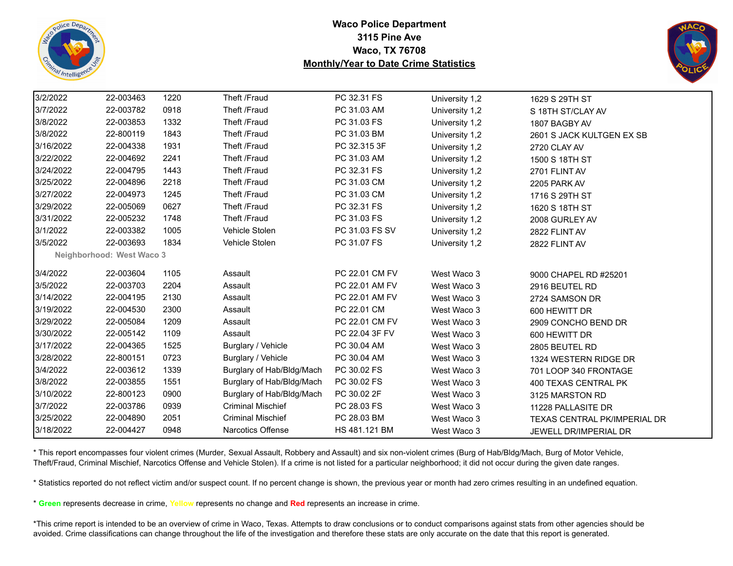**Waco Police Department**
**3115 Pine Ave**
**Waco, TX 76708**
**Monthly/Year to Date Crime Statistics**

| | | | | | | |
|---|---|---|---|---|---|---|
| 3/2/2022 | 22-003463 | 1220 | Theft /Fraud | PC 32.31 FS | University 1,2 | 1629 S 29TH ST |
| 3/7/2022 | 22-003782 | 0918 | Theft /Fraud | PC 31.03 AM | University 1,2 | S 18TH ST/CLAY AV |
| 3/8/2022 | 22-003853 | 1332 | Theft /Fraud | PC 31.03 FS | University 1,2 | 1807 BAGBY AV |
| 3/8/2022 | 22-800119 | 1843 | Theft /Fraud | PC 31.03 BM | University 1,2 | 2601 S JACK KULTGEN EX SB |
| 3/16/2022 | 22-004338 | 1931 | Theft /Fraud | PC 32.315 3F | University 1,2 | 2720 CLAY AV |
| 3/22/2022 | 22-004692 | 2241 | Theft /Fraud | PC 31.03 AM | University 1,2 | 1500 S 18TH ST |
| 3/24/2022 | 22-004795 | 1443 | Theft /Fraud | PC 32.31 FS | University 1,2 | 2701 FLINT AV |
| 3/25/2022 | 22-004896 | 2218 | Theft /Fraud | PC 31.03 CM | University 1,2 | 2205 PARK AV |
| 3/27/2022 | 22-004973 | 1245 | Theft /Fraud | PC 31.03 CM | University 1,2 | 1716 S 29TH ST |
| 3/29/2022 | 22-005069 | 0627 | Theft /Fraud | PC 32.31 FS | University 1,2 | 1620 S 18TH ST |
| 3/31/2022 | 22-005232 | 1748 | Theft /Fraud | PC 31.03 FS | University 1,2 | 2008 GURLEY AV |
| 3/1/2022 | 22-003382 | 1005 | Vehicle Stolen | PC 31.03 FS SV | University 1,2 | 2822 FLINT AV |
| 3/5/2022 | 22-003693 | 1834 | Vehicle Stolen | PC 31.07 FS | University 1,2 | 2822 FLINT AV |
| **Neighborhood: West Waco 3** | | | | | | |
| 3/4/2022 | 22-003604 | 1105 | Assault | PC 22.01 CM FV | West Waco 3 | 9000 CHAPEL RD #25201 |
| 3/5/2022 | 22-003703 | 2204 | Assault | PC 22.01 AM FV | West Waco 3 | 2916 BEUTEL RD |
| 3/14/2022 | 22-004195 | 2130 | Assault | PC 22.01 AM FV | West Waco 3 | 2724 SAMSON DR |
| 3/19/2022 | 22-004530 | 2300 | Assault | PC 22.01 CM | West Waco 3 | 600 HEWITT DR |
| 3/29/2022 | 22-005084 | 1209 | Assault | PC 22.01 CM FV | West Waco 3 | 2909 CONCHO BEND DR |
| 3/30/2022 | 22-005142 | 1109 | Assault | PC 22.04 3F FV | West Waco 3 | 600 HEWITT DR |
| 3/17/2022 | 22-004365 | 1525 | Burglary / Vehicle | PC 30.04 AM | West Waco 3 | 2805 BEUTEL RD |
| 3/28/2022 | 22-800151 | 0723 | Burglary / Vehicle | PC 30.04 AM | West Waco 3 | 1324 WESTERN RIDGE DR |
| 3/4/2022 | 22-003612 | 1339 | Burglary of Hab/Bldg/Mach | PC 30.02 FS | West Waco 3 | 701 LOOP 340 FRONTAGE |
| 3/8/2022 | 22-003855 | 1551 | Burglary of Hab/Bldg/Mach | PC 30.02 FS | West Waco 3 | 400 TEXAS CENTRAL PK |
| 3/10/2022 | 22-800123 | 0900 | Burglary of Hab/Bldg/Mach | PC 30.02 2F | West Waco 3 | 3125 MARSTON RD |
| 3/7/2022 | 22-003786 | 0939 | Criminal Mischief | PC 28.03 FS | West Waco 3 | 11228 PALLASITE DR |
| 3/25/2022 | 22-004890 | 2051 | Criminal Mischief | PC 28.03 BM | West Waco 3 | TEXAS CENTRAL PK/IMPERIAL DR |
| 3/18/2022 | 22-004427 | 0948 | Narcotics Offense | HS 481.121 BM | West Waco 3 | JEWELL DR/IMPERIAL DR |

* This report encompasses four violent crimes (Murder, Sexual Assault, Robbery and Assault) and six non-violent crimes (Burg of Hab/Bldg/Mach, Burg of Motor Vehicle, Theft/Fraud, Criminal Mischief, Narcotics Offense and Vehicle Stolen). If a crime is not listed for a particular neighborhood; it did not occur during the given date ranges.

* Statistics reported do not reflect victim and/or suspect count. If no percent change is shown, the previous year or month had zero crimes resulting in an undefined equation.

* **Green** represents decrease in crime, **Yellow** represents no change and **Red** represents an increase in crime.

*This crime report is intended to be an overview of crime in Waco, Texas. Attempts to draw conclusions or to conduct comparisons against stats from other agencies should be avoided. Crime classifications can change throughout the life of the investigation and therefore these stats are only accurate on the date that this report is generated.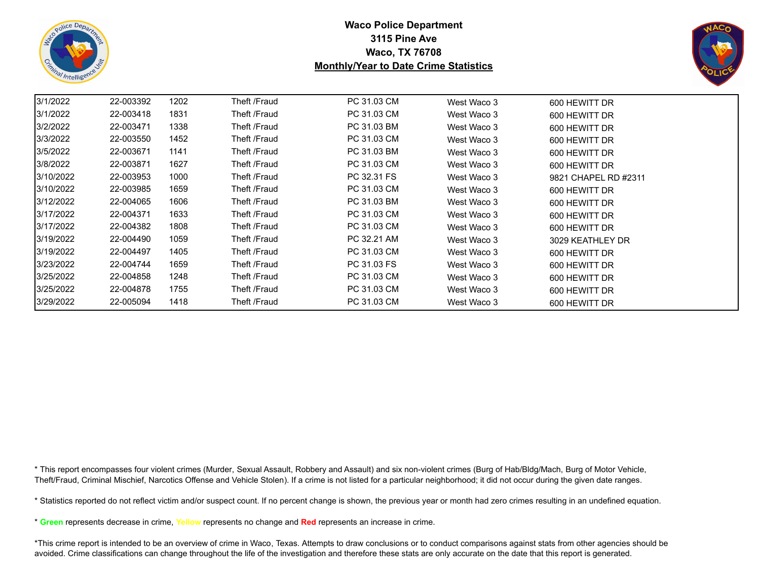**Waco Police Department**
**3115 Pine Ave**
**Waco, TX 76708**
**Monthly/Year to Date Crime Statistics**

| | | | | | | |
|---|---|---|---|---|---|---|
| 3/1/2022 | 22-003392 | 1202 | Theft /Fraud | PC 31.03 CM | West Waco 3 | 600 HEWITT DR |
| 3/1/2022 | 22-003418 | 1831 | Theft /Fraud | PC 31.03 CM | West Waco 3 | 600 HEWITT DR |
| 3/2/2022 | 22-003471 | 1338 | Theft /Fraud | PC 31.03 BM | West Waco 3 | 600 HEWITT DR |
| 3/3/2022 | 22-003550 | 1452 | Theft /Fraud | PC 31.03 CM | West Waco 3 | 600 HEWITT DR |
| 3/5/2022 | 22-003671 | 1141 | Theft /Fraud | PC 31.03 BM | West Waco 3 | 600 HEWITT DR |
| 3/8/2022 | 22-003871 | 1627 | Theft /Fraud | PC 31.03 CM | West Waco 3 | 600 HEWITT DR |
| 3/10/2022 | 22-003953 | 1000 | Theft /Fraud | PC 32.31 FS | West Waco 3 | 9821 CHAPEL RD #2311 |
| 3/10/2022 | 22-003985 | 1659 | Theft /Fraud | PC 31.03 CM | West Waco 3 | 600 HEWITT DR |
| 3/12/2022 | 22-004065 | 1606 | Theft /Fraud | PC 31.03 BM | West Waco 3 | 600 HEWITT DR |
| 3/17/2022 | 22-004371 | 1633 | Theft /Fraud | PC 31.03 CM | West Waco 3 | 600 HEWITT DR |
| 3/17/2022 | 22-004382 | 1808 | Theft /Fraud | PC 31.03 CM | West Waco 3 | 600 HEWITT DR |
| 3/19/2022 | 22-004490 | 1059 | Theft /Fraud | PC 32.21 AM | West Waco 3 | 3029 KEATHLEY DR |
| 3/19/2022 | 22-004497 | 1405 | Theft /Fraud | PC 31.03 CM | West Waco 3 | 600 HEWITT DR |
| 3/23/2022 | 22-004744 | 1659 | Theft /Fraud | PC 31.03 FS | West Waco 3 | 600 HEWITT DR |
| 3/25/2022 | 22-004858 | 1248 | Theft /Fraud | PC 31.03 CM | West Waco 3 | 600 HEWITT DR |
| 3/25/2022 | 22-004878 | 1755 | Theft /Fraud | PC 31.03 CM | West Waco 3 | 600 HEWITT DR |
| 3/29/2022 | 22-005094 | 1418 | Theft /Fraud | PC 31.03 CM | West Waco 3 | 600 HEWITT DR |

* This report encompasses four violent crimes (Murder, Sexual Assault, Robbery and Assault) and six non-violent crimes (Burg of Hab/Bldg/Mach, Burg of Motor Vehicle, Theft/Fraud, Criminal Mischief, Narcotics Offense and Vehicle Stolen). If a crime is not listed for a particular neighborhood; it did not occur during the given date ranges.

* Statistics reported do not reflect victim and/or suspect count. If no percent change is shown, the previous year or month had zero crimes resulting in an undefined equation.

* **Green** represents decrease in crime, Yellow represents no change and **Red** represents an increase in crime.

*This crime report is intended to be an overview of crime in Waco, Texas. Attempts to draw conclusions or to conduct comparisons against stats from other agencies should be avoided. Crime classifications can change throughout the life of the investigation and therefore these stats are only accurate on the date that this report is generated.